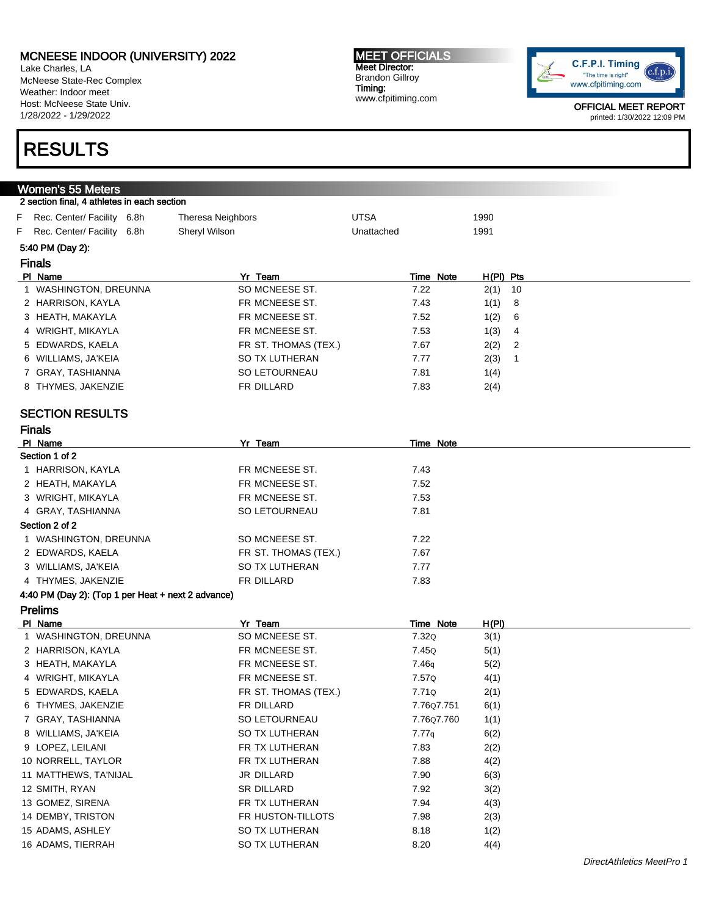# MCNEESE INDOOR (UNIVERSITY) 2022

Lake Charles, LA
McNeese State-Rec Complex
Weather: Indoor meet
Host: McNeese State Univ.
1/28/2022 - 1/29/2022

**MEET OFFICIALS**
Meet Director:
Brandon Gillroy
Timing:
www.cfpitiming.com

C.F.P.I. Timing
"The time is right"
www.cfpitiming.com

OFFICIAL MEET REPORT
printed: 1/30/2022 12:09 PM

# RESULTS

## Women's 55 Meters

2 section final, 4 athletes in each section

| | | | | | |
|---|---|---|---|---|---|
| F | Rec. Center/ Facility | 6.8h | Theresa Neighbors | UTSA | 1990 |
| F | Rec. Center/ Facility | 6.8h | Sheryl Wilson | Unattached | 1991 |

5:40 PM (Day 2):

### Finals

| Pl | Name | Yr | Team | Time | Note | H(Pl) | Pts |
|---|---|---|---|---|---|---|---|
| 1 | WASHINGTON, DREUNNA | SO | MCNEESE ST. | 7.22 | | 2(1) | 10 |
| 2 | HARRISON, KAYLA | FR | MCNEESE ST. | 7.43 | | 1(1) | 8 |
| 3 | HEATH, MAKAYLA | FR | MCNEESE ST. | 7.52 | | 1(2) | 6 |
| 4 | WRIGHT, MIKAYLA | FR | MCNEESE ST. | 7.53 | | 1(3) | 4 |
| 5 | EDWARDS, KAELA | FR | ST. THOMAS (TEX.) | 7.67 | | 2(2) | 2 |
| 6 | WILLIAMS, JA'KEIA | SO | TX LUTHERAN | 7.77 | | 2(3) | 1 |
| 7 | GRAY, TASHIANNA | SO | LETOURNEAU | 7.81 | | 1(4) | |
| 8 | THYMES, JAKENZIE | FR | DILLARD | 7.83 | | 2(4) | |

## SECTION RESULTS

### Finals

| Pl | Name | Yr | Team | Time | Note |
|---|---|---|---|---|---|
| **Section 1 of 2** | | | | | |
| 1 | HARRISON, KAYLA | FR | MCNEESE ST. | 7.43 | |
| 2 | HEATH, MAKAYLA | FR | MCNEESE ST. | 7.52 | |
| 3 | WRIGHT, MIKAYLA | FR | MCNEESE ST. | 7.53 | |
| 4 | GRAY, TASHIANNA | SO | LETOURNEAU | 7.81 | |
| **Section 2 of 2** | | | | | |
| 1 | WASHINGTON, DREUNNA | SO | MCNEESE ST. | 7.22 | |
| 2 | EDWARDS, KAELA | FR | ST. THOMAS (TEX.) | 7.67 | |
| 3 | WILLIAMS, JA'KEIA | SO | TX LUTHERAN | 7.77 | |
| 4 | THYMES, JAKENZIE | FR | DILLARD | 7.83 | |

4:40 PM (Day 2): (Top 1 per Heat + next 2 advance)

### Prelims

| Pl | Name | Yr | Team | Time | Note | H(Pl) |
|---|---|---|---|---|---|---|
| 1 | WASHINGTON, DREUNNA | SO | MCNEESE ST. | 7.32Q | | 3(1) |
| 2 | HARRISON, KAYLA | FR | MCNEESE ST. | 7.45Q | | 5(1) |
| 3 | HEATH, MAKAYLA | FR | MCNEESE ST. | 7.46q | | 5(2) |
| 4 | WRIGHT, MIKAYLA | FR | MCNEESE ST. | 7.57Q | | 4(1) |
| 5 | EDWARDS, KAELA | FR | ST. THOMAS (TEX.) | 7.71Q | | 2(1) |
| 6 | THYMES, JAKENZIE | FR | DILLARD | 7.76Q | 7.751 | 6(1) |
| 7 | GRAY, TASHIANNA | SO | LETOURNEAU | 7.76Q | 7.760 | 1(1) |
| 8 | WILLIAMS, JA'KEIA | SO | TX LUTHERAN | 7.77q | | 6(2) |
| 9 | LOPEZ, LEILANI | FR | TX LUTHERAN | 7.83 | | 2(2) |
| 10 | NORRELL, TAYLOR | FR | TX LUTHERAN | 7.88 | | 4(2) |
| 11 | MATTHEWS, TA'NIJAL | JR | DILLARD | 7.90 | | 6(3) |
| 12 | SMITH, RYAN | SR | DILLARD | 7.92 | | 3(2) |
| 13 | GOMEZ, SIRENA | FR | TX LUTHERAN | 7.94 | | 4(3) |
| 14 | DEMBY, TRISTON | FR | HUSTON-TILLOTS | 7.98 | | 2(3) |
| 15 | ADAMS, ASHLEY | SO | TX LUTHERAN | 8.18 | | 1(2) |
| 16 | ADAMS, TIERRAH | SO | TX LUTHERAN | 8.20 | | 4(4) |

*DirectAthletics MeetPro 1*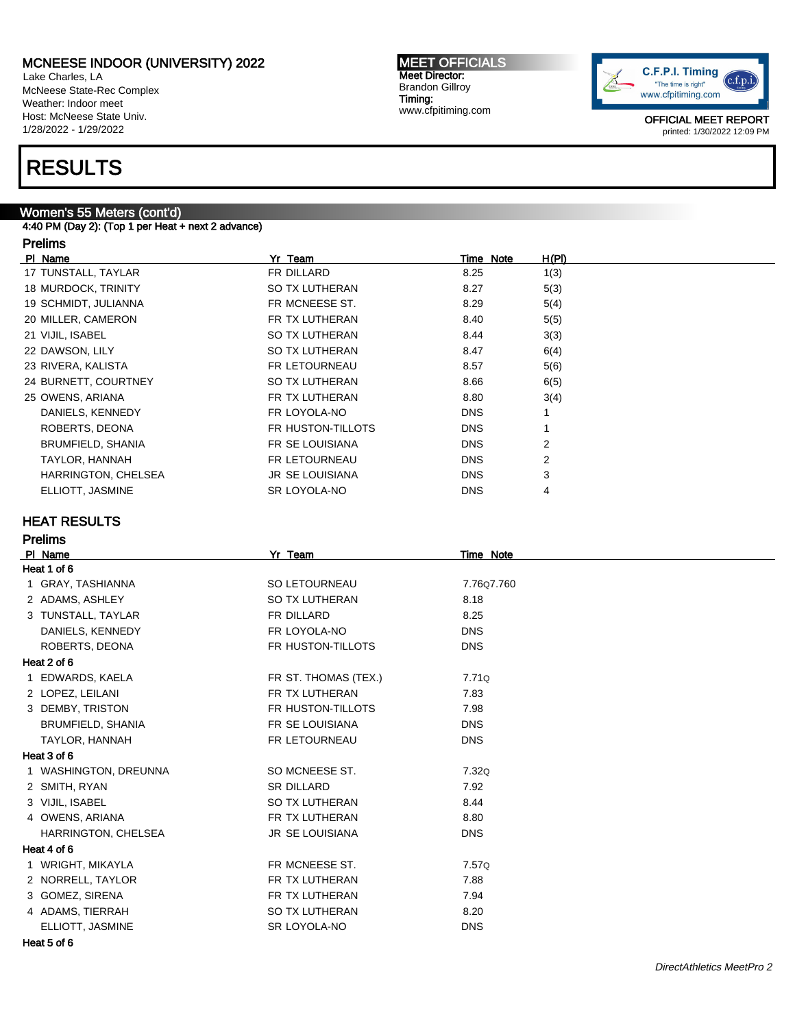# MCNEESE INDOOR (UNIVERSITY) 2022

Lake Charles, LA
McNeese State-Rec Complex
Weather: Indoor meet
Host: McNeese State Univ.
1/28/2022 - 1/29/2022

**MEET OFFICIALS**
Meet Director:
Brandon Gillroy
Timing:
www.cfpitiming.com

OFFICIAL MEET REPORT
printed: 1/30/2022 12:09 PM

# RESULTS

## Women's 55 Meters (cont'd)

4:40 PM (Day 2): (Top 1 per Heat + next 2 advance)

### Prelims

| Pl | Name | Yr | Team | Time | Note | H(Pl) |
|---|---|---|---|---|---|---|
| 17 | TUNSTALL, TAYLAR | FR | DILLARD | 8.25 | | 1(3) |
| 18 | MURDOCK, TRINITY | SO | TX LUTHERAN | 8.27 | | 5(3) |
| 19 | SCHMIDT, JULIANNA | FR | MCNEESE ST. | 8.29 | | 5(4) |
| 20 | MILLER, CAMERON | FR | TX LUTHERAN | 8.40 | | 5(5) |
| 21 | VIJIL, ISABEL | SO | TX LUTHERAN | 8.44 | | 3(3) |
| 22 | DAWSON, LILY | SO | TX LUTHERAN | 8.47 | | 6(4) |
| 23 | RIVERA, KALISTA | FR | LETOURNEAU | 8.57 | | 5(6) |
| 24 | BURNETT, COURTNEY | SO | TX LUTHERAN | 8.66 | | 6(5) |
| 25 | OWENS, ARIANA | FR | TX LUTHERAN | 8.80 | | 3(4) |
| | DANIELS, KENNEDY | FR | LOYOLA-NO | DNS | | 1 |
| | ROBERTS, DEONA | FR | HUSTON-TILLOTS | DNS | | 1 |
| | BRUMFIELD, SHANIA | FR | SE LOUISIANA | DNS | | 2 |
| | TAYLOR, HANNAH | FR | LETOURNEAU | DNS | | 2 |
| | HARRINGTON, CHELSEA | JR | SE LOUISIANA | DNS | | 3 |
| | ELLIOTT, JASMINE | SR | LOYOLA-NO | DNS | | 4 |

## HEAT RESULTS

### Prelims

| Pl | Name | Yr | Team | Time | Note |
|---|---|---|---|---|---|
| **Heat 1 of 6** | | | | | |
| 1 | GRAY, TASHIANNA | SO | LETOURNEAU | 7.76 | Q 7.760 |
| 2 | ADAMS, ASHLEY | SO | TX LUTHERAN | 8.18 | |
| 3 | TUNSTALL, TAYLAR | FR | DILLARD | 8.25 | |
| | DANIELS, KENNEDY | FR | LOYOLA-NO | DNS | |
| | ROBERTS, DEONA | FR | HUSTON-TILLOTS | DNS | |
| **Heat 2 of 6** | | | | | |
| 1 | EDWARDS, KAELA | FR | ST. THOMAS (TEX.) | 7.71 | Q |
| 2 | LOPEZ, LEILANI | FR | TX LUTHERAN | 7.83 | |
| 3 | DEMBY, TRISTON | FR | HUSTON-TILLOTS | 7.98 | |
| | BRUMFIELD, SHANIA | FR | SE LOUISIANA | DNS | |
| | TAYLOR, HANNAH | FR | LETOURNEAU | DNS | |
| **Heat 3 of 6** | | | | | |
| 1 | WASHINGTON, DREUNNA | SO | MCNEESE ST. | 7.32 | Q |
| 2 | SMITH, RYAN | SR | DILLARD | 7.92 | |
| 3 | VIJIL, ISABEL | SO | TX LUTHERAN | 8.44 | |
| 4 | OWENS, ARIANA | FR | TX LUTHERAN | 8.80 | |
| | HARRINGTON, CHELSEA | JR | SE LOUISIANA | DNS | |
| **Heat 4 of 6** | | | | | |
| 1 | WRIGHT, MIKAYLA | FR | MCNEESE ST. | 7.57 | Q |
| 2 | NORRELL, TAYLOR | FR | TX LUTHERAN | 7.88 | |
| 3 | GOMEZ, SIRENA | FR | TX LUTHERAN | 7.94 | |
| 4 | ADAMS, TIERRAH | SO | TX LUTHERAN | 8.20 | |
| | ELLIOTT, JASMINE | SR | LOYOLA-NO | DNS | |
| **Heat 5 of 6** | | | | | |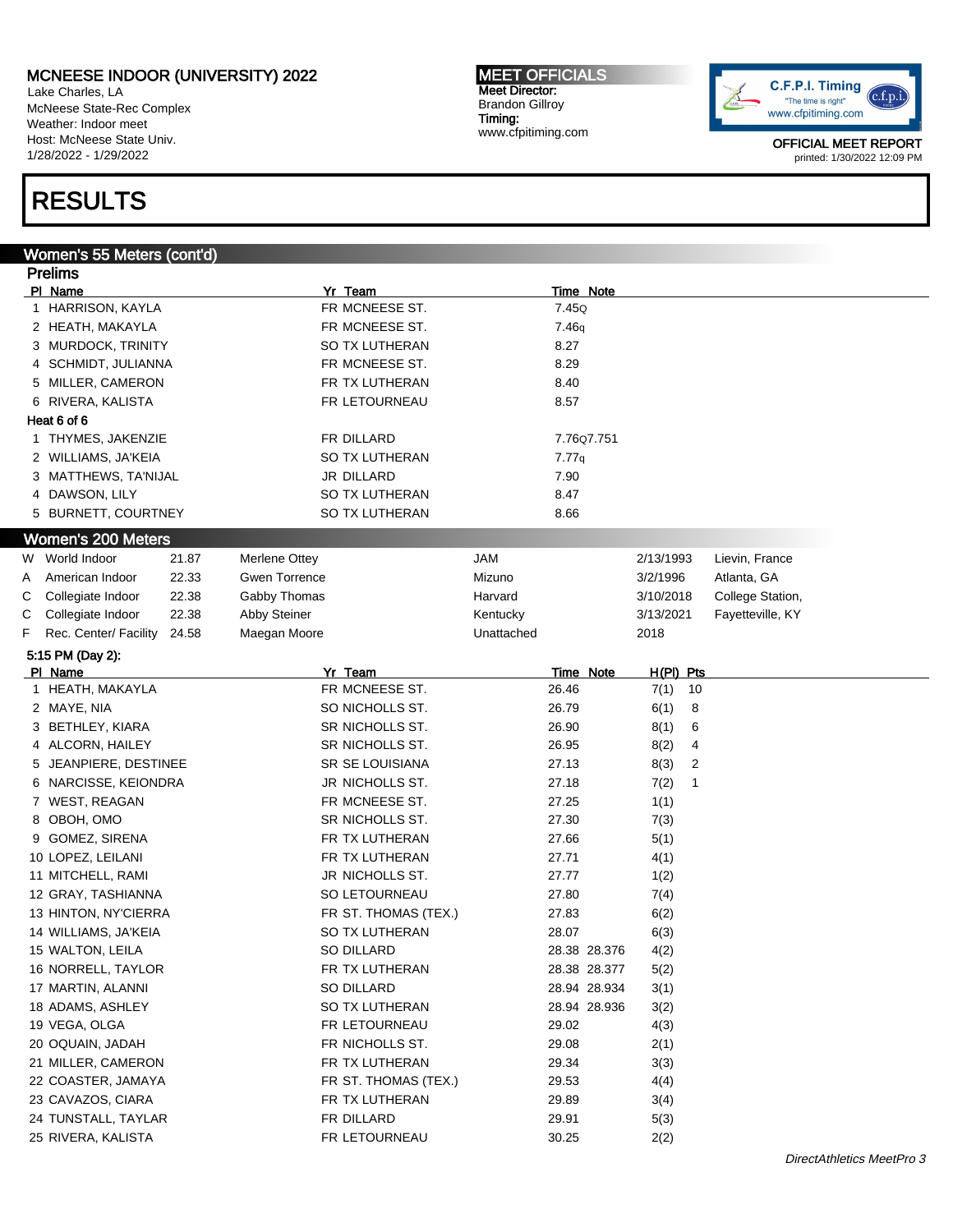# MCNEESE INDOOR (UNIVERSITY) 2022

Lake Charles, LA
McNeese State-Rec Complex
Weather: Indoor meet
Host: McNeese State Univ.
1/28/2022 - 1/29/2022

**MEET OFFICIALS**
Meet Director:
Brandon Gillroy
Timing:
www.cfpitiming.com

C.F.P.I. Timing "The time is right" www.cfpitiming.com

OFFICIAL MEET REPORT
printed: 1/30/2022 12:09 PM

# RESULTS

## Women's 55 Meters (cont'd)

### Prelims

| Pl | Name | Yr | Team | Time | Note |
|---|---|---|---|---|---|
| 1 | HARRISON, KAYLA | FR | MCNEESE ST. | 7.45Q | |
| 2 | HEATH, MAKAYLA | FR | MCNEESE ST. | 7.46q | |
| 3 | MURDOCK, TRINITY | SO | TX LUTHERAN | 8.27 | |
| 4 | SCHMIDT, JULIANNA | FR | MCNEESE ST. | 8.29 | |
| 5 | MILLER, CAMERON | FR | TX LUTHERAN | 8.40 | |
| 6 | RIVERA, KALISTA | FR | LETOURNEAU | 8.57 | |

**Heat 6 of 6**

| Pl | Name | Yr | Team | Time | Note |
|---|---|---|---|---|---|
| 1 | THYMES, JAKENZIE | FR | DILLARD | 7.76Q | 7.751 |
| 2 | WILLIAMS, JA'KEIA | SO | TX LUTHERAN | 7.77q | |
| 3 | MATTHEWS, TA'NIJAL | JR | DILLARD | 7.90 | |
| 4 | DAWSON, LILY | SO | TX LUTHERAN | 8.47 | |
| 5 | BURNETT, COURTNEY | SO | TX LUTHERAN | 8.66 | |

## Women's 200 Meters

| | Record | Mark | Name | Team | Date | Location |
|---|---|---|---|---|---|---|
| W | World Indoor | 21.87 | Merlene Ottey | JAM | 2/13/1993 | Lievin, France |
| A | American Indoor | 22.33 | Gwen Torrence | Mizuno | 3/2/1996 | Atlanta, GA |
| C | Collegiate Indoor | 22.38 | Gabby Thomas | Harvard | 3/10/2018 | College Station, |
| C | Collegiate Indoor | 22.38 | Abby Steiner | Kentucky | 3/13/2021 | Fayetteville, KY |
| F | Rec. Center/ Facility | 24.58 | Maegan Moore | Unattached | 2018 | |

**5:15 PM (Day 2):**

| Pl | Name | Yr | Team | Time | Note | H(Pl) | Pts |
|---|---|---|---|---|---|---|---|
| 1 | HEATH, MAKAYLA | FR | MCNEESE ST. | 26.46 | | 7(1) | 10 |
| 2 | MAYE, NIA | SO | NICHOLLS ST. | 26.79 | | 6(1) | 8 |
| 3 | BETHLEY, KIARA | SR | NICHOLLS ST. | 26.90 | | 8(1) | 6 |
| 4 | ALCORN, HAILEY | SR | NICHOLLS ST. | 26.95 | | 8(2) | 4 |
| 5 | JEANPIERE, DESTINEE | SR | SE LOUISIANA | 27.13 | | 8(3) | 2 |
| 6 | NARCISSE, KEIONDRA | JR | NICHOLLS ST. | 27.18 | | 7(2) | 1 |
| 7 | WEST, REAGAN | FR | MCNEESE ST. | 27.25 | | 1(1) | |
| 8 | OBOH, OMO | SR | NICHOLLS ST. | 27.30 | | 7(3) | |
| 9 | GOMEZ, SIRENA | FR | TX LUTHERAN | 27.66 | | 5(1) | |
| 10 | LOPEZ, LEILANI | FR | TX LUTHERAN | 27.71 | | 4(1) | |
| 11 | MITCHELL, RAMI | JR | NICHOLLS ST. | 27.77 | | 1(2) | |
| 12 | GRAY, TASHIANNA | SO | LETOURNEAU | 27.80 | | 7(4) | |
| 13 | HINTON, NY'CIERRA | FR | ST. THOMAS (TEX.) | 27.83 | | 6(2) | |
| 14 | WILLIAMS, JA'KEIA | SO | TX LUTHERAN | 28.07 | | 6(3) | |
| 15 | WALTON, LEILA | SO | DILLARD | 28.38 | 28.376 | 4(2) | |
| 16 | NORRELL, TAYLOR | FR | TX LUTHERAN | 28.38 | 28.377 | 5(2) | |
| 17 | MARTIN, ALANNI | SO | DILLARD | 28.94 | 28.934 | 3(1) | |
| 18 | ADAMS, ASHLEY | SO | TX LUTHERAN | 28.94 | 28.936 | 3(2) | |
| 19 | VEGA, OLGA | FR | LETOURNEAU | 29.02 | | 4(3) | |
| 20 | OQUAIN, JADAH | FR | NICHOLLS ST. | 29.08 | | 2(1) | |
| 21 | MILLER, CAMERON | FR | TX LUTHERAN | 29.34 | | 3(3) | |
| 22 | COASTER, JAMAYA | FR | ST. THOMAS (TEX.) | 29.53 | | 4(4) | |
| 23 | CAVAZOS, CIARA | FR | TX LUTHERAN | 29.89 | | 3(4) | |
| 24 | TUNSTALL, TAYLAR | FR | DILLARD | 29.91 | | 5(3) | |
| 25 | RIVERA, KALISTA | FR | LETOURNEAU | 30.25 | | 2(2) | |

*DirectAthletics MeetPro 3*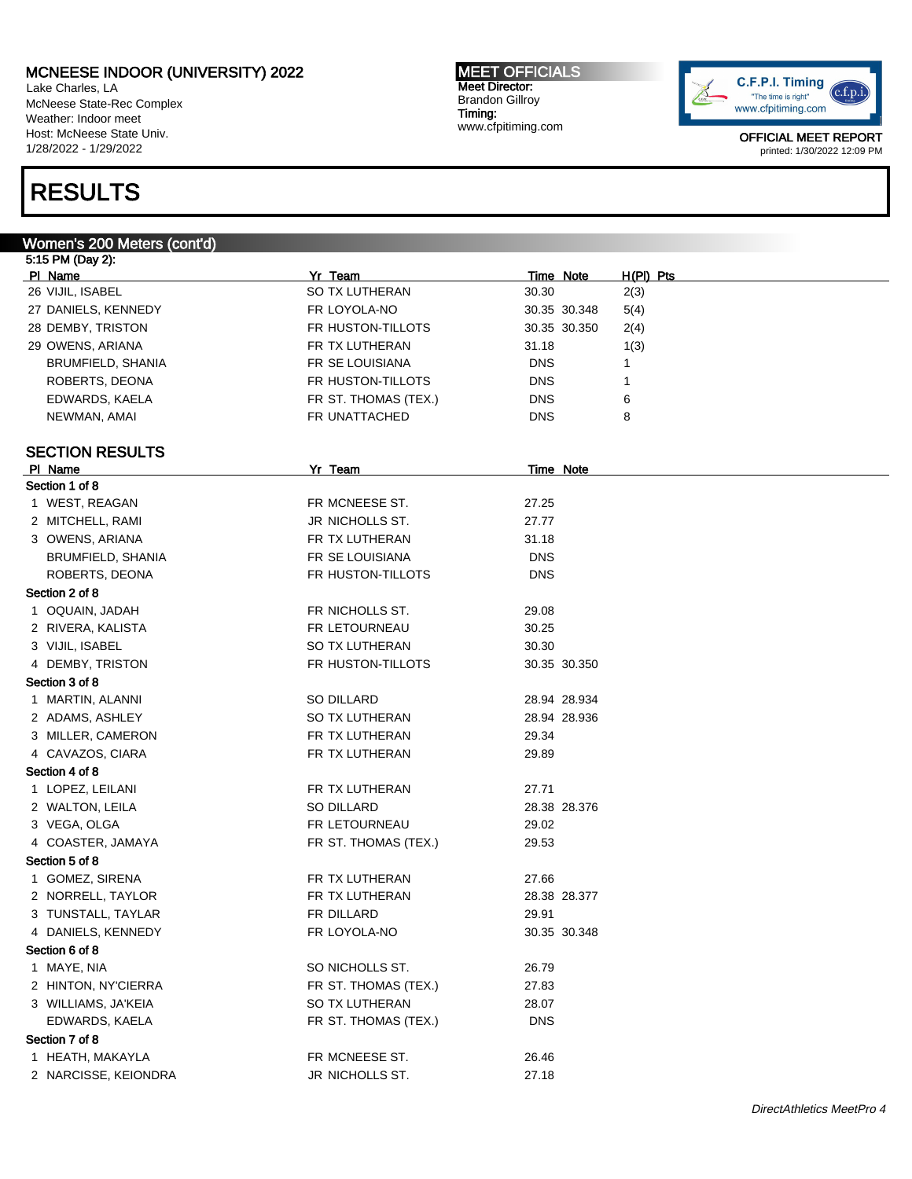MCNEESE INDOOR (UNIVERSITY) 2022
Lake Charles, LA
McNeese State-Rec Complex
Weather: Indoor meet
Host: McNeese State Univ.
1/28/2022 - 1/29/2022

MEET OFFICIALS
Meet Director:
Brandon Gillroy
Timing:
www.cfpitiming.com

OFFICIAL MEET REPORT
printed: 1/30/2022 12:09 PM

# RESULTS

## Women's 200 Meters (cont'd)

5:15 PM (Day 2):

| Pl | Name | Yr | Team | Time | Note | H(Pl) | Pts |
|---|---|---|---|---|---|---|---|
| 26 | VIJIL, ISABEL | SO | TX LUTHERAN | 30.30 | | 2(3) | |
| 27 | DANIELS, KENNEDY | FR | LOYOLA-NO | 30.35 | 30.348 | 5(4) | |
| 28 | DEMBY, TRISTON | FR | HUSTON-TILLOTS | 30.35 | 30.350 | 2(4) | |
| 29 | OWENS, ARIANA | FR | TX LUTHERAN | 31.18 | | 1(3) | |
| | BRUMFIELD, SHANIA | FR | SE LOUISIANA | DNS | | 1 | |
| | ROBERTS, DEONA | FR | HUSTON-TILLOTS | DNS | | 1 | |
| | EDWARDS, KAELA | FR | ST. THOMAS (TEX.) | DNS | | 6 | |
| | NEWMAN, AMAI | FR | UNATTACHED | DNS | | 8 | |

### SECTION RESULTS

| Pl | Name | Yr | Team | Time | Note |
|---|---|---|---|---|---|
| **Section 1 of 8** | | | | | |
| 1 | WEST, REAGAN | FR | MCNEESE ST. | 27.25 | |
| 2 | MITCHELL, RAMI | JR | NICHOLLS ST. | 27.77 | |
| 3 | OWENS, ARIANA | FR | TX LUTHERAN | 31.18 | |
| | BRUMFIELD, SHANIA | FR | SE LOUISIANA | DNS | |
| | ROBERTS, DEONA | FR | HUSTON-TILLOTS | DNS | |
| **Section 2 of 8** | | | | | |
| 1 | OQUAIN, JADAH | FR | NICHOLLS ST. | 29.08 | |
| 2 | RIVERA, KALISTA | FR | LETOURNEAU | 30.25 | |
| 3 | VIJIL, ISABEL | SO | TX LUTHERAN | 30.30 | |
| 4 | DEMBY, TRISTON | FR | HUSTON-TILLOTS | 30.35 | 30.350 |
| **Section 3 of 8** | | | | | |
| 1 | MARTIN, ALANNI | SO | DILLARD | 28.94 | 28.934 |
| 2 | ADAMS, ASHLEY | SO | TX LUTHERAN | 28.94 | 28.936 |
| 3 | MILLER, CAMERON | FR | TX LUTHERAN | 29.34 | |
| 4 | CAVAZOS, CIARA | FR | TX LUTHERAN | 29.89 | |
| **Section 4 of 8** | | | | | |
| 1 | LOPEZ, LEILANI | FR | TX LUTHERAN | 27.71 | |
| 2 | WALTON, LEILA | SO | DILLARD | 28.38 | 28.376 |
| 3 | VEGA, OLGA | FR | LETOURNEAU | 29.02 | |
| 4 | COASTER, JAMAYA | FR | ST. THOMAS (TEX.) | 29.53 | |
| **Section 5 of 8** | | | | | |
| 1 | GOMEZ, SIRENA | FR | TX LUTHERAN | 27.66 | |
| 2 | NORRELL, TAYLOR | FR | TX LUTHERAN | 28.38 | 28.377 |
| 3 | TUNSTALL, TAYLAR | FR | DILLARD | 29.91 | |
| 4 | DANIELS, KENNEDY | FR | LOYOLA-NO | 30.35 | 30.348 |
| **Section 6 of 8** | | | | | |
| 1 | MAYE, NIA | SO | NICHOLLS ST. | 26.79 | |
| 2 | HINTON, NY'CIERRA | FR | ST. THOMAS (TEX.) | 27.83 | |
| 3 | WILLIAMS, JA'KEIA | SO | TX LUTHERAN | 28.07 | |
| | EDWARDS, KAELA | FR | ST. THOMAS (TEX.) | DNS | |
| **Section 7 of 8** | | | | | |
| 1 | HEATH, MAKAYLA | FR | MCNEESE ST. | 26.46 | |
| 2 | NARCISSE, KEIONDRA | JR | NICHOLLS ST. | 27.18 | |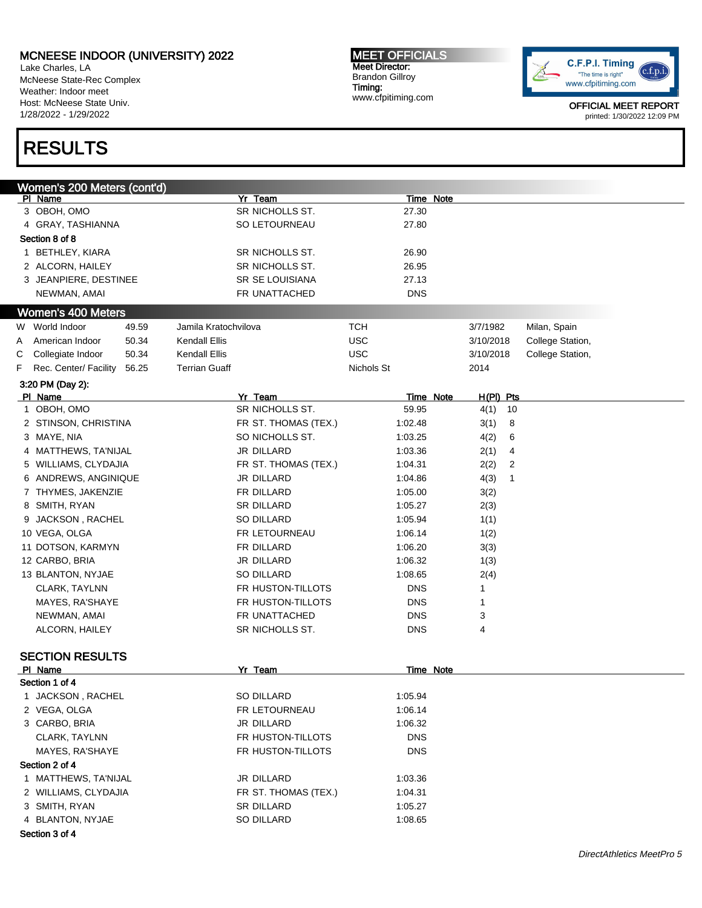# MCNEESE INDOOR (UNIVERSITY) 2022

Lake Charles, LA
McNeese State-Rec Complex
Weather: Indoor meet
Host: McNeese State Univ.
1/28/2022 - 1/29/2022

**MEET OFFICIALS**
Meet Director:
Brandon Gillroy
Timing:
www.cfpitiming.com

OFFICIAL MEET REPORT
printed: 1/30/2022 12:09 PM

# RESULTS

## Women's 200 Meters (cont'd)

| Pl | Name | Yr | Team | Time | Note |
|---|---|---|---|---|---|
| 3 | OBOH, OMO | SR | NICHOLLS ST. | 27.30 | |
| 4 | GRAY, TASHIANNA | SO | LETOURNEAU | 27.80 | |
| **Section 8 of 8** | | | | | |
| 1 | BETHLEY, KIARA | SR | NICHOLLS ST. | 26.90 | |
| 2 | ALCORN, HAILEY | SR | NICHOLLS ST. | 26.95 | |
| 3 | JEANPIERE, DESTINEE | SR | SE LOUISIANA | 27.13 | |
| | NEWMAN, AMAI | FR | UNATTACHED | DNS | |

## Women's 400 Meters

| | Record | Mark | Name | Team | Date | Location |
|---|---|---|---|---|---|---|
| W | World Indoor | 49.59 | Jamila Kratochvilova | TCH | 3/7/1982 | Milan, Spain |
| A | American Indoor | 50.34 | Kendall Ellis | USC | 3/10/2018 | College Station, |
| C | Collegiate Indoor | 50.34 | Kendall Ellis | USC | 3/10/2018 | College Station, |
| F | Rec. Center/ Facility | 56.25 | Terrian Guaff | Nichols St | 2014 | |

3:20 PM (Day 2):

| Pl | Name | Yr | Team | Time | Note | H(Pl) | Pts |
|---|---|---|---|---|---|---|---|
| 1 | OBOH, OMO | SR | NICHOLLS ST. | 59.95 | | 4(1) | 10 |
| 2 | STINSON, CHRISTINA | FR | ST. THOMAS (TEX.) | 1:02.48 | | 3(1) | 8 |
| 3 | MAYE, NIA | SO | NICHOLLS ST. | 1:03.25 | | 4(2) | 6 |
| 4 | MATTHEWS, TA'NIJAL | JR | DILLARD | 1:03.36 | | 2(1) | 4 |
| 5 | WILLIAMS, CLYDAJIA | FR | ST. THOMAS (TEX.) | 1:04.31 | | 2(2) | 2 |
| 6 | ANDREWS, ANGINIQUE | JR | DILLARD | 1:04.86 | | 4(3) | 1 |
| 7 | THYMES, JAKENZIE | FR | DILLARD | 1:05.00 | | 3(2) | |
| 8 | SMITH, RYAN | SR | DILLARD | 1:05.27 | | 2(3) | |
| 9 | JACKSON , RACHEL | SO | DILLARD | 1:05.94 | | 1(1) | |
| 10 | VEGA, OLGA | FR | LETOURNEAU | 1:06.14 | | 1(2) | |
| 11 | DOTSON, KARMYN | FR | DILLARD | 1:06.20 | | 3(3) | |
| 12 | CARBO, BRIA | JR | DILLARD | 1:06.32 | | 1(3) | |
| 13 | BLANTON, NYJAE | SO | DILLARD | 1:08.65 | | 2(4) | |
| | CLARK, TAYLNN | FR | HUSTON-TILLOTS | DNS | | 1 | |
| | MAYES, RA'SHAYE | FR | HUSTON-TILLOTS | DNS | | 1 | |
| | NEWMAN, AMAI | FR | UNATTACHED | DNS | | 3 | |
| | ALCORN, HAILEY | SR | NICHOLLS ST. | DNS | | 4 | |

### SECTION RESULTS

| Pl | Name | Yr | Team | Time | Note |
|---|---|---|---|---|---|
| **Section 1 of 4** | | | | | |
| 1 | JACKSON , RACHEL | SO | DILLARD | 1:05.94 | |
| 2 | VEGA, OLGA | FR | LETOURNEAU | 1:06.14 | |
| 3 | CARBO, BRIA | JR | DILLARD | 1:06.32 | |
| | CLARK, TAYLNN | FR | HUSTON-TILLOTS | DNS | |
| | MAYES, RA'SHAYE | FR | HUSTON-TILLOTS | DNS | |
| **Section 2 of 4** | | | | | |
| 1 | MATTHEWS, TA'NIJAL | JR | DILLARD | 1:03.36 | |
| 2 | WILLIAMS, CLYDAJIA | FR | ST. THOMAS (TEX.) | 1:04.31 | |
| 3 | SMITH, RYAN | SR | DILLARD | 1:05.27 | |
| 4 | BLANTON, NYJAE | SO | DILLARD | 1:08.65 | |
| **Section 3 of 4** | | | | | |

*DirectAthletics MeetPro 5*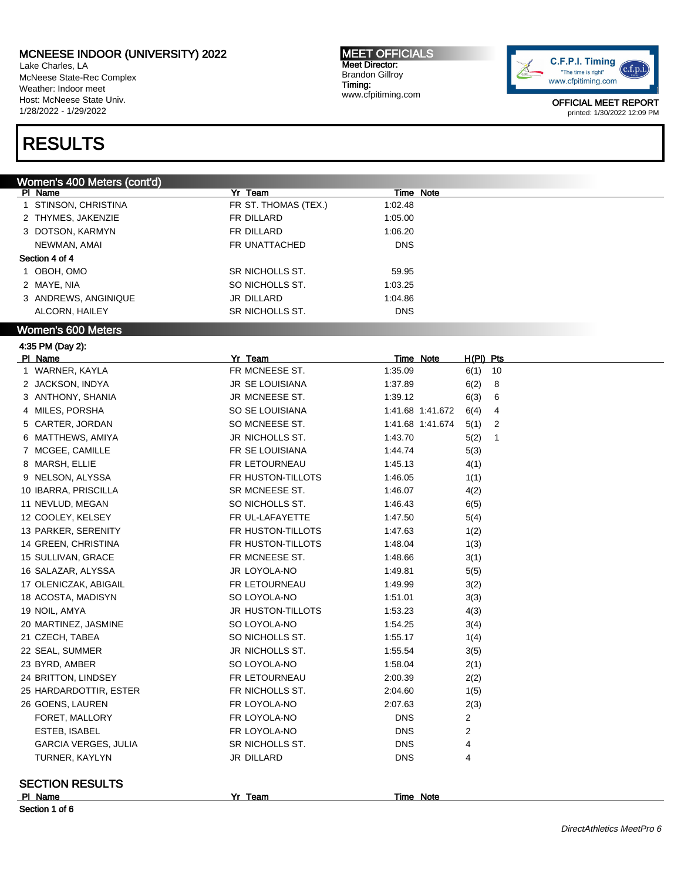# RESULTS

## Women's 400 Meters (cont'd)

| Pl | Name | Yr | Team | Time | Note |
|---|---|---|---|---|---|
| 1 | STINSON, CHRISTINA | FR | ST. THOMAS (TEX.) | 1:02.48 | |
| 2 | THYMES, JAKENZIE | FR | DILLARD | 1:05.00 | |
| 3 | DOTSON, KARMYN | FR | DILLARD | 1:06.20 | |
| | NEWMAN, AMAI | FR | UNATTACHED | DNS | |
| **Section 4 of 4** | | | | | |
| 1 | OBOH, OMO | SR | NICHOLLS ST. | 59.95 | |
| 2 | MAYE, NIA | SO | NICHOLLS ST. | 1:03.25 | |
| 3 | ANDREWS, ANGINIQUE | JR | DILLARD | 1:04.86 | |
| | ALCORN, HAILEY | SR | NICHOLLS ST. | DNS | |

## Women's 600 Meters

4:35 PM (Day 2):

| Pl | Name | Yr | Team | Time | Note | H(Pl) | Pts |
|---|---|---|---|---|---|---|---|
| 1 | WARNER, KAYLA | FR | MCNEESE ST. | 1:35.09 | | 6(1) | 10 |
| 2 | JACKSON, INDYA | JR | SE LOUISIANA | 1:37.89 | | 6(2) | 8 |
| 3 | ANTHONY, SHANIA | JR | MCNEESE ST. | 1:39.12 | | 6(3) | 6 |
| 4 | MILES, PORSHA | SO | SE LOUISIANA | 1:41.68 | 1:41.672 | 6(4) | 4 |
| 5 | CARTER, JORDAN | SO | MCNEESE ST. | 1:41.68 | 1:41.674 | 5(1) | 2 |
| 6 | MATTHEWS, AMIYA | JR | NICHOLLS ST. | 1:43.70 | | 5(2) | 1 |
| 7 | MCGEE, CAMILLE | FR | SE LOUISIANA | 1:44.74 | | 5(3) | |
| 8 | MARSH, ELLIE | FR | LETOURNEAU | 1:45.13 | | 4(1) | |
| 9 | NELSON, ALYSSA | FR | HUSTON-TILLOTS | 1:46.05 | | 1(1) | |
| 10 | IBARRA, PRISCILLA | SR | MCNEESE ST. | 1:46.07 | | 4(2) | |
| 11 | NEVLUD, MEGAN | SO | NICHOLLS ST. | 1:46.43 | | 6(5) | |
| 12 | COOLEY, KELSEY | FR | UL-LAFAYETTE | 1:47.50 | | 5(4) | |
| 13 | PARKER, SERENITY | FR | HUSTON-TILLOTS | 1:47.63 | | 1(2) | |
| 14 | GREEN, CHRISTINA | FR | HUSTON-TILLOTS | 1:48.04 | | 1(3) | |
| 15 | SULLIVAN, GRACE | FR | MCNEESE ST. | 1:48.66 | | 3(1) | |
| 16 | SALAZAR, ALYSSA | JR | LOYOLA-NO | 1:49.81 | | 5(5) | |
| 17 | OLENICZAK, ABIGAIL | FR | LETOURNEAU | 1:49.99 | | 3(2) | |
| 18 | ACOSTA, MADISYN | SO | LOYOLA-NO | 1:51.01 | | 3(3) | |
| 19 | NOIL, AMYA | JR | HUSTON-TILLOTS | 1:53.23 | | 4(3) | |
| 20 | MARTINEZ, JASMINE | SO | LOYOLA-NO | 1:54.25 | | 3(4) | |
| 21 | CZECH, TABEA | SO | NICHOLLS ST. | 1:55.17 | | 1(4) | |
| 22 | SEAL, SUMMER | JR | NICHOLLS ST. | 1:55.54 | | 3(5) | |
| 23 | BYRD, AMBER | SO | LOYOLA-NO | 1:58.04 | | 2(1) | |
| 24 | BRITTON, LINDSEY | FR | LETOURNEAU | 2:00.39 | | 2(2) | |
| 25 | HARDARDOTTIR, ESTER | FR | NICHOLLS ST. | 2:04.60 | | 1(5) | |
| 26 | GOENS, LAUREN | FR | LOYOLA-NO | 2:07.63 | | 2(3) | |
| | FORET, MALLORY | FR | LOYOLA-NO | DNS | | 2 | |
| | ESTEB, ISABEL | FR | LOYOLA-NO | DNS | | 2 | |
| | GARCIA VERGES, JULIA | SR | NICHOLLS ST. | DNS | | 4 | |
| | TURNER, KAYLYN | JR | DILLARD | DNS | | 4 | |

### SECTION RESULTS

| Pl | Name | Yr | Team | Time | Note |
|---|---|---|---|---|---|
| **Section 1 of 6** | | | | | |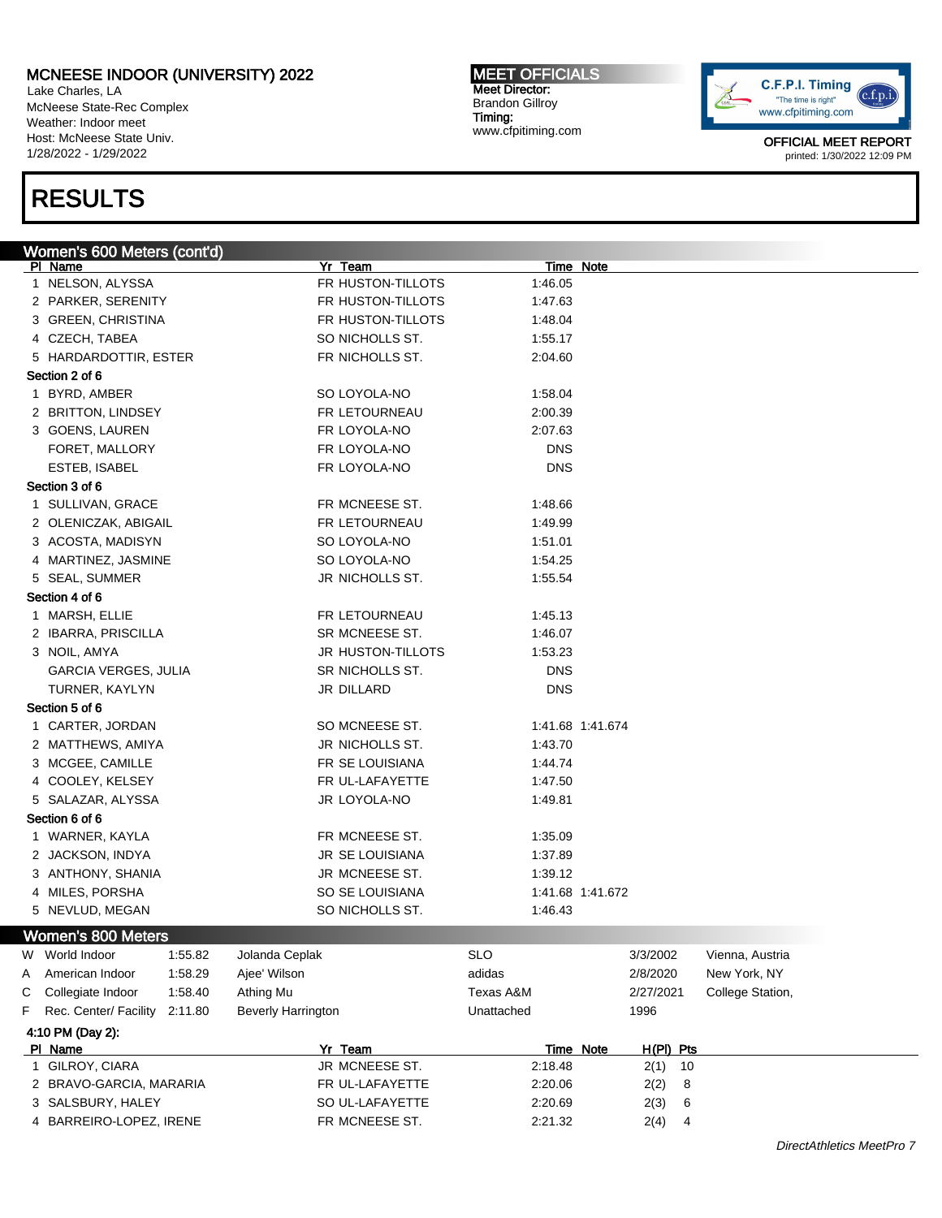# MCNEESE INDOOR (UNIVERSITY) 2022

Lake Charles, LA
McNeese State-Rec Complex
Weather: Indoor meet
Host: McNeese State Univ.
1/28/2022 - 1/29/2022

**MEET OFFICIALS**
Meet Director:
Brandon Gillroy
Timing:
www.cfpitiming.com

OFFICIAL MEET REPORT
printed: 1/30/2022 12:09 PM

# RESULTS

## Women's 600 Meters (cont'd)

| Pl | Name | Yr | Team | Time | Note |
|---|---|---|---|---|---|
| 1 | NELSON, ALYSSA | FR | HUSTON-TILLOTS | 1:46.05 | |
| 2 | PARKER, SERENITY | FR | HUSTON-TILLOTS | 1:47.63 | |
| 3 | GREEN, CHRISTINA | FR | HUSTON-TILLOTS | 1:48.04 | |
| 4 | CZECH, TABEA | SO | NICHOLLS ST. | 1:55.17 | |
| 5 | HARDARDOTTIR, ESTER | FR | NICHOLLS ST. | 2:04.60 | |
| **Section 2 of 6** | | | | | |
| 1 | BYRD, AMBER | SO | LOYOLA-NO | 1:58.04 | |
| 2 | BRITTON, LINDSEY | FR | LETOURNEAU | 2:00.39 | |
| 3 | GOENS, LAUREN | FR | LOYOLA-NO | 2:07.63 | |
| | FORET, MALLORY | FR | LOYOLA-NO | DNS | |
| | ESTEB, ISABEL | FR | LOYOLA-NO | DNS | |
| **Section 3 of 6** | | | | | |
| 1 | SULLIVAN, GRACE | FR | MCNEESE ST. | 1:48.66 | |
| 2 | OLENICZAK, ABIGAIL | FR | LETOURNEAU | 1:49.99 | |
| 3 | ACOSTA, MADISYN | SO | LOYOLA-NO | 1:51.01 | |
| 4 | MARTINEZ, JASMINE | SO | LOYOLA-NO | 1:54.25 | |
| 5 | SEAL, SUMMER | JR | NICHOLLS ST. | 1:55.54 | |
| **Section 4 of 6** | | | | | |
| 1 | MARSH, ELLIE | FR | LETOURNEAU | 1:45.13 | |
| 2 | IBARRA, PRISCILLA | SR | MCNEESE ST. | 1:46.07 | |
| 3 | NOIL, AMYA | JR | HUSTON-TILLOTS | 1:53.23 | |
| | GARCIA VERGES, JULIA | SR | NICHOLLS ST. | DNS | |
| | TURNER, KAYLYN | JR | DILLARD | DNS | |
| **Section 5 of 6** | | | | | |
| 1 | CARTER, JORDAN | SO | MCNEESE ST. | 1:41.68 | 1:41.674 |
| 2 | MATTHEWS, AMIYA | JR | NICHOLLS ST. | 1:43.70 | |
| 3 | MCGEE, CAMILLE | FR | SE LOUISIANA | 1:44.74 | |
| 4 | COOLEY, KELSEY | FR | UL-LAFAYETTE | 1:47.50 | |
| 5 | SALAZAR, ALYSSA | JR | LOYOLA-NO | 1:49.81 | |
| **Section 6 of 6** | | | | | |
| 1 | WARNER, KAYLA | FR | MCNEESE ST. | 1:35.09 | |
| 2 | JACKSON, INDYA | JR | SE LOUISIANA | 1:37.89 | |
| 3 | ANTHONY, SHANIA | JR | MCNEESE ST. | 1:39.12 | |
| 4 | MILES, PORSHA | SO | SE LOUISIANA | 1:41.68 | 1:41.672 |
| 5 | NEVLUD, MEGAN | SO | NICHOLLS ST. | 1:46.43 | |

## Women's 800 Meters

| | Record | Time | Name | Affiliation | Date | Location |
|---|---|---|---|---|---|---|
| W | World Indoor | 1:55.82 | Jolanda Ceplak | SLO | 3/3/2002 | Vienna, Austria |
| A | American Indoor | 1:58.29 | Ajee' Wilson | adidas | 2/8/2020 | New York, NY |
| C | Collegiate Indoor | 1:58.40 | Athing Mu | Texas A&M | 2/27/2021 | College Station, |
| F | Rec. Center/ Facility | 2:11.80 | Beverly Harrington | Unattached | 1996 | |

4:10 PM (Day 2):

| Pl | Name | Yr | Team | Time | Note | H(Pl) | Pts |
|---|---|---|---|---|---|---|---|
| 1 | GILROY, CIARA | JR | MCNEESE ST. | 2:18.48 | | 2(1) | 10 |
| 2 | BRAVO-GARCIA, MARARIA | FR | UL-LAFAYETTE | 2:20.06 | | 2(2) | 8 |
| 3 | SALSBURY, HALEY | SO | UL-LAFAYETTE | 2:20.69 | | 2(3) | 6 |
| 4 | BARREIRO-LOPEZ, IRENE | FR | MCNEESE ST. | 2:21.32 | | 2(4) | 4 |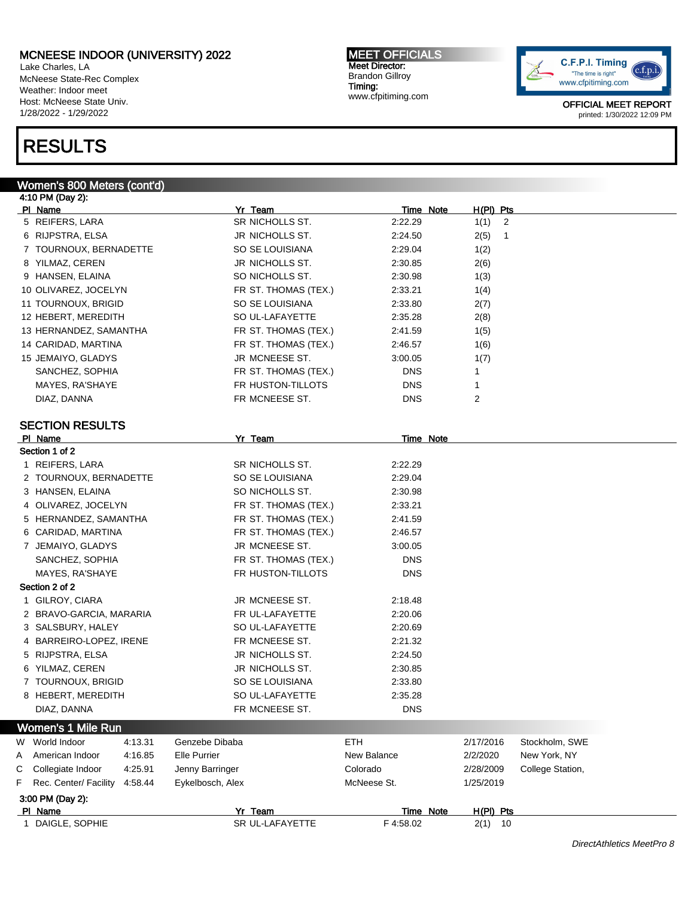# MCNEESE INDOOR (UNIVERSITY) 2022

Lake Charles, LA
McNeese State-Rec Complex
Weather: Indoor meet
Host: McNeese State Univ.
1/28/2022 - 1/29/2022

**MEET OFFICIALS**
Meet Director:
Brandon Gillroy
Timing:
www.cfpitiming.com

OFFICIAL MEET REPORT
printed: 1/30/2022 12:09 PM

# RESULTS

## Women's 800 Meters (cont'd)

4:10 PM (Day 2):

| Pl | Name | Yr | Team | Time | Note | H(Pl) | Pts |
|---|---|---|---|---|---|---|---|
| 5 | REIFERS, LARA | SR | NICHOLLS ST. | 2:22.29 | | 1(1) | 2 |
| 6 | RIJPSTRA, ELSA | JR | NICHOLLS ST. | 2:24.50 | | 2(5) | 1 |
| 7 | TOURNOUX, BERNADETTE | SO | SE LOUISIANA | 2:29.04 | | 1(2) | |
| 8 | YILMAZ, CEREN | JR | NICHOLLS ST. | 2:30.85 | | 2(6) | |
| 9 | HANSEN, ELAINA | SO | NICHOLLS ST. | 2:30.98 | | 1(3) | |
| 10 | OLIVAREZ, JOCELYN | FR | ST. THOMAS (TEX.) | 2:33.21 | | 1(4) | |
| 11 | TOURNOUX, BRIGID | SO | SE LOUISIANA | 2:33.80 | | 2(7) | |
| 12 | HEBERT, MEREDITH | SO | UL-LAFAYETTE | 2:35.28 | | 2(8) | |
| 13 | HERNANDEZ, SAMANTHA | FR | ST. THOMAS (TEX.) | 2:41.59 | | 1(5) | |
| 14 | CARIDAD, MARTINA | FR | ST. THOMAS (TEX.) | 2:46.57 | | 1(6) | |
| 15 | JEMAIYO, GLADYS | JR | MCNEESE ST. | 3:00.05 | | 1(7) | |
| | SANCHEZ, SOPHIA | FR | ST. THOMAS (TEX.) | DNS | | 1 | |
| | MAYES, RA'SHAYE | FR | HUSTON-TILLOTS | DNS | | 1 | |
| | DIAZ, DANNA | FR | MCNEESE ST. | DNS | | 2 | |

### SECTION RESULTS

| Pl | Name | Yr | Team | Time | Note |
|---|---|---|---|---|---|
| **Section 1 of 2** | | | | | |
| 1 | REIFERS, LARA | SR | NICHOLLS ST. | 2:22.29 | |
| 2 | TOURNOUX, BERNADETTE | SO | SE LOUISIANA | 2:29.04 | |
| 3 | HANSEN, ELAINA | SO | NICHOLLS ST. | 2:30.98 | |
| 4 | OLIVAREZ, JOCELYN | FR | ST. THOMAS (TEX.) | 2:33.21 | |
| 5 | HERNANDEZ, SAMANTHA | FR | ST. THOMAS (TEX.) | 2:41.59 | |
| 6 | CARIDAD, MARTINA | FR | ST. THOMAS (TEX.) | 2:46.57 | |
| 7 | JEMAIYO, GLADYS | JR | MCNEESE ST. | 3:00.05 | |
| | SANCHEZ, SOPHIA | FR | ST. THOMAS (TEX.) | DNS | |
| | MAYES, RA'SHAYE | FR | HUSTON-TILLOTS | DNS | |
| **Section 2 of 2** | | | | | |
| 1 | GILROY, CIARA | JR | MCNEESE ST. | 2:18.48 | |
| 2 | BRAVO-GARCIA, MARARIA | FR | UL-LAFAYETTE | 2:20.06 | |
| 3 | SALSBURY, HALEY | SO | UL-LAFAYETTE | 2:20.69 | |
| 4 | BARREIRO-LOPEZ, IRENE | FR | MCNEESE ST. | 2:21.32 | |
| 5 | RIJPSTRA, ELSA | JR | NICHOLLS ST. | 2:24.50 | |
| 6 | YILMAZ, CEREN | JR | NICHOLLS ST. | 2:30.85 | |
| 7 | TOURNOUX, BRIGID | SO | SE LOUISIANA | 2:33.80 | |
| 8 | HEBERT, MEREDITH | SO | UL-LAFAYETTE | 2:35.28 | |
| | DIAZ, DANNA | FR | MCNEESE ST. | DNS | |

## Women's 1 Mile Run

| | Record | Time | Name | Team | Date | Location |
|---|---|---|---|---|---|---|
| W | World Indoor | 4:13.31 | Genzebe Dibaba | ETH | 2/17/2016 | Stockholm, SWE |
| A | American Indoor | 4:16.85 | Elle Purrier | New Balance | 2/2/2020 | New York, NY |
| C | Collegiate Indoor | 4:25.91 | Jenny Barringer | Colorado | 2/28/2009 | College Station, |
| F | Rec. Center/ Facility | 4:58.44 | Eykelbosch, Alex | McNeese St. | 1/25/2019 | |

3:00 PM (Day 2):

| Pl | Name | Yr | Team | Time | Note | H(Pl) | Pts |
|---|---|---|---|---|---|---|---|
| 1 | DAIGLE, SOPHIE | SR | UL-LAFAYETTE | F 4:58.02 | | 2(1) | 10 |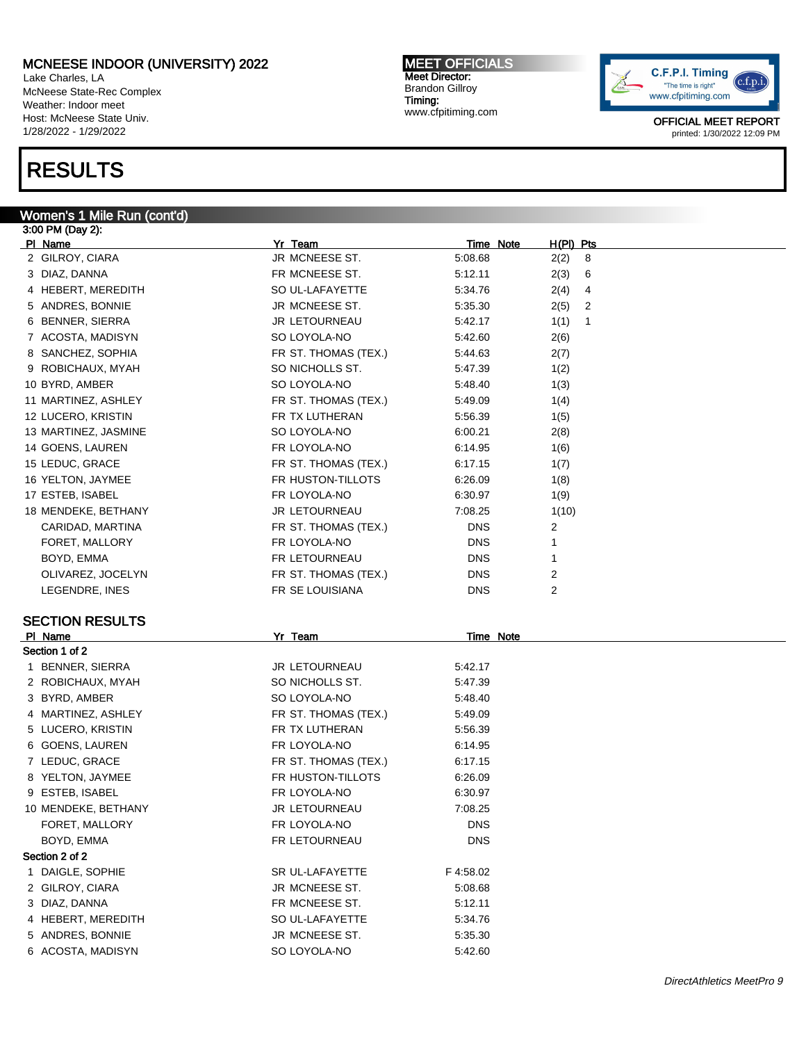## MCNEESE INDOOR (UNIVERSITY) 2022

Lake Charles, LA
McNeese State-Rec Complex
Weather: Indoor meet
Host: McNeese State Univ.
1/28/2022 - 1/29/2022

**MEET OFFICIALS**
Meet Director:
Brandon Gillroy
Timing:
www.cfpitiming.com

C.F.P.I. Timing "The time is right" www.cfpitiming.com

OFFICIAL MEET REPORT
printed: 1/30/2022 12:09 PM

# RESULTS

### Women's 1 Mile Run (cont'd)

3:00 PM (Day 2):

| Pl | Name | Yr | Team | Time | Note | H(Pl) | Pts |
|---|---|---|---|---|---|---|---|
| 2 | GILROY, CIARA | JR | MCNEESE ST. | 5:08.68 | | 2(2) | 8 |
| 3 | DIAZ, DANNA | FR | MCNEESE ST. | 5:12.11 | | 2(3) | 6 |
| 4 | HEBERT, MEREDITH | SO | UL-LAFAYETTE | 5:34.76 | | 2(4) | 4 |
| 5 | ANDRES, BONNIE | JR | MCNEESE ST. | 5:35.30 | | 2(5) | 2 |
| 6 | BENNER, SIERRA | JR | LETOURNEAU | 5:42.17 | | 1(1) | 1 |
| 7 | ACOSTA, MADISYN | SO | LOYOLA-NO | 5:42.60 | | 2(6) | |
| 8 | SANCHEZ, SOPHIA | FR | ST. THOMAS (TEX.) | 5:44.63 | | 2(7) | |
| 9 | ROBICHAUX, MYAH | SO | NICHOLLS ST. | 5:47.39 | | 1(2) | |
| 10 | BYRD, AMBER | SO | LOYOLA-NO | 5:48.40 | | 1(3) | |
| 11 | MARTINEZ, ASHLEY | FR | ST. THOMAS (TEX.) | 5:49.09 | | 1(4) | |
| 12 | LUCERO, KRISTIN | FR | TX LUTHERAN | 5:56.39 | | 1(5) | |
| 13 | MARTINEZ, JASMINE | SO | LOYOLA-NO | 6:00.21 | | 2(8) | |
| 14 | GOENS, LAUREN | FR | LOYOLA-NO | 6:14.95 | | 1(6) | |
| 15 | LEDUC, GRACE | FR | ST. THOMAS (TEX.) | 6:17.15 | | 1(7) | |
| 16 | YELTON, JAYMEE | FR | HUSTON-TILLOTS | 6:26.09 | | 1(8) | |
| 17 | ESTEB, ISABEL | FR | LOYOLA-NO | 6:30.97 | | 1(9) | |
| 18 | MENDEKE, BETHANY | JR | LETOURNEAU | 7:08.25 | | 1(10) | |
| | CARIDAD, MARTINA | FR | ST. THOMAS (TEX.) | DNS | | 2 | |
| | FORET, MALLORY | FR | LOYOLA-NO | DNS | | 1 | |
| | BOYD, EMMA | FR | LETOURNEAU | DNS | | 1 | |
| | OLIVAREZ, JOCELYN | FR | ST. THOMAS (TEX.) | DNS | | 2 | |
| | LEGENDRE, INES | FR | SE LOUISIANA | DNS | | 2 | |

### SECTION RESULTS

| Pl | Name | Yr | Team | Time | Note |
|---|---|---|---|---|---|
| **Section 1 of 2** | | | | | |
| 1 | BENNER, SIERRA | JR | LETOURNEAU | 5:42.17 | |
| 2 | ROBICHAUX, MYAH | SO | NICHOLLS ST. | 5:47.39 | |
| 3 | BYRD, AMBER | SO | LOYOLA-NO | 5:48.40 | |
| 4 | MARTINEZ, ASHLEY | FR | ST. THOMAS (TEX.) | 5:49.09 | |
| 5 | LUCERO, KRISTIN | FR | TX LUTHERAN | 5:56.39 | |
| 6 | GOENS, LAUREN | FR | LOYOLA-NO | 6:14.95 | |
| 7 | LEDUC, GRACE | FR | ST. THOMAS (TEX.) | 6:17.15 | |
| 8 | YELTON, JAYMEE | FR | HUSTON-TILLOTS | 6:26.09 | |
| 9 | ESTEB, ISABEL | FR | LOYOLA-NO | 6:30.97 | |
| 10 | MENDEKE, BETHANY | JR | LETOURNEAU | 7:08.25 | |
| | FORET, MALLORY | FR | LOYOLA-NO | DNS | |
| | BOYD, EMMA | FR | LETOURNEAU | DNS | |
| **Section 2 of 2** | | | | | |
| 1 | DAIGLE, SOPHIE | SR | UL-LAFAYETTE | F 4:58.02 | |
| 2 | GILROY, CIARA | JR | MCNEESE ST. | 5:08.68 | |
| 3 | DIAZ, DANNA | FR | MCNEESE ST. | 5:12.11 | |
| 4 | HEBERT, MEREDITH | SO | UL-LAFAYETTE | 5:34.76 | |
| 5 | ANDRES, BONNIE | JR | MCNEESE ST. | 5:35.30 | |
| 6 | ACOSTA, MADISYN | SO | LOYOLA-NO | 5:42.60 | |

*DirectAthletics MeetPro 9*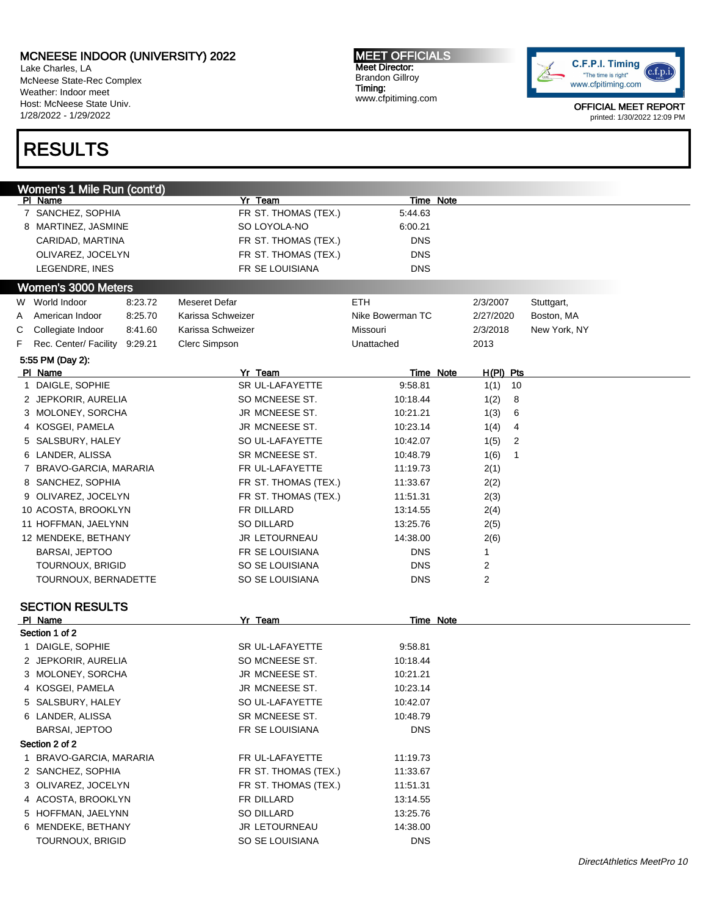# MCNEESE INDOOR (UNIVERSITY) 2022

Lake Charles, LA
McNeese State-Rec Complex
Weather: Indoor meet
Host: McNeese State Univ.
1/28/2022 - 1/29/2022

**MEET OFFICIALS**
Meet Director: Brandon Gillroy
Timing: www.cfpitiming.com

OFFICIAL MEET REPORT
printed: 1/30/2022 12:09 PM

# RESULTS

## Women's 1 Mile Run (cont'd)

| Pl | Name | Yr | Team | Time | Note |
|---|---|---|---|---|---|
| 7 | SANCHEZ, SOPHIA | FR | ST. THOMAS (TEX.) | 5:44.63 | |
| 8 | MARTINEZ, JASMINE | SO | LOYOLA-NO | 6:00.21 | |
| | CARIDAD, MARTINA | FR | ST. THOMAS (TEX.) | DNS | |
| | OLIVAREZ, JOCELYN | FR | ST. THOMAS (TEX.) | DNS | |
| | LEGENDRE, INES | FR | SE LOUISIANA | DNS | |

## Women's 3000 Meters

| | Record | Time | Name | Team | Date | Location |
|---|---|---|---|---|---|---|
| W | World Indoor | 8:23.72 | Meseret Defar | ETH | 2/3/2007 | Stuttgart, |
| A | American Indoor | 8:25.70 | Karissa Schweizer | Nike Bowerman TC | 2/27/2020 | Boston, MA |
| C | Collegiate Indoor | 8:41.60 | Karissa Schweizer | Missouri | 2/3/2018 | New York, NY |
| F | Rec. Center/ Facility | 9:29.21 | Clerc Simpson | Unattached | 2013 | |

5:55 PM (Day 2):

| Pl | Name | Yr | Team | Time | Note | H(Pl) | Pts |
|---|---|---|---|---|---|---|---|
| 1 | DAIGLE, SOPHIE | SR | UL-LAFAYETTE | 9:58.81 | | 1(1) | 10 |
| 2 | JEPKORIR, AURELIA | SO | MCNEESE ST. | 10:18.44 | | 1(2) | 8 |
| 3 | MOLONEY, SORCHA | JR | MCNEESE ST. | 10:21.21 | | 1(3) | 6 |
| 4 | KOSGEI, PAMELA | JR | MCNEESE ST. | 10:23.14 | | 1(4) | 4 |
| 5 | SALSBURY, HALEY | SO | UL-LAFAYETTE | 10:42.07 | | 1(5) | 2 |
| 6 | LANDER, ALISSA | SR | MCNEESE ST. | 10:48.79 | | 1(6) | 1 |
| 7 | BRAVO-GARCIA, MARARIA | FR | UL-LAFAYETTE | 11:19.73 | | 2(1) | |
| 8 | SANCHEZ, SOPHIA | FR | ST. THOMAS (TEX.) | 11:33.67 | | 2(2) | |
| 9 | OLIVAREZ, JOCELYN | FR | ST. THOMAS (TEX.) | 11:51.31 | | 2(3) | |
| 10 | ACOSTA, BROOKLYN | FR | DILLARD | 13:14.55 | | 2(4) | |
| 11 | HOFFMAN, JAELYNN | SO | DILLARD | 13:25.76 | | 2(5) | |
| 12 | MENDEKE, BETHANY | JR | LETOURNEAU | 14:38.00 | | 2(6) | |
| | BARSAI, JEPTOO | FR | SE LOUISIANA | DNS | | 1 | |
| | TOURNOUX, BRIGID | SO | SE LOUISIANA | DNS | | 2 | |
| | TOURNOUX, BERNADETTE | SO | SE LOUISIANA | DNS | | 2 | |

### SECTION RESULTS

| Pl | Name | Yr | Team | Time | Note |
|---|---|---|---|---|---|
| **Section 1 of 2** | | | | | |
| 1 | DAIGLE, SOPHIE | SR | UL-LAFAYETTE | 9:58.81 | |
| 2 | JEPKORIR, AURELIA | SO | MCNEESE ST. | 10:18.44 | |
| 3 | MOLONEY, SORCHA | JR | MCNEESE ST. | 10:21.21 | |
| 4 | KOSGEI, PAMELA | JR | MCNEESE ST. | 10:23.14 | |
| 5 | SALSBURY, HALEY | SO | UL-LAFAYETTE | 10:42.07 | |
| 6 | LANDER, ALISSA | SR | MCNEESE ST. | 10:48.79 | |
| | BARSAI, JEPTOO | FR | SE LOUISIANA | DNS | |
| **Section 2 of 2** | | | | | |
| 1 | BRAVO-GARCIA, MARARIA | FR | UL-LAFAYETTE | 11:19.73 | |
| 2 | SANCHEZ, SOPHIA | FR | ST. THOMAS (TEX.) | 11:33.67 | |
| 3 | OLIVAREZ, JOCELYN | FR | ST. THOMAS (TEX.) | 11:51.31 | |
| 4 | ACOSTA, BROOKLYN | FR | DILLARD | 13:14.55 | |
| 5 | HOFFMAN, JAELYNN | SO | DILLARD | 13:25.76 | |
| 6 | MENDEKE, BETHANY | JR | LETOURNEAU | 14:38.00 | |
| | TOURNOUX, BRIGID | SO | SE LOUISIANA | DNS | |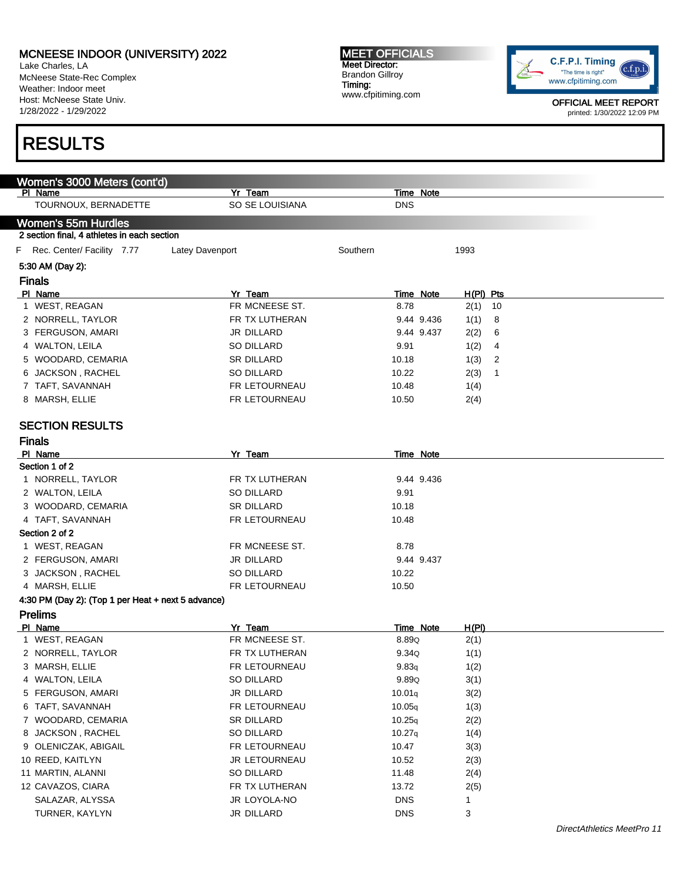# MCNEESE INDOOR (UNIVERSITY) 2022

Lake Charles, LA
McNeese State-Rec Complex
Weather: Indoor meet
Host: McNeese State Univ.
1/28/2022 - 1/29/2022

**MEET OFFICIALS**
Meet Director:
Brandon Gillroy
Timing:
www.cfpitiming.com

OFFICIAL MEET REPORT
printed: 1/30/2022 12:09 PM

# RESULTS

## Women's 3000 Meters (cont'd)

| Pl | Name | Yr | Team | Time | Note |
|---|---|---|---|---|---|
| | TOURNOUX, BERNADETTE | SO | SE LOUISIANA | DNS | |

## Women's 55m Hurdles

2 section final, 4 athletes in each section

F Rec. Center/ Facility 7.77 Latey Davenport Southern 1993

5:30 AM (Day 2):

### Finals

| Pl | Name | Yr | Team | Time | Note | H(Pl) | Pts |
|---|---|---|---|---|---|---|---|
| 1 | WEST, REAGAN | FR | MCNEESE ST. | 8.78 | | 2(1) | 10 |
| 2 | NORRELL, TAYLOR | FR | TX LUTHERAN | 9.44 | 9.436 | 1(1) | 8 |
| 3 | FERGUSON, AMARI | JR | DILLARD | 9.44 | 9.437 | 2(2) | 6 |
| 4 | WALTON, LEILA | SO | DILLARD | 9.91 | | 1(2) | 4 |
| 5 | WOODARD, CEMARIA | SR | DILLARD | 10.18 | | 1(3) | 2 |
| 6 | JACKSON , RACHEL | SO | DILLARD | 10.22 | | 2(3) | 1 |
| 7 | TAFT, SAVANNAH | FR | LETOURNEAU | 10.48 | | 1(4) | |
| 8 | MARSH, ELLIE | FR | LETOURNEAU | 10.50 | | 2(4) | |

### SECTION RESULTS

### Finals

| Pl | Name | Yr | Team | Time | Note |
|---|---|---|---|---|---|
| **Section 1 of 2** | | | | | |
| 1 | NORRELL, TAYLOR | FR | TX LUTHERAN | 9.44 | 9.436 |
| 2 | WALTON, LEILA | SO | DILLARD | 9.91 | |
| 3 | WOODARD, CEMARIA | SR | DILLARD | 10.18 | |
| 4 | TAFT, SAVANNAH | FR | LETOURNEAU | 10.48 | |
| **Section 2 of 2** | | | | | |
| 1 | WEST, REAGAN | FR | MCNEESE ST. | 8.78 | |
| 2 | FERGUSON, AMARI | JR | DILLARD | 9.44 | 9.437 |
| 3 | JACKSON , RACHEL | SO | DILLARD | 10.22 | |
| 4 | MARSH, ELLIE | FR | LETOURNEAU | 10.50 | |

4:30 PM (Day 2): (Top 1 per Heat + next 5 advance)

### Prelims

| Pl | Name | Yr | Team | Time | Note | H(Pl) |
|---|---|---|---|---|---|---|
| 1 | WEST, REAGAN | FR | MCNEESE ST. | 8.89Q | | 2(1) |
| 2 | NORRELL, TAYLOR | FR | TX LUTHERAN | 9.34Q | | 1(1) |
| 3 | MARSH, ELLIE | FR | LETOURNEAU | 9.83q | | 1(2) |
| 4 | WALTON, LEILA | SO | DILLARD | 9.89Q | | 3(1) |
| 5 | FERGUSON, AMARI | JR | DILLARD | 10.01q | | 3(2) |
| 6 | TAFT, SAVANNAH | FR | LETOURNEAU | 10.05q | | 1(3) |
| 7 | WOODARD, CEMARIA | SR | DILLARD | 10.25q | | 2(2) |
| 8 | JACKSON , RACHEL | SO | DILLARD | 10.27q | | 1(4) |
| 9 | OLENICZAK, ABIGAIL | FR | LETOURNEAU | 10.47 | | 3(3) |
| 10 | REED, KAITLYN | JR | LETOURNEAU | 10.52 | | 2(3) |
| 11 | MARTIN, ALANNI | SO | DILLARD | 11.48 | | 2(4) |
| 12 | CAVAZOS, CIARA | FR | TX LUTHERAN | 13.72 | | 2(5) |
| | SALAZAR, ALYSSA | JR | LOYOLA-NO | DNS | | 1 |
| | TURNER, KAYLYN | JR | DILLARD | DNS | | 3 |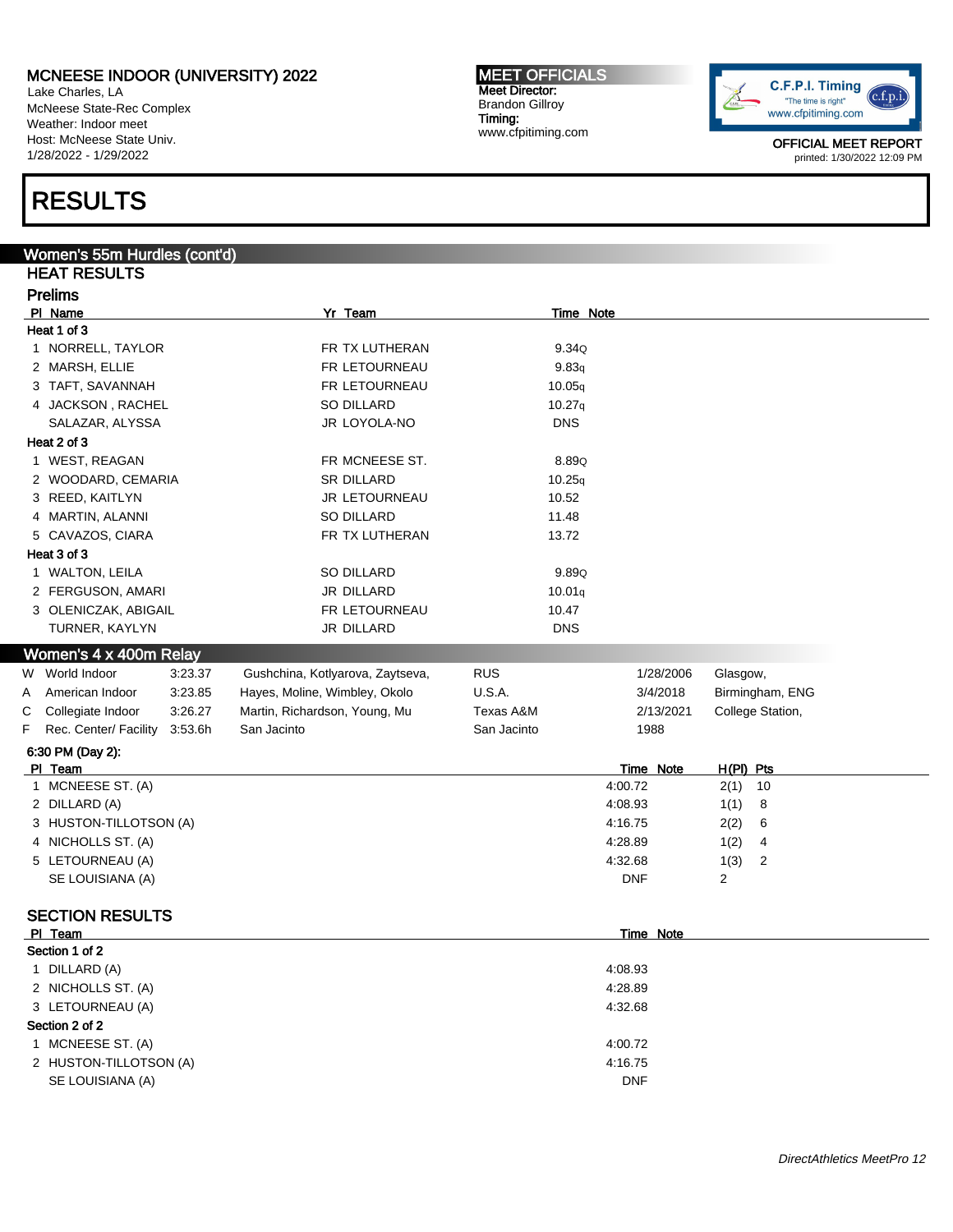MCNEESE INDOOR (UNIVERSITY) 2022
Lake Charles, LA
McNeese State-Rec Complex
Weather: Indoor meet
Host: McNeese State Univ.
1/28/2022 - 1/29/2022

MEET OFFICIALS
Meet Director:
Brandon Gillroy
Timing:
www.cfpitiming.com

OFFICIAL MEET REPORT
printed: 1/30/2022 12:09 PM

# RESULTS

## Women's 55m Hurdles (cont'd)

### HEAT RESULTS

### Prelims

| Pl | Name | Yr | Team | Time | Note |
|---|---|---|---|---|---|
| **Heat 1 of 3** | | | | | |
| 1 | NORRELL, TAYLOR | FR | TX LUTHERAN | 9.34 | Q |
| 2 | MARSH, ELLIE | FR | LETOURNEAU | 9.83 | q |
| 3 | TAFT, SAVANNAH | FR | LETOURNEAU | 10.05 | q |
| 4 | JACKSON , RACHEL | SO | DILLARD | 10.27 | q |
| | SALAZAR, ALYSSA | JR | LOYOLA-NO | DNS | |
| **Heat 2 of 3** | | | | | |
| 1 | WEST, REAGAN | FR | MCNEESE ST. | 8.89 | Q |
| 2 | WOODARD, CEMARIA | SR | DILLARD | 10.25 | q |
| 3 | REED, KAITLYN | JR | LETOURNEAU | 10.52 | |
| 4 | MARTIN, ALANNI | SO | DILLARD | 11.48 | |
| 5 | CAVAZOS, CIARA | FR | TX LUTHERAN | 13.72 | |
| **Heat 3 of 3** | | | | | |
| 1 | WALTON, LEILA | SO | DILLARD | 9.89 | Q |
| 2 | FERGUSON, AMARI | JR | DILLARD | 10.01 | q |
| 3 | OLENICZAK, ABIGAIL | FR | LETOURNEAU | 10.47 | |
| | TURNER, KAYLYN | JR | DILLARD | DNS | |

## Women's 4 x 400m Relay

| | | | | | | |
|---|---|---|---|---|---|---|
| W | World Indoor | 3:23.37 | Gushchina, Kotlyarova, Zaytseva, | RUS | 1/28/2006 | Glasgow, |
| A | American Indoor | 3:23.85 | Hayes, Moline, Wimbley, Okolo | U.S.A. | 3/4/2018 | Birmingham, ENG |
| C | Collegiate Indoor | 3:26.27 | Martin, Richardson, Young, Mu | Texas A&M | 2/13/2021 | College Station, |
| F | Rec. Center/ Facility | 3:53.6h | San Jacinto | San Jacinto | 1988 | |

6:30 PM (Day 2):

| Pl | Team | Time | Note | H(Pl) | Pts |
|---|---|---|---|---|---|
| 1 | MCNEESE ST. (A) | 4:00.72 | | 2(1) | 10 |
| 2 | DILLARD (A) | 4:08.93 | | 1(1) | 8 |
| 3 | HUSTON-TILLOTSON (A) | 4:16.75 | | 2(2) | 6 |
| 4 | NICHOLLS ST. (A) | 4:28.89 | | 1(2) | 4 |
| 5 | LETOURNEAU (A) | 4:32.68 | | 1(3) | 2 |
| | SE LOUISIANA (A) | DNF | | 2 | |

### SECTION RESULTS

| Pl | Team | Time | Note |
|---|---|---|---|
| **Section 1 of 2** | | | |
| 1 | DILLARD (A) | 4:08.93 | |
| 2 | NICHOLLS ST. (A) | 4:28.89 | |
| 3 | LETOURNEAU (A) | 4:32.68 | |
| **Section 2 of 2** | | | |
| 1 | MCNEESE ST. (A) | 4:00.72 | |
| 2 | HUSTON-TILLOTSON (A) | 4:16.75 | |
| | SE LOUISIANA (A) | DNF | |

*DirectAthletics MeetPro 12*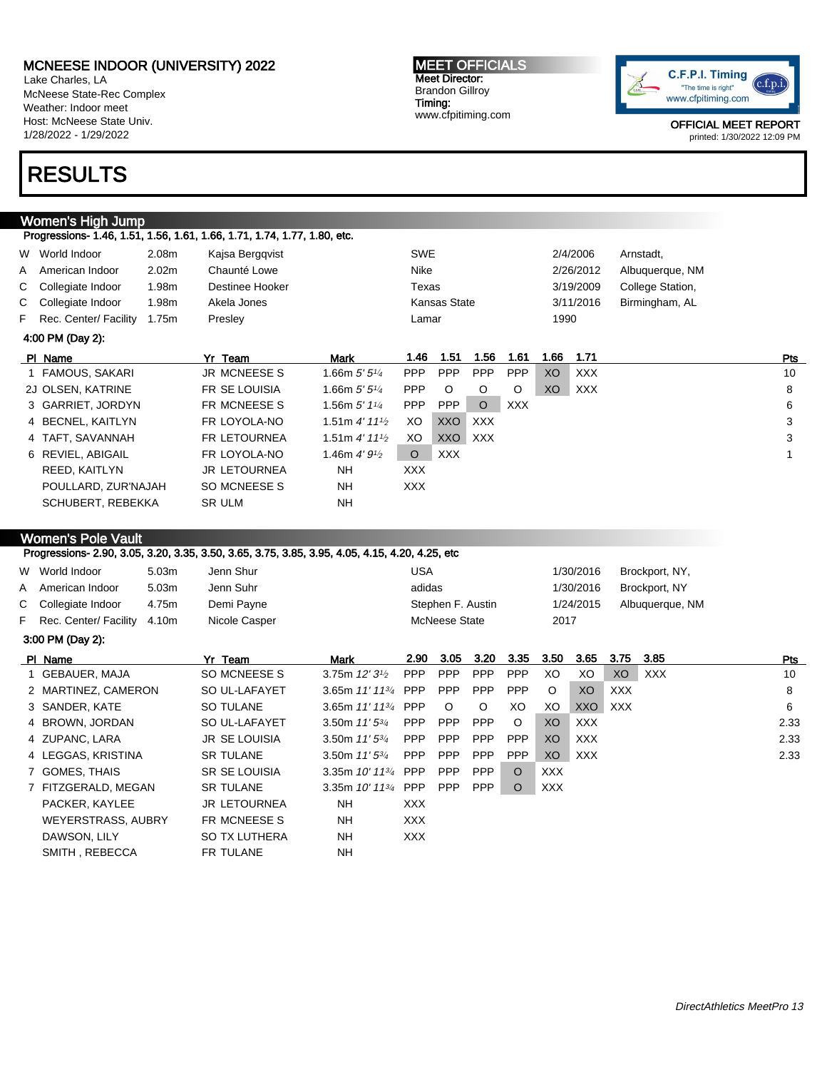MCNEESE INDOOR (UNIVERSITY) 2022
Lake Charles, LA
McNeese State-Rec Complex
Weather: Indoor meet
Host: McNeese State Univ.
1/28/2022 - 1/29/2022

**MEET OFFICIALS**
Meet Director:
Brandon Gillroy
Timing:
www.cfpitiming.com

C.F.P.I. Timing "The time is right" www.cfpitiming.com

OFFICIAL MEET REPORT
printed: 1/30/2022 12:09 PM

# RESULTS

## Women's High Jump

Progressions- 1.46, 1.51, 1.56, 1.61, 1.66, 1.71, 1.74, 1.77, 1.80, etc.

| | | | | | | |
|---|---|---|---|---|---|---|
| W | World Indoor | 2.08m | Kajsa Bergqvist | SWE | 2/4/2006 | Arnstadt, |
| A | American Indoor | 2.02m | Chaunté Lowe | Nike | 2/26/2012 | Albuquerque, NM |
| C | Collegiate Indoor | 1.98m | Destinee Hooker | Texas | 3/19/2009 | College Station, |
| C | Collegiate Indoor | 1.98m | Akela Jones | Kansas State | 3/11/2016 | Birmingham, AL |
| F | Rec. Center/ Facility | 1.75m | Presley | Lamar | 1990 | |

4:00 PM (Day 2):

| Pl | Name | Yr | Team | Mark | 1.46 | 1.51 | 1.56 | 1.61 | 1.66 | 1.71 | Pts |
|---|---|---|---|---|---|---|---|---|---|---|---|
| 1 | FAMOUS, SAKARI | JR | MCNEESE S | 1.66m 5' 5¼ | PPP | PPP | PPP | PPP | XO | XXX | 10 |
| 2J | OLSEN, KATRINE | FR | SE LOUISIA | 1.66m 5' 5¼ | PPP | O | O | O | XO | XXX | 8 |
| 3 | GARRIET, JORDYN | FR | MCNEESE S | 1.56m 5' 1¼ | PPP | PPP | O | XXX | | | 6 |
| 4 | BECNEL, KAITLYN | FR | LOYOLA-NO | 1.51m 4' 11½ | XO | XXO | XXX | | | | 3 |
| 4 | TAFT, SAVANNAH | FR | LETOURNEA | 1.51m 4' 11½ | XO | XXO | XXX | | | | 3 |
| 6 | REVIEL, ABIGAIL | FR | LOYOLA-NO | 1.46m 4' 9½ | O | XXX | | | | | 1 |
| | REED, KAITLYN | JR | LETOURNEA | NH | XXX | | | | | | |
| | POULLARD, ZUR'NAJAH | SO | MCNEESE S | NH | XXX | | | | | | |
| | SCHUBERT, REBEKKA | SR | ULM | NH | | | | | | | |

## Women's Pole Vault

Progressions- 2.90, 3.05, 3.20, 3.35, 3.50, 3.65, 3.75, 3.85, 3.95, 4.05, 4.15, 4.20, 4.25, etc

| | | | | | | |
|---|---|---|---|---|---|---|
| W | World Indoor | 5.03m | Jenn Shur | USA | 1/30/2016 | Brockport, NY, |
| A | American Indoor | 5.03m | Jenn Suhr | adidas | 1/30/2016 | Brockport, NY |
| C | Collegiate Indoor | 4.75m | Demi Payne | Stephen F. Austin | 1/24/2015 | Albuquerque, NM |
| F | Rec. Center/ Facility | 4.10m | Nicole Casper | McNeese State | 2017 | |

3:00 PM (Day 2):

| Pl | Name | Yr | Team | Mark | 2.90 | 3.05 | 3.20 | 3.35 | 3.50 | 3.65 | 3.75 | 3.85 | Pts |
|---|---|---|---|---|---|---|---|---|---|---|---|---|---|
| 1 | GEBAUER, MAJA | SO | MCNEESE S | 3.75m 12' 3½ | PPP | PPP | PPP | PPP | XO | XO | XO | XXX | 10 |
| 2 | MARTINEZ, CAMERON | SO | UL-LAFAYET | 3.65m 11' 11¾ | PPP | PPP | PPP | PPP | O | XO | XXX | | 8 |
| 3 | SANDER, KATE | SO | TULANE | 3.65m 11' 11¾ | PPP | O | O | XO | XO | XXO | XXX | | 6 |
| 4 | BROWN, JORDAN | SO | UL-LAFAYET | 3.50m 11' 5¾ | PPP | PPP | PPP | O | XO | XXX | | | 2.33 |
| 4 | ZUPANC, LARA | JR | SE LOUISIA | 3.50m 11' 5¾ | PPP | PPP | PPP | PPP | XO | XXX | | | 2.33 |
| 4 | LEGGAS, KRISTINA | SR | TULANE | 3.50m 11' 5¾ | PPP | PPP | PPP | PPP | XO | XXX | | | 2.33 |
| 7 | GOMES, THAIS | SR | SE LOUISIA | 3.35m 10' 11¾ | PPP | PPP | PPP | O | XXX | | | | |
| 7 | FITZGERALD, MEGAN | SR | TULANE | 3.35m 10' 11¾ | PPP | PPP | PPP | O | XXX | | | | |
| | PACKER, KAYLEE | JR | LETOURNEA | NH | XXX | | | | | | | | |
| | WEYERSTRASS, AUBRY | FR | MCNEESE S | NH | XXX | | | | | | | | |
| | DAWSON, LILY | SO | TX LUTHERA | NH | XXX | | | | | | | | |
| | SMITH , REBECCA | FR | TULANE | NH | | | | | | | | | |

DirectAthletics MeetPro 13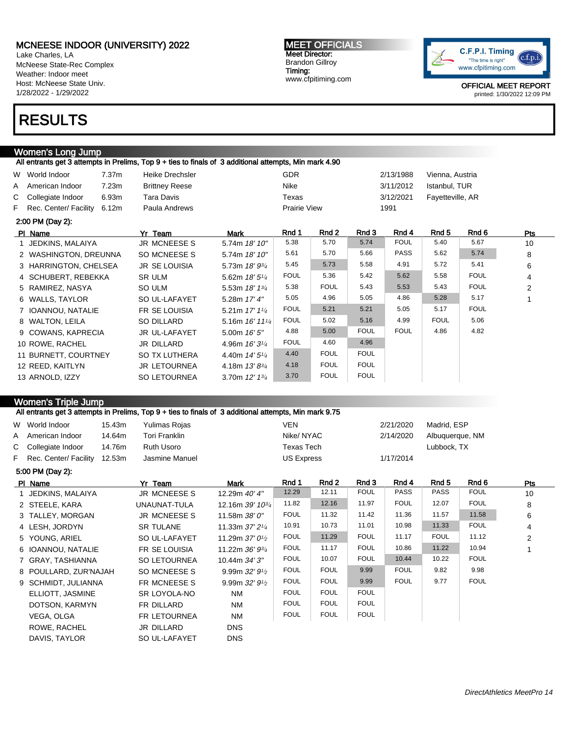# MCNEESE INDOOR (UNIVERSITY) 2022

Lake Charles, LA
McNeese State-Rec Complex
Weather: Indoor meet
Host: McNeese State Univ.
1/28/2022 - 1/29/2022

**MEET OFFICIALS**
Meet Director:
Brandon Gillroy
Timing:
www.cfpitiming.com

C.F.P.I. Timing "The time is right" www.cfpitiming.com

OFFICIAL MEET REPORT
printed: 1/30/2022 12:09 PM

# RESULTS

## Women's Long Jump

All entrants get 3 attempts in Prelims, Top 9 + ties to finals of 3 additional attempts, Min mark 4.90

| | | | | | | |
|---|---|---|---|---|---|---|
| W | World Indoor | 7.37m | Heike Drechsler | GDR | 2/13/1988 | Vienna, Austria |
| A | American Indoor | 7.23m | Brittney Reese | Nike | 3/11/2012 | Istanbul, TUR |
| C | Collegiate Indoor | 6.93m | Tara Davis | Texas | 3/12/2021 | Fayetteville, AR |
| F | Rec. Center/ Facility | 6.12m | Paula Andrews | Prairie View | 1991 | |

2:00 PM (Day 2):

| Pl | Name | Yr | Team | Mark | Rnd 1 | Rnd 2 | Rnd 3 | Rnd 4 | Rnd 5 | Rnd 6 | Pts |
|---|---|---|---|---|---|---|---|---|---|---|---|
| 1 | JEDKINS, MALAIYA | JR | MCNEESE S | 5.74m 18' 10" | 5.38 | 5.70 | 5.74 | FOUL | 5.40 | 5.67 | 10 |
| 2 | WASHINGTON, DREUNNA | SO | MCNEESE S | 5.74m 18' 10" | 5.61 | 5.70 | 5.66 | PASS | 5.62 | 5.74 | 8 |
| 3 | HARRINGTON, CHELSEA | JR | SE LOUISIA | 5.73m 18' 9¾ | 5.45 | 5.73 | 5.58 | 4.91 | 5.72 | 5.41 | 6 |
| 4 | SCHUBERT, REBEKKA | SR | ULM | 5.62m 18' 5¼ | FOUL | 5.36 | 5.42 | 5.62 | 5.58 | FOUL | 4 |
| 5 | RAMIREZ, NASYA | SO | ULM | 5.53m 18' 1¾ | 5.38 | FOUL | 5.43 | 5.53 | 5.43 | FOUL | 2 |
| 6 | WALLS, TAYLOR | SO | UL-LAFAYET | 5.28m 17' 4" | 5.05 | 4.96 | 5.05 | 4.86 | 5.28 | 5.17 | 1 |
| 7 | IOANNOU, NATALIE | FR | SE LOUISIA | 5.21m 17' 1¼ | FOUL | 5.21 | 5.21 | 5.05 | 5.17 | FOUL | |
| 8 | WALTON, LEILA | SO | DILLARD | 5.16m 16' 11¼ | FOUL | 5.02 | 5.16 | 4.99 | FOUL | 5.06 | |
| 9 | COWANS, KAPRECIA | JR | UL-LAFAYET | 5.00m 16' 5" | 4.88 | 5.00 | FOUL | FOUL | 4.86 | 4.82 | |
| 10 | ROWE, RACHEL | JR | DILLARD | 4.96m 16' 3¼ | FOUL | 4.60 | 4.96 | | | | |
| 11 | BURNETT, COURTNEY | SO | TX LUTHERA | 4.40m 14' 5¼ | 4.40 | FOUL | FOUL | | | | |
| 12 | REED, KAITLYN | JR | LETOURNEA | 4.18m 13' 8¾ | 4.18 | FOUL | FOUL | | | | |
| 13 | ARNOLD, IZZY | SO | LETOURNEA | 3.70m 12' 1¾ | 3.70 | FOUL | FOUL | | | | |

## Women's Triple Jump

All entrants get 3 attempts in Prelims, Top 9 + ties to finals of 3 additional attempts, Min mark 9.75

| | | | | | | |
|---|---|---|---|---|---|---|
| W | World Indoor | 15.43m | Yulimas Rojas | VEN | 2/21/2020 | Madrid, ESP |
| A | American Indoor | 14.64m | Tori Franklin | Nike/ NYAC | 2/14/2020 | Albuquerque, NM |
| C | Collegiate Indoor | 14.76m | Ruth Usoro | Texas Tech | | Lubbock, TX |
| F | Rec. Center/ Facility | 12.53m | Jasmine Manuel | US Express | 1/17/2014 | |

5:00 PM (Day 2):

| Pl | Name | Yr | Team | Mark | Rnd 1 | Rnd 2 | Rnd 3 | Rnd 4 | Rnd 5 | Rnd 6 | Pts |
|---|---|---|---|---|---|---|---|---|---|---|---|
| 1 | JEDKINS, MALAIYA | JR | MCNEESE S | 12.29m 40' 4" | 12.29 | 12.11 | FOUL | PASS | PASS | FOUL | 10 |
| 2 | STEELE, KARA | | UNAUNAT-TULA | 12.16m 39' 10¾ | 11.82 | 12.16 | 11.97 | FOUL | 12.07 | FOUL | 8 |
| 3 | TALLEY, MORGAN | JR | MCNEESE S | 11.58m 38' 0" | FOUL | 11.32 | 11.42 | 11.36 | 11.57 | 11.58 | 6 |
| 4 | LESH, JORDYN | SR | TULANE | 11.33m 37' 2¼ | 10.91 | 10.73 | 11.01 | 10.98 | 11.33 | FOUL | 4 |
| 5 | YOUNG, ARIEL | SO | UL-LAFAYET | 11.29m 37' 0½ | FOUL | 11.29 | FOUL | 11.17 | FOUL | 11.12 | 2 |
| 6 | IOANNOU, NATALIE | FR | SE LOUISIA | 11.22m 36' 9¾ | FOUL | 11.17 | FOUL | 10.86 | 11.22 | 10.94 | 1 |
| 7 | GRAY, TASHIANNA | SO | LETOURNEA | 10.44m 34' 3" | FOUL | 10.07 | FOUL | 10.44 | 10.22 | FOUL | |
| 8 | POULLARD, ZUR'NAJAH | SO | MCNEESE S | 9.99m 32' 9½ | FOUL | FOUL | 9.99 | FOUL | 9.82 | 9.98 | |
| 9 | SCHMIDT, JULIANNA | FR | MCNEESE S | 9.99m 32' 9½ | FOUL | FOUL | 9.99 | FOUL | 9.77 | FOUL | |
| | ELLIOTT, JASMINE | SR | LOYOLA-NO | NM | FOUL | FOUL | FOUL | | | | |
| | DOTSON, KARMYN | FR | DILLARD | NM | FOUL | FOUL | FOUL | | | | |
| | VEGA, OLGA | FR | LETOURNEA | NM | FOUL | FOUL | FOUL | | | | |
| | ROWE, RACHEL | JR | DILLARD | DNS | | | | | | | |
| | DAVIS, TAYLOR | SO | UL-LAFAYET | DNS | | | | | | | |

DirectAthletics MeetPro 14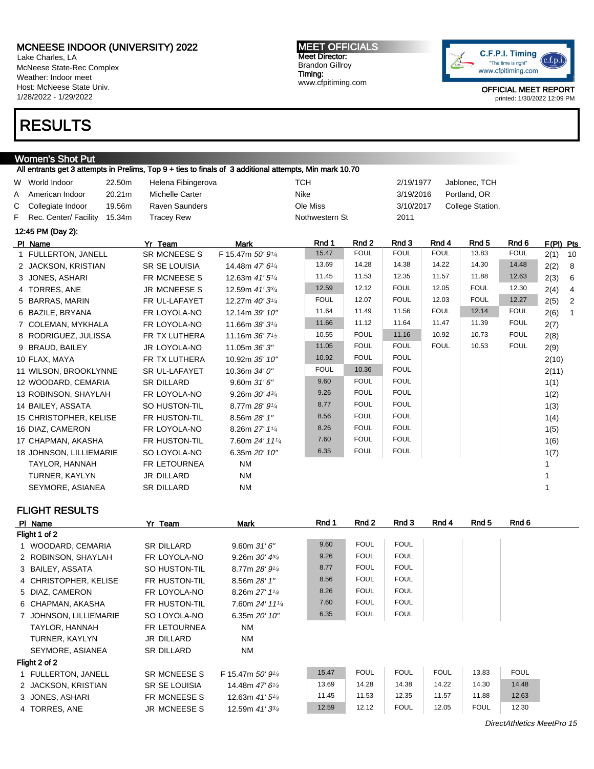# MCNEESE INDOOR (UNIVERSITY) 2022

Lake Charles, LA
McNeese State-Rec Complex
Weather: Indoor meet
Host: McNeese State Univ.
1/28/2022 - 1/29/2022

**MEET OFFICIALS**
Meet Director:
Brandon Gillroy
Timing:
www.cfpitiming.com

C.F.P.I. Timing "The time is right" www.cfpitiming.com

OFFICIAL MEET REPORT
printed: 1/30/2022 12:09 PM

# RESULTS

## Women's Shot Put

All entrants get 3 attempts in Prelims, Top 9 + ties to finals of 3 additional attempts, Min mark 10.70

| | | | | | | |
|---|---|---|---|---|---|---|
| W | World Indoor | 22.50m | Helena Fibingerova | TCH | 2/19/1977 | Jablonec, TCH |
| A | American Indoor | 20.21m | Michelle Carter | Nike | 3/19/2016 | Portland, OR |
| C | Collegiate Indoor | 19.56m | Raven Saunders | Ole Miss | 3/10/2017 | College Station, |
| F | Rec. Center/ Facility | 15.34m | Tracey Rew | Nothwestern St | 2011 | |

12:45 PM (Day 2):

| Pl | Name | Yr | Team | Mark | Rnd 1 | Rnd 2 | Rnd 3 | Rnd 4 | Rnd 5 | Rnd 6 | F(Pl) | Pts |
|---|---|---|---|---|---|---|---|---|---|---|---|---|
| 1 | FULLERTON, JANELL | SR | MCNEESE S | F 15.47m *50' 9¼* | 15.47 | FOUL | FOUL | FOUL | 13.83 | FOUL | 2(1) | 10 |
| 2 | JACKSON, KRISTIAN | SR | SE LOUISIA | 14.48m *47' 6¼* | 13.69 | 14.28 | 14.38 | 14.22 | 14.30 | 14.48 | 2(2) | 8 |
| 3 | JONES, ASHARI | FR | MCNEESE S | 12.63m *41' 5¼* | 11.45 | 11.53 | 12.35 | 11.57 | 11.88 | 12.63 | 2(3) | 6 |
| 4 | TORRES, ANE | JR | MCNEESE S | 12.59m *41' 3¾* | 12.59 | 12.12 | FOUL | 12.05 | FOUL | 12.30 | 2(4) | 4 |
| 5 | BARRAS, MARIN | FR | UL-LAFAYET | 12.27m *40' 3¼* | FOUL | 12.07 | FOUL | 12.03 | FOUL | 12.27 | 2(5) | 2 |
| 6 | BAZILE, BRYANA | FR | LOYOLA-NO | 12.14m *39' 10"* | 11.64 | 11.49 | 11.56 | FOUL | 12.14 | FOUL | 2(6) | 1 |
| 7 | COLEMAN, MYKHALA | FR | LOYOLA-NO | 11.66m *38' 3¼* | 11.66 | 11.12 | 11.64 | 11.47 | 11.39 | FOUL | 2(7) | |
| 8 | RODRIGUEZ, JULISSA | FR | TX LUTHERA | 11.16m *36' 7½* | 10.55 | FOUL | 11.16 | 10.92 | 10.73 | FOUL | 2(8) | |
| 9 | BRAUD, BAILEY | JR | LOYOLA-NO | 11.05m *36' 3"* | 11.05 | FOUL | FOUL | FOUL | 10.53 | FOUL | 2(9) | |
| 10 | FLAX, MAYA | FR | TX LUTHERA | 10.92m *35' 10"* | 10.92 | FOUL | FOUL | | | | 2(10) | |
| 11 | WILSON, BROOKLYNNE | SR | UL-LAFAYET | 10.36m *34' 0"* | FOUL | 10.36 | FOUL | | | | 2(11) | |
| 12 | WOODARD, CEMARIA | SR | DILLARD | 9.60m *31' 6"* | 9.60 | FOUL | FOUL | | | | 1(1) | |
| 13 | ROBINSON, SHAYLAH | FR | LOYOLA-NO | 9.26m *30' 4¾* | 9.26 | FOUL | FOUL | | | | 1(2) | |
| 14 | BAILEY, ASSATA | SO | HUSTON-TIL | 8.77m *28' 9¼* | 8.77 | FOUL | FOUL | | | | 1(3) | |
| 15 | CHRISTOPHER, KELISE | FR | HUSTON-TIL | 8.56m *28' 1"* | 8.56 | FOUL | FOUL | | | | 1(4) | |
| 16 | DIAZ, CAMERON | FR | LOYOLA-NO | 8.26m *27' 1¼* | 8.26 | FOUL | FOUL | | | | 1(5) | |
| 17 | CHAPMAN, AKASHA | FR | HUSTON-TIL | 7.60m *24' 11¼* | 7.60 | FOUL | FOUL | | | | 1(6) | |
| 18 | JOHNSON, LILLIEMARIE | SO | LOYOLA-NO | 6.35m *20' 10"* | 6.35 | FOUL | FOUL | | | | 1(7) | |
| | TAYLOR, HANNAH | FR | LETOURNEA | NM | | | | | | | 1 | |
| | TURNER, KAYLYN | JR | DILLARD | NM | | | | | | | 1 | |
| | SEYMORE, ASIANEA | SR | DILLARD | NM | | | | | | | 1 | |

### FLIGHT RESULTS

| Pl | Name | Yr | Team | Mark | Rnd 1 | Rnd 2 | Rnd 3 | Rnd 4 | Rnd 5 | Rnd 6 |
|---|---|---|---|---|---|---|---|---|---|---|
| **Flight 1 of 2** | | | | | | | | | | |
| 1 | WOODARD, CEMARIA | SR | DILLARD | 9.60m *31' 6"* | 9.60 | FOUL | FOUL | | | |
| 2 | ROBINSON, SHAYLAH | FR | LOYOLA-NO | 9.26m *30' 4¾* | 9.26 | FOUL | FOUL | | | |
| 3 | BAILEY, ASSATA | SO | HUSTON-TIL | 8.77m *28' 9¼* | 8.77 | FOUL | FOUL | | | |
| 4 | CHRISTOPHER, KELISE | FR | HUSTON-TIL | 8.56m *28' 1"* | 8.56 | FOUL | FOUL | | | |
| 5 | DIAZ, CAMERON | FR | LOYOLA-NO | 8.26m *27' 1¼* | 8.26 | FOUL | FOUL | | | |
| 6 | CHAPMAN, AKASHA | FR | HUSTON-TIL | 7.60m *24' 11¼* | 7.60 | FOUL | FOUL | | | |
| 7 | JOHNSON, LILLIEMARIE | SO | LOYOLA-NO | 6.35m *20' 10"* | 6.35 | FOUL | FOUL | | | |
| | TAYLOR, HANNAH | FR | LETOURNEA | NM | | | | | | |
| | TURNER, KAYLYN | JR | DILLARD | NM | | | | | | |
| | SEYMORE, ASIANEA | SR | DILLARD | NM | | | | | | |
| **Flight 2 of 2** | | | | | | | | | | |
| 1 | FULLERTON, JANELL | SR | MCNEESE S | F 15.47m *50' 9¼* | 15.47 | FOUL | FOUL | FOUL | 13.83 | FOUL |
| 2 | JACKSON, KRISTIAN | SR | SE LOUISIA | 14.48m *47' 6¼* | 13.69 | 14.28 | 14.38 | 14.22 | 14.30 | 14.48 |
| 3 | JONES, ASHARI | FR | MCNEESE S | 12.63m *41' 5¼* | 11.45 | 11.53 | 12.35 | 11.57 | 11.88 | 12.63 |
| 4 | TORRES, ANE | JR | MCNEESE S | 12.59m *41' 3¾* | 12.59 | 12.12 | FOUL | 12.05 | FOUL | 12.30 |

*DirectAthletics MeetPro 15*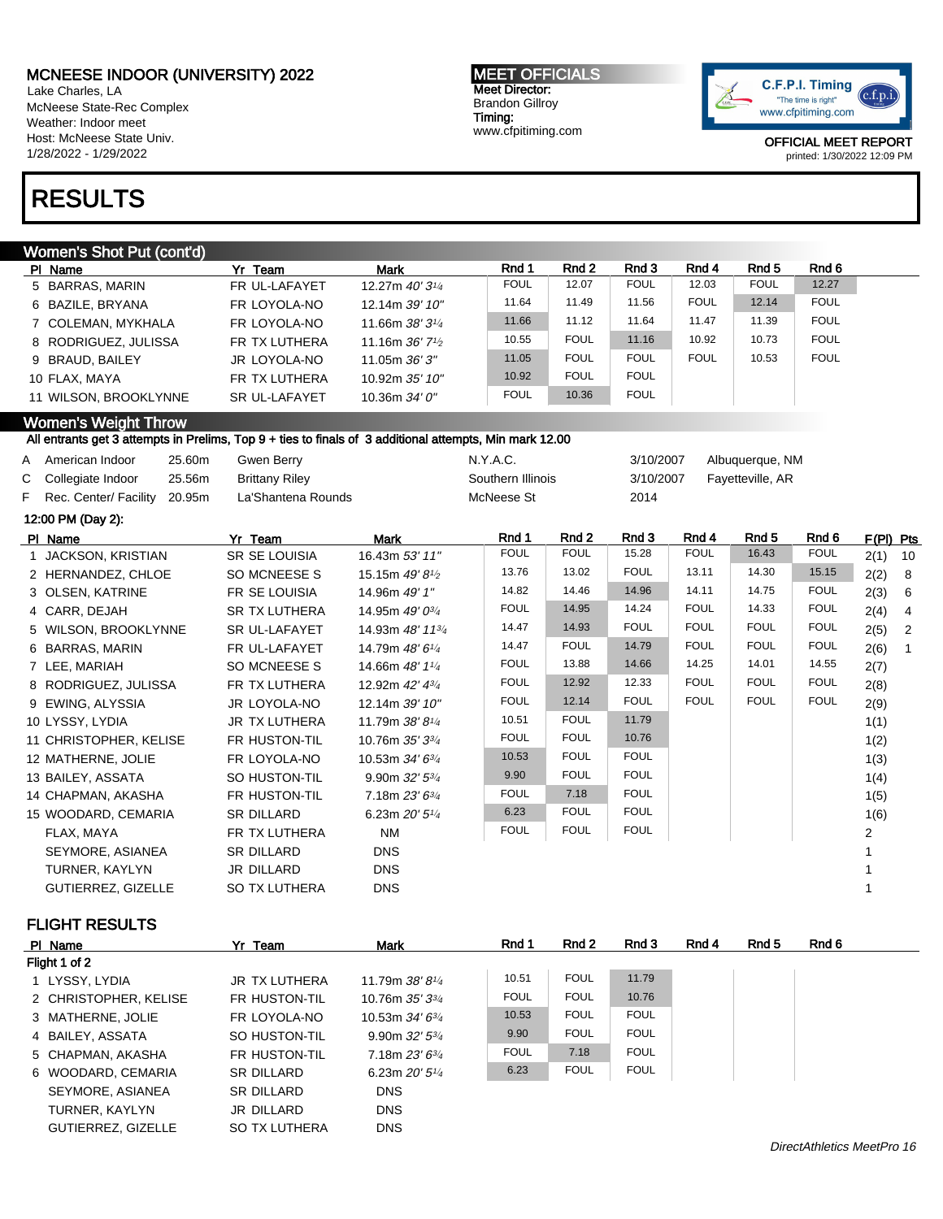# MCNEESE INDOOR (UNIVERSITY) 2022

Lake Charles, LA
McNeese State-Rec Complex
Weather: Indoor meet
Host: McNeese State Univ.
1/28/2022 - 1/29/2022

**MEET OFFICIALS**
Meet Director:
Brandon Gillroy
Timing:
www.cfpitiming.com

C.F.P.I. Timing "The time is right" www.cfpitiming.com

OFFICIAL MEET REPORT
printed: 1/30/2022 12:09 PM

# RESULTS

## Women's Shot Put (cont'd)

| Pl | Name | Yr | Team | Mark | Rnd 1 | Rnd 2 | Rnd 3 | Rnd 4 | Rnd 5 | Rnd 6 |
|---|---|---|---|---|---|---|---|---|---|---|
| 5 | BARRAS, MARIN | FR | UL-LAFAYET | 12.27m *40' 3¼* | FOUL | 12.07 | FOUL | 12.03 | FOUL | 12.27 |
| 6 | BAZILE, BRYANA | FR | LOYOLA-NO | 12.14m *39' 10"* | 11.64 | 11.49 | 11.56 | FOUL | 12.14 | FOUL |
| 7 | COLEMAN, MYKHALA | FR | LOYOLA-NO | 11.66m *38' 3¼* | 11.66 | 11.12 | 11.64 | 11.47 | 11.39 | FOUL |
| 8 | RODRIGUEZ, JULISSA | FR | TX LUTHERA | 11.16m *36' 7½* | 10.55 | FOUL | 11.16 | 10.92 | 10.73 | FOUL |
| 9 | BRAUD, BAILEY | JR | LOYOLA-NO | 11.05m *36' 3"* | 11.05 | FOUL | FOUL | FOUL | 10.53 | FOUL |
| 10 | FLAX, MAYA | FR | TX LUTHERA | 10.92m *35' 10"* | 10.92 | FOUL | FOUL | | | |
| 11 | WILSON, BROOKLYNNE | SR | UL-LAFAYET | 10.36m *34' 0"* | FOUL | 10.36 | FOUL | | | |

## Women's Weight Throw

All entrants get 3 attempts in Prelims, Top 9 + ties to finals of 3 additional attempts, Min mark 12.00

| | | | | | | |
|---|---|---|---|---|---|---|
| A | American Indoor | 25.60m | Gwen Berry | N.Y.A.C. | 3/10/2007 | Albuquerque, NM |
| C | Collegiate Indoor | 25.56m | Brittany Riley | Southern Illinois | 3/10/2007 | Fayetteville, AR |
| F | Rec. Center/ Facility | 20.95m | La'Shantena Rounds | McNeese St | 2014 | |

12:00 PM (Day 2):

| Pl | Name | Yr | Team | Mark | Rnd 1 | Rnd 2 | Rnd 3 | Rnd 4 | Rnd 5 | Rnd 6 | F(Pl) | Pts |
|---|---|---|---|---|---|---|---|---|---|---|---|---|
| 1 | JACKSON, KRISTIAN | SR | SE LOUISIA | 16.43m *53' 11"* | FOUL | FOUL | 15.28 | FOUL | 16.43 | FOUL | 2(1) | 10 |
| 2 | HERNANDEZ, CHLOE | SO | MCNEESE S | 15.15m *49' 8½* | 13.76 | 13.02 | FOUL | 13.11 | 14.30 | 15.15 | 2(2) | 8 |
| 3 | OLSEN, KATRINE | FR | SE LOUISIA | 14.96m *49' 1"* | 14.82 | 14.46 | 14.96 | 14.11 | 14.75 | FOUL | 2(3) | 6 |
| 4 | CARR, DEJAH | SR | TX LUTHERA | 14.95m *49' 0¾* | FOUL | 14.95 | 14.24 | FOUL | 14.33 | FOUL | 2(4) | 4 |
| 5 | WILSON, BROOKLYNNE | SR | UL-LAFAYET | 14.93m *48' 11¾* | 14.47 | 14.93 | FOUL | FOUL | FOUL | FOUL | 2(5) | 2 |
| 6 | BARRAS, MARIN | FR | UL-LAFAYET | 14.79m *48' 6¼* | 14.47 | FOUL | 14.79 | FOUL | FOUL | FOUL | 2(6) | 1 |
| 7 | LEE, MARIAH | SO | MCNEESE S | 14.66m *48' 1¼* | FOUL | 13.88 | 14.66 | 14.25 | 14.01 | 14.55 | 2(7) | |
| 8 | RODRIGUEZ, JULISSA | FR | TX LUTHERA | 12.92m *42' 4¾* | FOUL | 12.92 | 12.33 | FOUL | FOUL | FOUL | 2(8) | |
| 9 | EWING, ALYSSIA | JR | LOYOLA-NO | 12.14m *39' 10"* | FOUL | 12.14 | FOUL | FOUL | FOUL | FOUL | 2(9) | |
| 10 | LYSSY, LYDIA | JR | TX LUTHERA | 11.79m *38' 8¼* | 10.51 | FOUL | 11.79 | | | | 1(1) | |
| 11 | CHRISTOPHER, KELISE | FR | HUSTON-TIL | 10.76m *35' 3¾* | FOUL | FOUL | 10.76 | | | | 1(2) | |
| 12 | MATHERNE, JOLIE | FR | LOYOLA-NO | 10.53m *34' 6¾* | 10.53 | FOUL | FOUL | | | | 1(3) | |
| 13 | BAILEY, ASSATA | SO | HUSTON-TIL | 9.90m *32' 5¾* | 9.90 | FOUL | FOUL | | | | 1(4) | |
| 14 | CHAPMAN, AKASHA | FR | HUSTON-TIL | 7.18m *23' 6¾* | FOUL | 7.18 | FOUL | | | | 1(5) | |
| 15 | WOODARD, CEMARIA | SR | DILLARD | 6.23m *20' 5¼* | 6.23 | FOUL | FOUL | | | | 1(6) | |
| | FLAX, MAYA | FR | TX LUTHERA | NM | FOUL | FOUL | FOUL | | | | 2 | |
| | SEYMORE, ASIANEA | SR | DILLARD | DNS | | | | | | | 1 | |
| | TURNER, KAYLYN | JR | DILLARD | DNS | | | | | | | 1 | |
| | GUTIERREZ, GIZELLE | SO | TX LUTHERA | DNS | | | | | | | 1 | |

## FLIGHT RESULTS

| Pl | Name | Yr | Team | Mark | Rnd 1 | Rnd 2 | Rnd 3 | Rnd 4 | Rnd 5 | Rnd 6 |
|---|---|---|---|---|---|---|---|---|---|---|
| **Flight 1 of 2** | | | | | | | | | | |
| 1 | LYSSY, LYDIA | JR | TX LUTHERA | 11.79m *38' 8¼* | 10.51 | FOUL | 11.79 | | | |
| 2 | CHRISTOPHER, KELISE | FR | HUSTON-TIL | 10.76m *35' 3¾* | FOUL | FOUL | 10.76 | | | |
| 3 | MATHERNE, JOLIE | FR | LOYOLA-NO | 10.53m *34' 6¾* | 10.53 | FOUL | FOUL | | | |
| 4 | BAILEY, ASSATA | SO | HUSTON-TIL | 9.90m *32' 5¾* | 9.90 | FOUL | FOUL | | | |
| 5 | CHAPMAN, AKASHA | FR | HUSTON-TIL | 7.18m *23' 6¾* | FOUL | 7.18 | FOUL | | | |
| 6 | WOODARD, CEMARIA | SR | DILLARD | 6.23m *20' 5¼* | 6.23 | FOUL | FOUL | | | |
| | SEYMORE, ASIANEA | SR | DILLARD | DNS | | | | | | |
| | TURNER, KAYLYN | JR | DILLARD | DNS | | | | | | |
| | GUTIERREZ, GIZELLE | SO | TX LUTHERA | DNS | | | | | | |

*DirectAthletics MeetPro 16*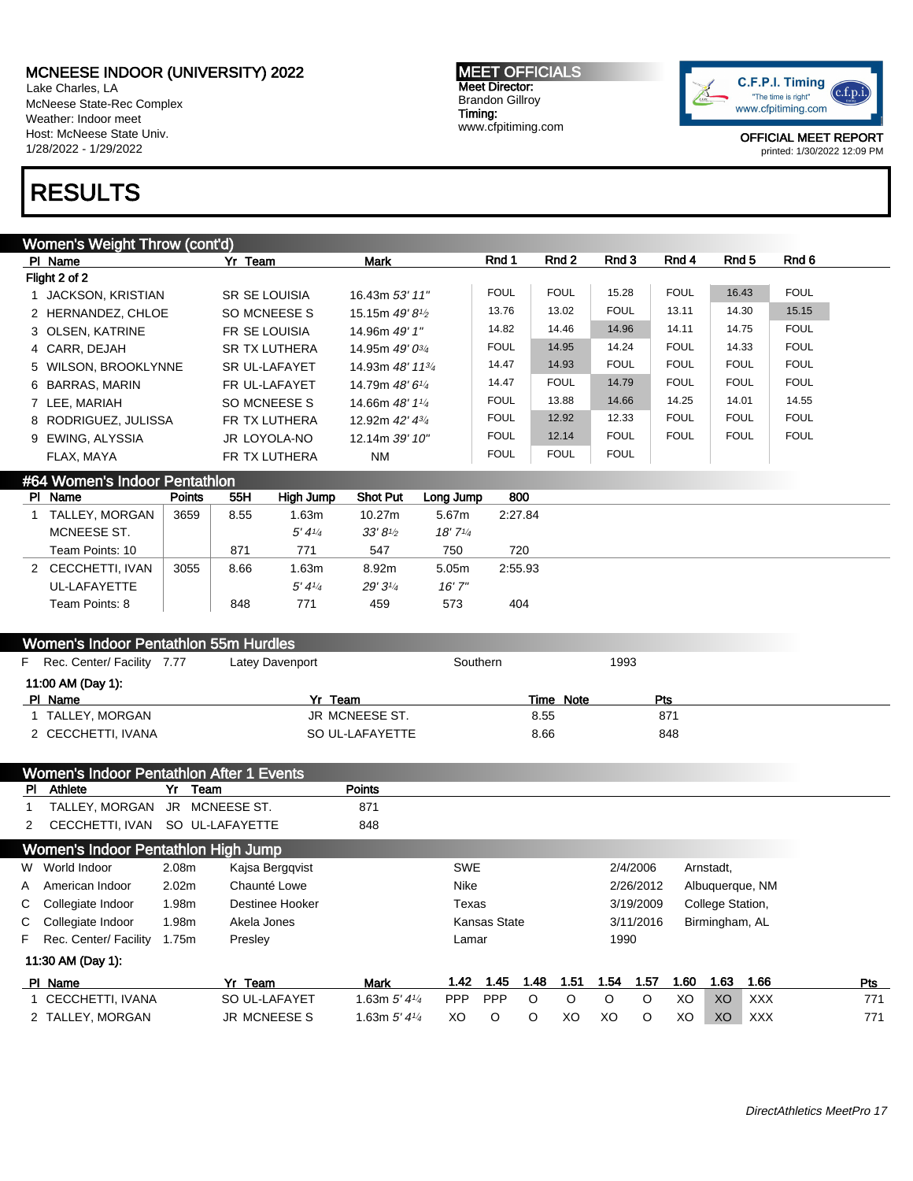MCNEESE INDOOR (UNIVERSITY) 2022
Lake Charles, LA
McNeese State-Rec Complex
Weather: Indoor meet
Host: McNeese State Univ.
1/28/2022 - 1/29/2022

**MEET OFFICIALS**
Meet Director:
Brandon Gillroy
Timing:
www.cfpitiming.com

OFFICIAL MEET REPORT
printed: 1/30/2022 12:09 PM

# RESULTS

## Women's Weight Throw (cont'd)

Flight 2 of 2

| Pl | Name | Yr | Team | Mark | Rnd 1 | Rnd 2 | Rnd 3 | Rnd 4 | Rnd 5 | Rnd 6 |
|---|---|---|---|---|---|---|---|---|---|---|
| 1 | JACKSON, KRISTIAN | SR | SE LOUISIA | 16.43m *53' 11"* | FOUL | FOUL | 15.28 | FOUL | 16.43 | FOUL |
| 2 | HERNANDEZ, CHLOE | SO | MCNEESE S | 15.15m *49' 8½* | 13.76 | 13.02 | FOUL | 13.11 | 14.30 | 15.15 |
| 3 | OLSEN, KATRINE | FR | SE LOUISIA | 14.96m *49' 1"* | 14.82 | 14.46 | 14.96 | 14.11 | 14.75 | FOUL |
| 4 | CARR, DEJAH | SR | TX LUTHERA | 14.95m *49' 0¾* | FOUL | 14.95 | 14.24 | FOUL | 14.33 | FOUL |
| 5 | WILSON, BROOKLYNNE | SR | UL-LAFAYET | 14.93m *48' 11¾* | 14.47 | 14.93 | FOUL | FOUL | FOUL | FOUL |
| 6 | BARRAS, MARIN | FR | UL-LAFAYET | 14.79m *48' 6¼* | 14.47 | FOUL | 14.79 | FOUL | FOUL | FOUL |
| 7 | LEE, MARIAH | SO | MCNEESE S | 14.66m *48' 1¼* | FOUL | 13.88 | 14.66 | 14.25 | 14.01 | 14.55 |
| 8 | RODRIGUEZ, JULISSA | FR | TX LUTHERA | 12.92m *42' 4¾* | FOUL | 12.92 | 12.33 | FOUL | FOUL | FOUL |
| 9 | EWING, ALYSSIA | JR | LOYOLA-NO | 12.14m *39' 10"* | FOUL | 12.14 | FOUL | FOUL | FOUL | FOUL |
| | FLAX, MAYA | FR | TX LUTHERA | NM | FOUL | FOUL | FOUL | | | |

## #64 Women's Indoor Pentathlon

| Pl | Name | Points | 55H | High Jump | Shot Put | Long Jump | 800 |
|---|---|---|---|---|---|---|---|
| 1 | TALLEY, MORGAN | 3659 | 8.55 | 1.63m | 10.27m | 5.67m | 2:27.84 |
| | MCNEESE ST. | | | *5' 4¼* | *33' 8½* | *18' 7¼* | |
| | Team Points: 10 | | 871 | 771 | 547 | 750 | 720 |
| 2 | CECCHETTI, IVAN | 3055 | 8.66 | 1.63m | 8.92m | 5.05m | 2:55.93 |
| | UL-LAFAYETTE | | | *5' 4¼* | *29' 3¼* | *16' 7"* | |
| | Team Points: 8 | | 848 | 771 | 459 | 573 | 404 |

## Women's Indoor Pentathlon 55m Hurdles

| | | | | | |
|---|---|---|---|---|---|
| F | Rec. Center/ Facility | 7.77 | Latey Davenport | Southern | 1993 |

11:00 AM (Day 1):

| Pl | Name | Yr | Team | Time | Note | Pts |
|---|---|---|---|---|---|---|
| 1 | TALLEY, MORGAN | JR | MCNEESE ST. | 8.55 | | 871 |
| 2 | CECCHETTI, IVANA | SO | UL-LAFAYETTE | 8.66 | | 848 |

## Women's Indoor Pentathlon After 1 Events

| Pl | Athlete | Yr | Team | Points |
|---|---|---|---|---|
| 1 | TALLEY, MORGAN | JR | MCNEESE ST. | 871 |
| 2 | CECCHETTI, IVAN | SO | UL-LAFAYETTE | 848 |

## Women's Indoor Pentathlon High Jump

| | | | | | | |
|---|---|---|---|---|---|---|
| W | World Indoor | 2.08m | Kajsa Bergqvist | SWE | 2/4/2006 | Arnstadt, |
| A | American Indoor | 2.02m | Chaunté Lowe | Nike | 2/26/2012 | Albuquerque, NM |
| C | Collegiate Indoor | 1.98m | Destinee Hooker | Texas | 3/19/2009 | College Station, |
| C | Collegiate Indoor | 1.98m | Akela Jones | Kansas State | 3/11/2016 | Birmingham, AL |
| F | Rec. Center/ Facility | 1.75m | Presley | Lamar | 1990 | |

11:30 AM (Day 1):

| Pl | Name | Yr | Team | Mark | 1.42 | 1.45 | 1.48 | 1.51 | 1.54 | 1.57 | 1.60 | 1.63 | 1.66 | Pts |
|---|---|---|---|---|---|---|---|---|---|---|---|---|---|---|
| 1 | CECCHETTI, IVANA | SO | UL-LAFAYET | 1.63m *5' 4¼* | PPP | PPP | O | O | O | O | XO | XO | XXX | 771 |
| 2 | TALLEY, MORGAN | JR | MCNEESE S | 1.63m *5' 4¼* | XO | O | O | XO | XO | O | XO | XO | XXX | 771 |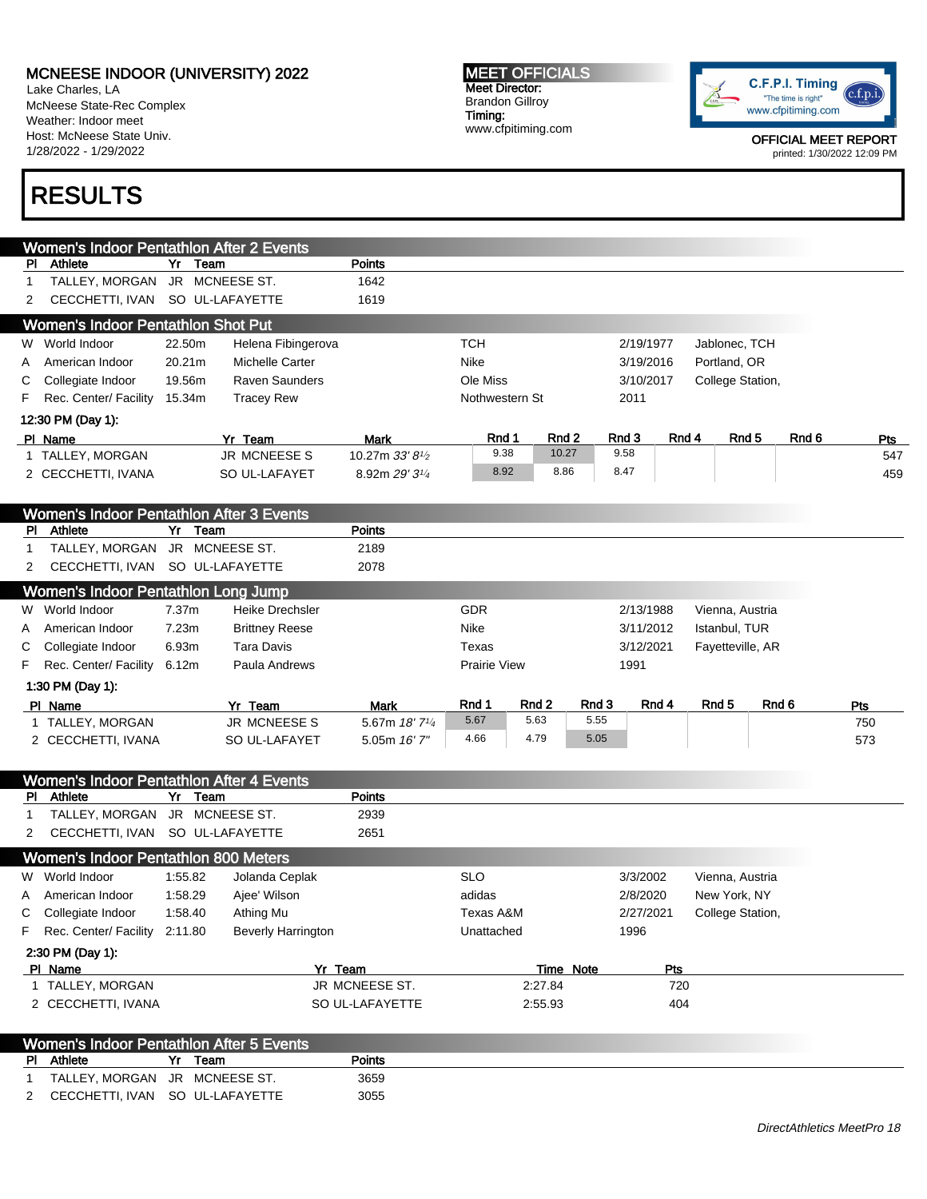**MCNEESE INDOOR (UNIVERSITY) 2022**
Lake Charles, LA
McNeese State-Rec Complex
Weather: Indoor meet
Host: McNeese State Univ.
1/28/2022 - 1/29/2022

**MEET OFFICIALS**
Meet Director:
Brandon Gillroy
Timing:
www.cfpitiming.com

OFFICIAL MEET REPORT
printed: 1/30/2022 12:09 PM

# RESULTS

## Women's Indoor Pentathlon After 2 Events

| Pl | Athlete | Yr | Team | Points |
|---|---|---|---|---|
| 1 | TALLEY, MORGAN | JR | MCNEESE ST. | 1642 |
| 2 | CECCHETTI, IVAN | SO | UL-LAFAYETTE | 1619 |

## Women's Indoor Pentathlon Shot Put

| | | Mark | Athlete | Team | Date | Location |
|---|---|---|---|---|---|---|
| W | World Indoor | 22.50m | Helena Fibingerova | TCH | 2/19/1977 | Jablonec, TCH |
| A | American Indoor | 20.21m | Michelle Carter | Nike | 3/19/2016 | Portland, OR |
| C | Collegiate Indoor | 19.56m | Raven Saunders | Ole Miss | 3/10/2017 | College Station, |
| F | Rec. Center/ Facility | 15.34m | Tracey Rew | Nothwestern St | 2011 | |

12:30 PM (Day 1):

| Pl | Name | Yr | Team | Mark | Rnd 1 | Rnd 2 | Rnd 3 | Rnd 4 | Rnd 5 | Rnd 6 | Pts |
|---|---|---|---|---|---|---|---|---|---|---|---|
| 1 | TALLEY, MORGAN | JR | MCNEESE S | 10.27m *33' 8½* | 9.38 | 10.27 | 9.58 | | | | 547 |
| 2 | CECCHETTI, IVANA | SO | UL-LAFAYET | 8.92m *29' 3¼* | 8.92 | 8.86 | 8.47 | | | | 459 |

## Women's Indoor Pentathlon After 3 Events

| Pl | Athlete | Yr | Team | Points |
|---|---|---|---|---|
| 1 | TALLEY, MORGAN | JR | MCNEESE ST. | 2189 |
| 2 | CECCHETTI, IVAN | SO | UL-LAFAYETTE | 2078 |

## Women's Indoor Pentathlon Long Jump

| | | Mark | Athlete | Team | Date | Location |
|---|---|---|---|---|---|---|
| W | World Indoor | 7.37m | Heike Drechsler | GDR | 2/13/1988 | Vienna, Austria |
| A | American Indoor | 7.23m | Brittney Reese | Nike | 3/11/2012 | Istanbul, TUR |
| C | Collegiate Indoor | 6.93m | Tara Davis | Texas | 3/12/2021 | Fayetteville, AR |
| F | Rec. Center/ Facility | 6.12m | Paula Andrews | Prairie View | 1991 | |

1:30 PM (Day 1):

| Pl | Name | Yr | Team | Mark | Rnd 1 | Rnd 2 | Rnd 3 | Rnd 4 | Rnd 5 | Rnd 6 | Pts |
|---|---|---|---|---|---|---|---|---|---|---|---|
| 1 | TALLEY, MORGAN | JR | MCNEESE S | 5.67m *18' 7¼* | 5.67 | 5.63 | 5.55 | | | | 750 |
| 2 | CECCHETTI, IVANA | SO | UL-LAFAYET | 5.05m *16' 7"* | 4.66 | 4.79 | 5.05 | | | | 573 |

## Women's Indoor Pentathlon After 4 Events

| Pl | Athlete | Yr | Team | Points |
|---|---|---|---|---|
| 1 | TALLEY, MORGAN | JR | MCNEESE ST. | 2939 |
| 2 | CECCHETTI, IVAN | SO | UL-LAFAYETTE | 2651 |

## Women's Indoor Pentathlon 800 Meters

| | | Mark | Athlete | Team | Date | Location |
|---|---|---|---|---|---|---|
| W | World Indoor | 1:55.82 | Jolanda Ceplak | SLO | 3/3/2002 | Vienna, Austria |
| A | American Indoor | 1:58.29 | Ajee' Wilson | adidas | 2/8/2020 | New York, NY |
| C | Collegiate Indoor | 1:58.40 | Athing Mu | Texas A&M | 2/27/2021 | College Station, |
| F | Rec. Center/ Facility | 2:11.80 | Beverly Harrington | Unattached | 1996 | |

2:30 PM (Day 1):

| Pl | Name | Yr | Team | Time | Note | Pts |
|---|---|---|---|---|---|---|
| 1 | TALLEY, MORGAN | JR | MCNEESE ST. | 2:27.84 | | 720 |
| 2 | CECCHETTI, IVANA | SO | UL-LAFAYETTE | 2:55.93 | | 404 |

## Women's Indoor Pentathlon After 5 Events

| Pl | Athlete | Yr | Team | Points |
|---|---|---|---|---|
| 1 | TALLEY, MORGAN | JR | MCNEESE ST. | 3659 |
| 2 | CECCHETTI, IVAN | SO | UL-LAFAYETTE | 3055 |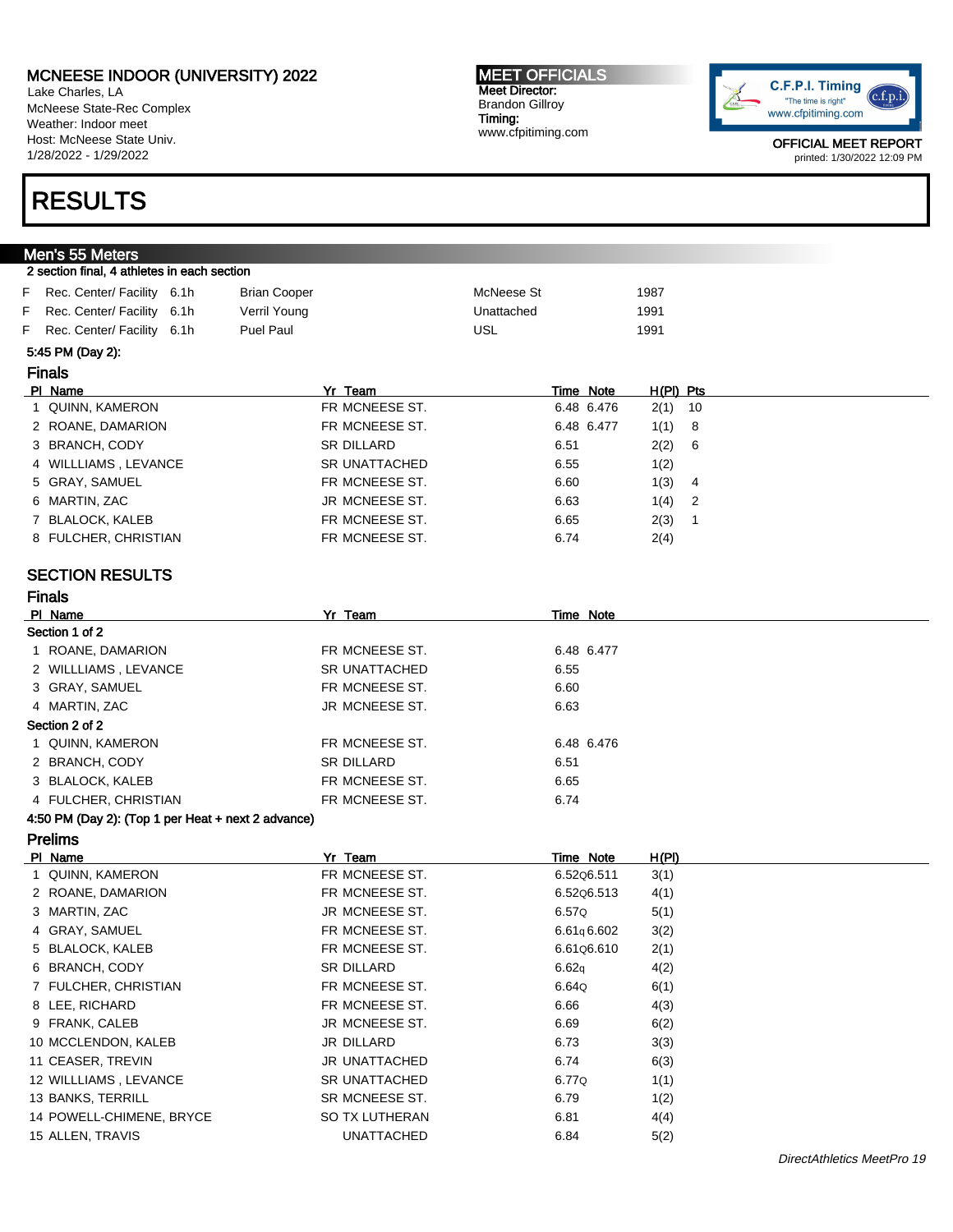# MCNEESE INDOOR (UNIVERSITY) 2022

Lake Charles, LA
McNeese State-Rec Complex
Weather: Indoor meet
Host: McNeese State Univ.
1/28/2022 - 1/29/2022

**MEET OFFICIALS**
Meet Director:
Brandon Gillroy
Timing:
www.cfpitiming.com

C.F.P.I. Timing
"The time is right"
www.cfpitiming.com

OFFICIAL MEET REPORT
printed: 1/30/2022 12:09 PM

# RESULTS

## Men's 55 Meters

2 section final, 4 athletes in each section

| | | | | | |
|---|---|---|---|---|---|
| F | Rec. Center/ Facility | 6.1h | Brian Cooper | McNeese St | 1987 |
| F | Rec. Center/ Facility | 6.1h | Verril Young | Unattached | 1991 |
| F | Rec. Center/ Facility | 6.1h | Puel Paul | USL | 1991 |

5:45 PM (Day 2):

### Finals

| Pl | Name | Yr | Team | Time | Note | H(Pl) | Pts |
|---|---|---|---|---|---|---|---|
| 1 | QUINN, KAMERON | FR | MCNEESE ST. | 6.48 | 6.476 | 2(1) | 10 |
| 2 | ROANE, DAMARION | FR | MCNEESE ST. | 6.48 | 6.477 | 1(1) | 8 |
| 3 | BRANCH, CODY | SR | DILLARD | 6.51 | | 2(2) | 6 |
| 4 | WILLLIAMS , LEVANCE | SR | UNATTACHED | 6.55 | | 1(2) | |
| 5 | GRAY, SAMUEL | FR | MCNEESE ST. | 6.60 | | 1(3) | 4 |
| 6 | MARTIN, ZAC | JR | MCNEESE ST. | 6.63 | | 1(4) | 2 |
| 7 | BLALOCK, KALEB | FR | MCNEESE ST. | 6.65 | | 2(3) | 1 |
| 8 | FULCHER, CHRISTIAN | FR | MCNEESE ST. | 6.74 | | 2(4) | |

## SECTION RESULTS

### Finals

| Pl | Name | Yr | Team | Time | Note |
|---|---|---|---|---|---|
| **Section 1 of 2** | | | | | |
| 1 | ROANE, DAMARION | FR | MCNEESE ST. | 6.48 | 6.477 |
| 2 | WILLLIAMS , LEVANCE | SR | UNATTACHED | 6.55 | |
| 3 | GRAY, SAMUEL | FR | MCNEESE ST. | 6.60 | |
| 4 | MARTIN, ZAC | JR | MCNEESE ST. | 6.63 | |
| **Section 2 of 2** | | | | | |
| 1 | QUINN, KAMERON | FR | MCNEESE ST. | 6.48 | 6.476 |
| 2 | BRANCH, CODY | SR | DILLARD | 6.51 | |
| 3 | BLALOCK, KALEB | FR | MCNEESE ST. | 6.65 | |
| 4 | FULCHER, CHRISTIAN | FR | MCNEESE ST. | 6.74 | |

4:50 PM (Day 2): (Top 1 per Heat + next 2 advance)

### Prelims

| Pl | Name | Yr | Team | Time | Note | H(Pl) |
|---|---|---|---|---|---|---|
| 1 | QUINN, KAMERON | FR | MCNEESE ST. | 6.52Q | 6.511 | 3(1) |
| 2 | ROANE, DAMARION | FR | MCNEESE ST. | 6.52Q | 6.513 | 4(1) |
| 3 | MARTIN, ZAC | JR | MCNEESE ST. | 6.57Q | | 5(1) |
| 4 | GRAY, SAMUEL | FR | MCNEESE ST. | 6.61q | 6.602 | 3(2) |
| 5 | BLALOCK, KALEB | FR | MCNEESE ST. | 6.61Q | 6.610 | 2(1) |
| 6 | BRANCH, CODY | SR | DILLARD | 6.62q | | 4(2) |
| 7 | FULCHER, CHRISTIAN | FR | MCNEESE ST. | 6.64Q | | 6(1) |
| 8 | LEE, RICHARD | FR | MCNEESE ST. | 6.66 | | 4(3) |
| 9 | FRANK, CALEB | JR | MCNEESE ST. | 6.69 | | 6(2) |
| 10 | MCCLENDON, KALEB | JR | DILLARD | 6.73 | | 3(3) |
| 11 | CEASER, TREVIN | JR | UNATTACHED | 6.74 | | 6(3) |
| 12 | WILLLIAMS , LEVANCE | SR | UNATTACHED | 6.77Q | | 1(1) |
| 13 | BANKS, TERRILL | SR | MCNEESE ST. | 6.79 | | 1(2) |
| 14 | POWELL-CHIMENE, BRYCE | SO | TX LUTHERAN | 6.81 | | 4(4) |
| 15 | ALLEN, TRAVIS | | UNATTACHED | 6.84 | | 5(2) |

*DirectAthletics MeetPro 19*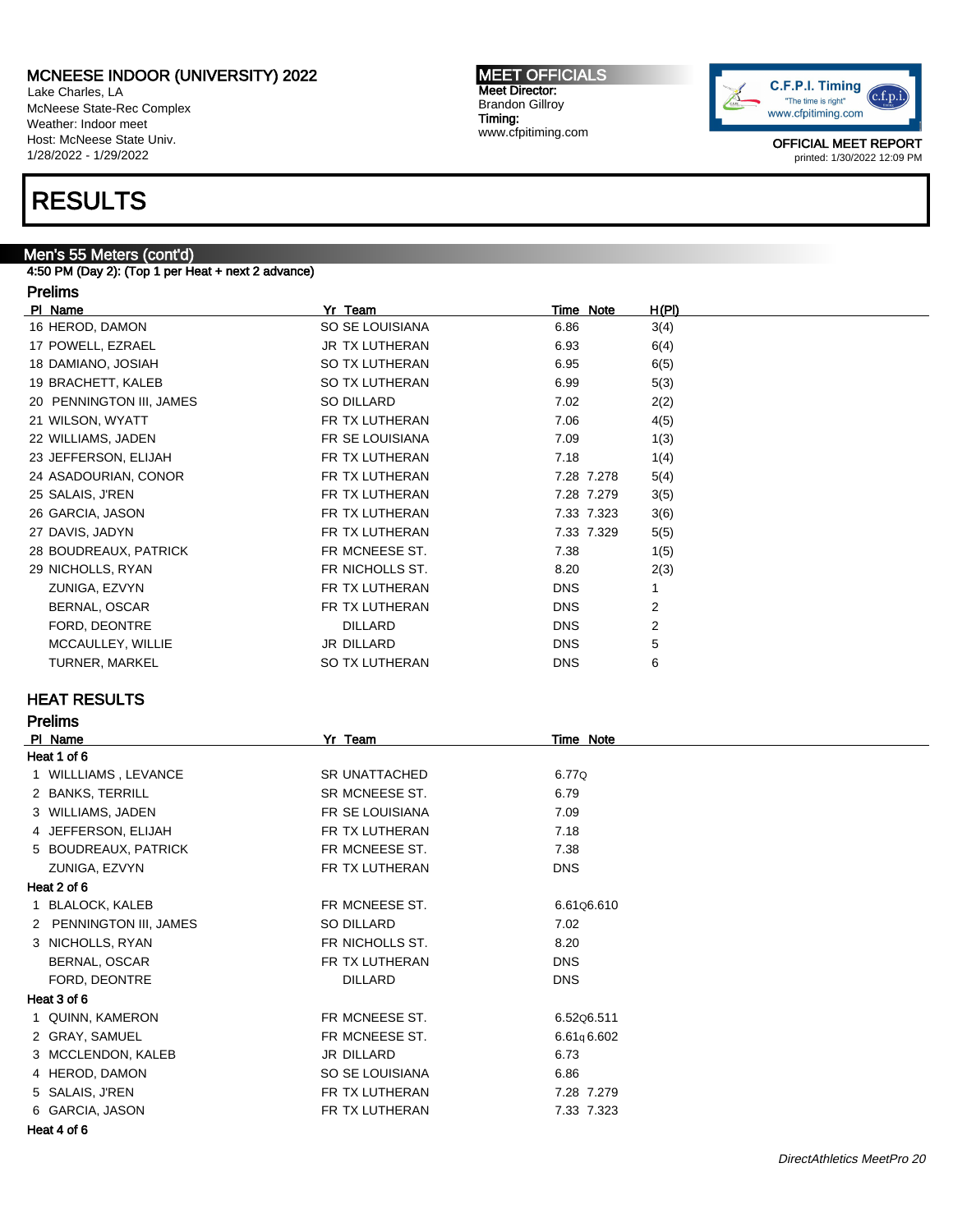# MCNEESE INDOOR (UNIVERSITY) 2022

Lake Charles, LA
McNeese State-Rec Complex
Weather: Indoor meet
Host: McNeese State Univ.
1/28/2022 - 1/29/2022

**MEET OFFICIALS**
Meet Director:
Brandon Gillroy
Timing:
www.cfpitiming.com

OFFICIAL MEET REPORT
printed: 1/30/2022 12:09 PM

# RESULTS

## Men's 55 Meters (cont'd)

4:50 PM (Day 2): (Top 1 per Heat + next 2 advance)

### Prelims

| Pl | Name | Yr | Team | Time | Note | H(Pl) |
|---|---|---|---|---|---|---|
| 16 | HEROD, DAMON | SO | SE LOUISIANA | 6.86 | | 3(4) |
| 17 | POWELL, EZRAEL | JR | TX LUTHERAN | 6.93 | | 6(4) |
| 18 | DAMIANO, JOSIAH | SO | TX LUTHERAN | 6.95 | | 6(5) |
| 19 | BRACHETT, KALEB | SO | TX LUTHERAN | 6.99 | | 5(3) |
| 20 | PENNINGTON III, JAMES | SO | DILLARD | 7.02 | | 2(2) |
| 21 | WILSON, WYATT | FR | TX LUTHERAN | 7.06 | | 4(5) |
| 22 | WILLIAMS, JADEN | FR | SE LOUISIANA | 7.09 | | 1(3) |
| 23 | JEFFERSON, ELIJAH | FR | TX LUTHERAN | 7.18 | | 1(4) |
| 24 | ASADOURIAN, CONOR | FR | TX LUTHERAN | 7.28 | 7.278 | 5(4) |
| 25 | SALAIS, J'REN | FR | TX LUTHERAN | 7.28 | 7.279 | 3(5) |
| 26 | GARCIA, JASON | FR | TX LUTHERAN | 7.33 | 7.323 | 3(6) |
| 27 | DAVIS, JADYN | FR | TX LUTHERAN | 7.33 | 7.329 | 5(5) |
| 28 | BOUDREAUX, PATRICK | FR | MCNEESE ST. | 7.38 | | 1(5) |
| 29 | NICHOLLS, RYAN | FR | NICHOLLS ST. | 8.20 | | 2(3) |
| | ZUNIGA, EZVYN | FR | TX LUTHERAN | DNS | | 1 |
| | BERNAL, OSCAR | FR | TX LUTHERAN | DNS | | 2 |
| | FORD, DEONTRE | | DILLARD | DNS | | 2 |
| | MCCAULLEY, WILLIE | JR | DILLARD | DNS | | 5 |
| | TURNER, MARKEL | SO | TX LUTHERAN | DNS | | 6 |

## HEAT RESULTS

### Prelims

| Pl | Name | Yr | Team | Time | Note |
|---|---|---|---|---|---|
| **Heat 1 of 6** | | | | | |
| 1 | WILLLIAMS , LEVANCE | SR | UNATTACHED | 6.77Q | |
| 2 | BANKS, TERRILL | SR | MCNEESE ST. | 6.79 | |
| 3 | WILLIAMS, JADEN | FR | SE LOUISIANA | 7.09 | |
| 4 | JEFFERSON, ELIJAH | FR | TX LUTHERAN | 7.18 | |
| 5 | BOUDREAUX, PATRICK | FR | MCNEESE ST. | 7.38 | |
| | ZUNIGA, EZVYN | FR | TX LUTHERAN | DNS | |
| **Heat 2 of 6** | | | | | |
| 1 | BLALOCK, KALEB | | FR MCNEESE ST. | 6.61Q | 6.610 |
| 2 | PENNINGTON III, JAMES | SO | DILLARD | 7.02 | |
| 3 | NICHOLLS, RYAN | FR | NICHOLLS ST. | 8.20 | |
| | BERNAL, OSCAR | FR | TX LUTHERAN | DNS | |
| | FORD, DEONTRE | | DILLARD | DNS | |
| **Heat 3 of 6** | | | | | |
| 1 | QUINN, KAMERON | FR | MCNEESE ST. | 6.52Q | 6.511 |
| 2 | GRAY, SAMUEL | FR | MCNEESE ST. | 6.61q | 6.602 |
| 3 | MCCLENDON, KALEB | JR | DILLARD | 6.73 | |
| 4 | HEROD, DAMON | SO | SE LOUISIANA | 6.86 | |
| 5 | SALAIS, J'REN | FR | TX LUTHERAN | 7.28 | 7.279 |
| 6 | GARCIA, JASON | FR | TX LUTHERAN | 7.33 | 7.323 |
| **Heat 4 of 6** | | | | | |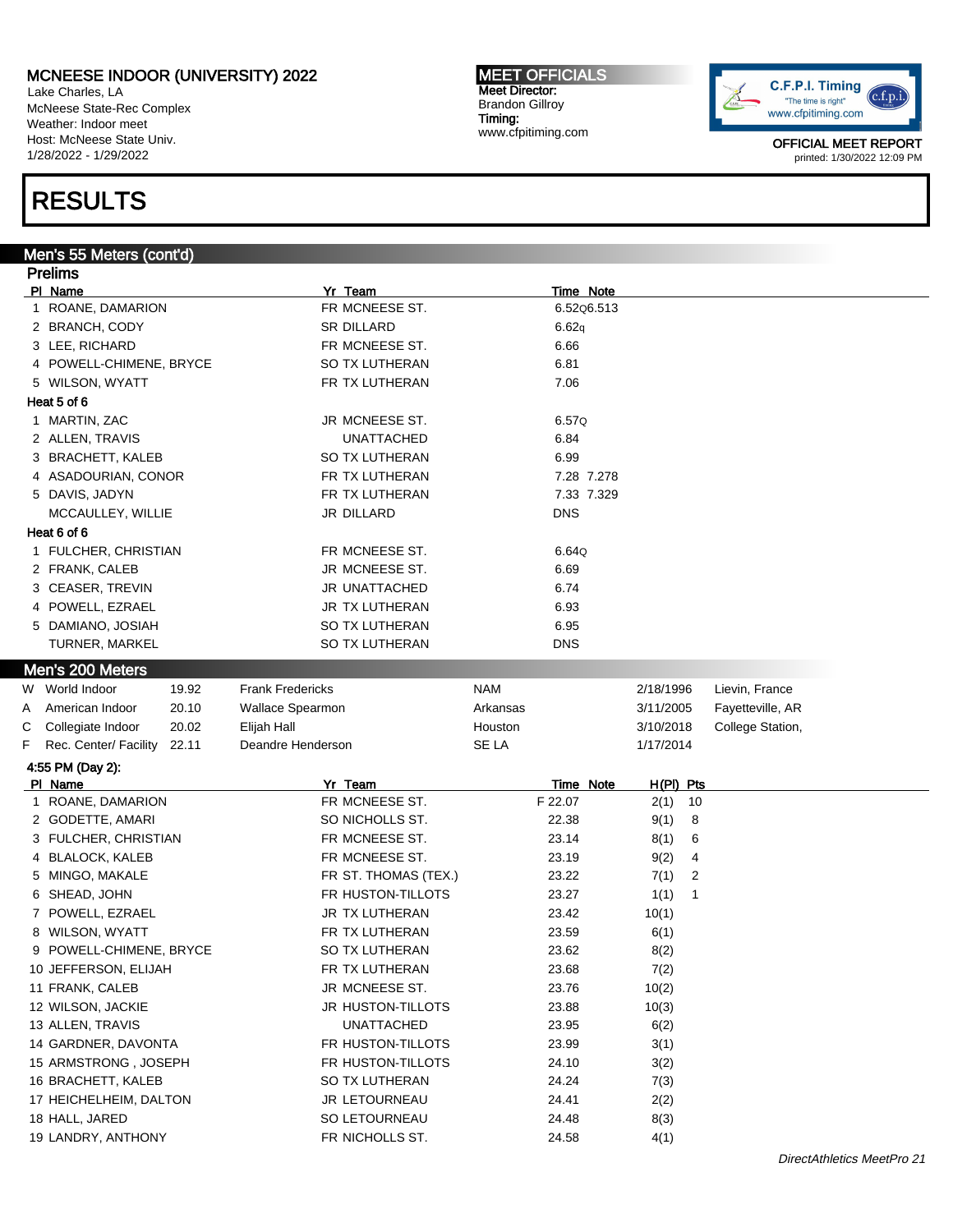# MCNEESE INDOOR (UNIVERSITY) 2022

Lake Charles, LA
McNeese State-Rec Complex
Weather: Indoor meet
Host: McNeese State Univ.
1/28/2022 - 1/29/2022

**MEET OFFICIALS**
Meet Director:
Brandon Gillroy
Timing:
www.cfpitiming.com

OFFICIAL MEET REPORT
printed: 1/30/2022 12:09 PM

# RESULTS

## Men's 55 Meters (cont'd)

### Prelims

| Pl | Name | Yr | Team | Time | Note |
|---|---|---|---|---|---|
| 1 | ROANE, DAMARION | FR | MCNEESE ST. | 6.52Q | 6.513 |
| 2 | BRANCH, CODY | SR | DILLARD | 6.62q | |
| 3 | LEE, RICHARD | FR | MCNEESE ST. | 6.66 | |
| 4 | POWELL-CHIMENE, BRYCE | SO | TX LUTHERAN | 6.81 | |
| 5 | WILSON, WYATT | FR | TX LUTHERAN | 7.06 | |

**Heat 5 of 6**

| Pl | Name | Yr | Team | Time | Note |
|---|---|---|---|---|---|
| 1 | MARTIN, ZAC | JR | MCNEESE ST. | 6.57Q | |
| 2 | ALLEN, TRAVIS | | UNATTACHED | 6.84 | |
| 3 | BRACHETT, KALEB | SO | TX LUTHERAN | 6.99 | |
| 4 | ASADOURIAN, CONOR | FR | TX LUTHERAN | 7.28 | 7.278 |
| 5 | DAVIS, JADYN | FR | TX LUTHERAN | 7.33 | 7.329 |
| | MCCAULLEY, WILLIE | JR | DILLARD | DNS | |

**Heat 6 of 6**

| Pl | Name | Yr | Team | Time | Note |
|---|---|---|---|---|---|
| 1 | FULCHER, CHRISTIAN | FR | MCNEESE ST. | 6.64Q | |
| 2 | FRANK, CALEB | JR | MCNEESE ST. | 6.69 | |
| 3 | CEASER, TREVIN | JR | UNATTACHED | 6.74 | |
| 4 | POWELL, EZRAEL | JR | TX LUTHERAN | 6.93 | |
| 5 | DAMIANO, JOSIAH | SO | TX LUTHERAN | 6.95 | |
| | TURNER, MARKEL | SO | TX LUTHERAN | DNS | |

## Men's 200 Meters

| | Record | Mark | Name | Team | Date | Location |
|---|---|---|---|---|---|---|
| W | World Indoor | 19.92 | Frank Fredericks | NAM | 2/18/1996 | Lievin, France |
| A | American Indoor | 20.10 | Wallace Spearmon | Arkansas | 3/11/2005 | Fayetteville, AR |
| C | Collegiate Indoor | 20.02 | Elijah Hall | Houston | 3/10/2018 | College Station, |
| F | Rec. Center/ Facility | 22.11 | Deandre Henderson | SE LA | 1/17/2014 | |

**4:55 PM (Day 2):**

| Pl | Name | Yr | Team | Time | Note | H(Pl) | Pts |
|---|---|---|---|---|---|---|---|
| 1 | ROANE, DAMARION | FR | MCNEESE ST. | F 22.07 | | 2(1) | 10 |
| 2 | GODETTE, AMARI | SO | NICHOLLS ST. | 22.38 | | 9(1) | 8 |
| 3 | FULCHER, CHRISTIAN | FR | MCNEESE ST. | 23.14 | | 8(1) | 6 |
| 4 | BLALOCK, KALEB | FR | MCNEESE ST. | 23.19 | | 9(2) | 4 |
| 5 | MINGO, MAKALE | FR | ST. THOMAS (TEX.) | 23.22 | | 7(1) | 2 |
| 6 | SHEAD, JOHN | FR | HUSTON-TILLOTS | 23.27 | | 1(1) | 1 |
| 7 | POWELL, EZRAEL | JR | TX LUTHERAN | 23.42 | | 10(1) | |
| 8 | WILSON, WYATT | FR | TX LUTHERAN | 23.59 | | 6(1) | |
| 9 | POWELL-CHIMENE, BRYCE | SO | TX LUTHERAN | 23.62 | | 8(2) | |
| 10 | JEFFERSON, ELIJAH | FR | TX LUTHERAN | 23.68 | | 7(2) | |
| 11 | FRANK, CALEB | JR | MCNEESE ST. | 23.76 | | 10(2) | |
| 12 | WILSON, JACKIE | JR | HUSTON-TILLOTS | 23.88 | | 10(3) | |
| 13 | ALLEN, TRAVIS | | UNATTACHED | 23.95 | | 6(2) | |
| 14 | GARDNER, DAVONTA | FR | HUSTON-TILLOTS | 23.99 | | 3(1) | |
| 15 | ARMSTRONG , JOSEPH | FR | HUSTON-TILLOTS | 24.10 | | 3(2) | |
| 16 | BRACHETT, KALEB | SO | TX LUTHERAN | 24.24 | | 7(3) | |
| 17 | HEICHELHEIM, DALTON | JR | LETOURNEAU | 24.41 | | 2(2) | |
| 18 | HALL, JARED | SO | LETOURNEAU | 24.48 | | 8(3) | |
| 19 | LANDRY, ANTHONY | FR | NICHOLLS ST. | 24.58 | | 4(1) | |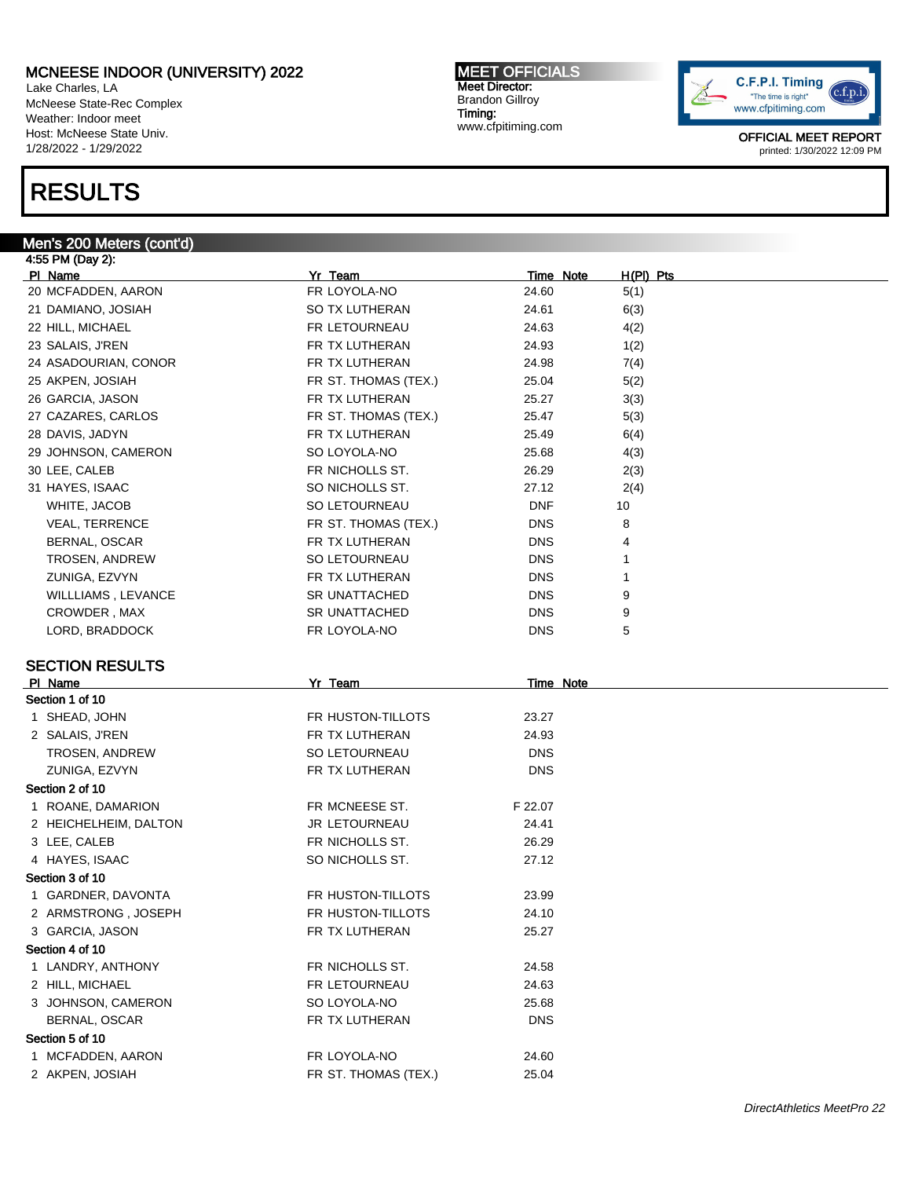# RESULTS

## Men's 200 Meters (cont'd)

4:55 PM (Day 2):

| Pl | Name | Yr | Team | Time | Note | H(Pl) | Pts |
|---|---|---|---|---|---|---|---|
| 20 | MCFADDEN, AARON | FR | LOYOLA-NO | 24.60 | | 5(1) | |
| 21 | DAMIANO, JOSIAH | SO | TX LUTHERAN | 24.61 | | 6(3) | |
| 22 | HILL, MICHAEL | FR | LETOURNEAU | 24.63 | | 4(2) | |
| 23 | SALAIS, J'REN | FR | TX LUTHERAN | 24.93 | | 1(2) | |
| 24 | ASADOURIAN, CONOR | FR | TX LUTHERAN | 24.98 | | 7(4) | |
| 25 | AKPEN, JOSIAH | FR | ST. THOMAS (TEX.) | 25.04 | | 5(2) | |
| 26 | GARCIA, JASON | FR | TX LUTHERAN | 25.27 | | 3(3) | |
| 27 | CAZARES, CARLOS | FR | ST. THOMAS (TEX.) | 25.47 | | 5(3) | |
| 28 | DAVIS, JADYN | FR | TX LUTHERAN | 25.49 | | 6(4) | |
| 29 | JOHNSON, CAMERON | SO | LOYOLA-NO | 25.68 | | 4(3) | |
| 30 | LEE, CALEB | FR | NICHOLLS ST. | 26.29 | | 2(3) | |
| 31 | HAYES, ISAAC | SO | NICHOLLS ST. | 27.12 | | 2(4) | |
| | WHITE, JACOB | SO | LETOURNEAU | DNF | | 10 | |
| | VEAL, TERRENCE | FR | ST. THOMAS (TEX.) | DNS | | 8 | |
| | BERNAL, OSCAR | FR | TX LUTHERAN | DNS | | 4 | |
| | TROSEN, ANDREW | SO | LETOURNEAU | DNS | | 1 | |
| | ZUNIGA, EZVYN | FR | TX LUTHERAN | DNS | | 1 | |
| | WILLLIAMS , LEVANCE | SR | UNATTACHED | DNS | | 9 | |
| | CROWDER , MAX | SR | UNATTACHED | DNS | | 9 | |
| | LORD, BRADDOCK | FR | LOYOLA-NO | DNS | | 5 | |

### SECTION RESULTS

| Pl | Name | Yr | Team | Time | Note |
|---|---|---|---|---|---|
| **Section 1 of 10** | | | | | |
| 1 | SHEAD, JOHN | FR | HUSTON-TILLOTS | 23.27 | |
| 2 | SALAIS, J'REN | FR | TX LUTHERAN | 24.93 | |
| | TROSEN, ANDREW | SO | LETOURNEAU | DNS | |
| | ZUNIGA, EZVYN | FR | TX LUTHERAN | DNS | |
| **Section 2 of 10** | | | | | |
| 1 | ROANE, DAMARION | FR | MCNEESE ST. | F 22.07 | |
| 2 | HEICHELHEIM, DALTON | JR | LETOURNEAU | 24.41 | |
| 3 | LEE, CALEB | FR | NICHOLLS ST. | 26.29 | |
| 4 | HAYES, ISAAC | SO | NICHOLLS ST. | 27.12 | |
| **Section 3 of 10** | | | | | |
| 1 | GARDNER, DAVONTA | FR | HUSTON-TILLOTS | 23.99 | |
| 2 | ARMSTRONG , JOSEPH | FR | HUSTON-TILLOTS | 24.10 | |
| 3 | GARCIA, JASON | FR | TX LUTHERAN | 25.27 | |
| **Section 4 of 10** | | | | | |
| 1 | LANDRY, ANTHONY | FR | NICHOLLS ST. | 24.58 | |
| 2 | HILL, MICHAEL | FR | LETOURNEAU | 24.63 | |
| 3 | JOHNSON, CAMERON | SO | LOYOLA-NO | 25.68 | |
| | BERNAL, OSCAR | FR | TX LUTHERAN | DNS | |
| **Section 5 of 10** | | | | | |
| 1 | MCFADDEN, AARON | FR | LOYOLA-NO | 24.60 | |
| 2 | AKPEN, JOSIAH | FR | ST. THOMAS (TEX.) | 25.04 | |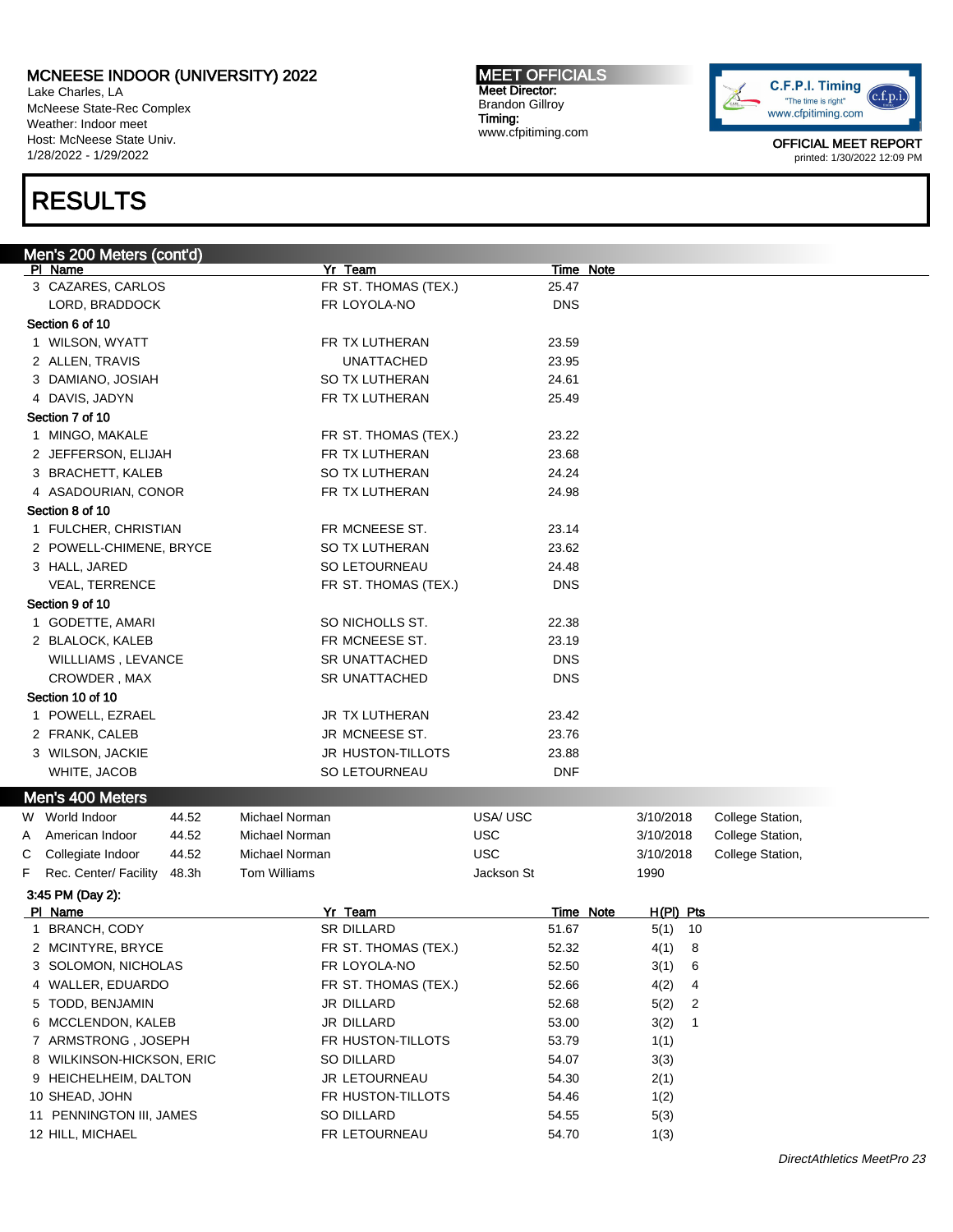# MCNEESE INDOOR (UNIVERSITY) 2022

Lake Charles, LA
McNeese State-Rec Complex
Weather: Indoor meet
Host: McNeese State Univ.
1/28/2022 - 1/29/2022

**MEET OFFICIALS**
Meet Director:
Brandon Gillroy
Timing:
www.cfpitiming.com

OFFICIAL MEET REPORT
printed: 1/30/2022 12:09 PM

# RESULTS

## Men's 200 Meters (cont'd)

| Pl | Name | Yr | Team | Time | Note |
|---|---|---|---|---|---|
| 3 | CAZARES, CARLOS | FR | ST. THOMAS (TEX.) | 25.47 | |
| | LORD, BRADDOCK | FR | LOYOLA-NO | DNS | |
| **Section 6 of 10** | | | | | |
| 1 | WILSON, WYATT | FR | TX LUTHERAN | 23.59 | |
| 2 | ALLEN, TRAVIS | | UNATTACHED | 23.95 | |
| 3 | DAMIANO, JOSIAH | SO | TX LUTHERAN | 24.61 | |
| 4 | DAVIS, JADYN | FR | TX LUTHERAN | 25.49 | |
| **Section 7 of 10** | | | | | |
| 1 | MINGO, MAKALE | FR | ST. THOMAS (TEX.) | 23.22 | |
| 2 | JEFFERSON, ELIJAH | FR | TX LUTHERAN | 23.68 | |
| 3 | BRACHETT, KALEB | SO | TX LUTHERAN | 24.24 | |
| 4 | ASADOURIAN, CONOR | FR | TX LUTHERAN | 24.98 | |
| **Section 8 of 10** | | | | | |
| 1 | FULCHER, CHRISTIAN | FR | MCNEESE ST. | 23.14 | |
| 2 | POWELL-CHIMENE, BRYCE | SO | TX LUTHERAN | 23.62 | |
| 3 | HALL, JARED | SO | LETOURNEAU | 24.48 | |
| | VEAL, TERRENCE | FR | ST. THOMAS (TEX.) | DNS | |
| **Section 9 of 10** | | | | | |
| 1 | GODETTE, AMARI | SO | NICHOLLS ST. | 22.38 | |
| 2 | BLALOCK, KALEB | FR | MCNEESE ST. | 23.19 | |
| | WILLLIAMS , LEVANCE | SR | UNATTACHED | DNS | |
| | CROWDER , MAX | SR | UNATTACHED | DNS | |
| **Section 10 of 10** | | | | | |
| 1 | POWELL, EZRAEL | JR | TX LUTHERAN | 23.42 | |
| 2 | FRANK, CALEB | JR | MCNEESE ST. | 23.76 | |
| 3 | WILSON, JACKIE | JR | HUSTON-TILLOTS | 23.88 | |
| | WHITE, JACOB | SO | LETOURNEAU | DNF | |

## Men's 400 Meters

| | Record | Mark | Holder | Team | Date | Location |
|---|---|---|---|---|---|---|
| W | World Indoor | 44.52 | Michael Norman | USA/ USC | 3/10/2018 | College Station, |
| A | American Indoor | 44.52 | Michael Norman | USC | 3/10/2018 | College Station, |
| C | Collegiate Indoor | 44.52 | Michael Norman | USC | 3/10/2018 | College Station, |
| F | Rec. Center/ Facility | 48.3h | Tom Williams | Jackson St | 1990 | |

**3:45 PM (Day 2):**

| Pl | Name | Yr | Team | Time | Note | H(Pl) | Pts |
|---|---|---|---|---|---|---|---|
| 1 | BRANCH, CODY | SR | DILLARD | 51.67 | | 5(1) | 10 |
| 2 | MCINTYRE, BRYCE | FR | ST. THOMAS (TEX.) | 52.32 | | 4(1) | 8 |
| 3 | SOLOMON, NICHOLAS | FR | LOYOLA-NO | 52.50 | | 3(1) | 6 |
| 4 | WALLER, EDUARDO | FR | ST. THOMAS (TEX.) | 52.66 | | 4(2) | 4 |
| 5 | TODD, BENJAMIN | JR | DILLARD | 52.68 | | 5(2) | 2 |
| 6 | MCCLENDON, KALEB | JR | DILLARD | 53.00 | | 3(2) | 1 |
| 7 | ARMSTRONG , JOSEPH | FR | HUSTON-TILLOTS | 53.79 | | 1(1) | |
| 8 | WILKINSON-HICKSON, ERIC | SO | DILLARD | 54.07 | | 3(3) | |
| 9 | HEICHELHEIM, DALTON | JR | LETOURNEAU | 54.30 | | 2(1) | |
| 10 | SHEAD, JOHN | FR | HUSTON-TILLOTS | 54.46 | | 1(2) | |
| 11 | PENNINGTON III, JAMES | SO | DILLARD | 54.55 | | 5(3) | |
| 12 | HILL, MICHAEL | FR | LETOURNEAU | 54.70 | | 1(3) | |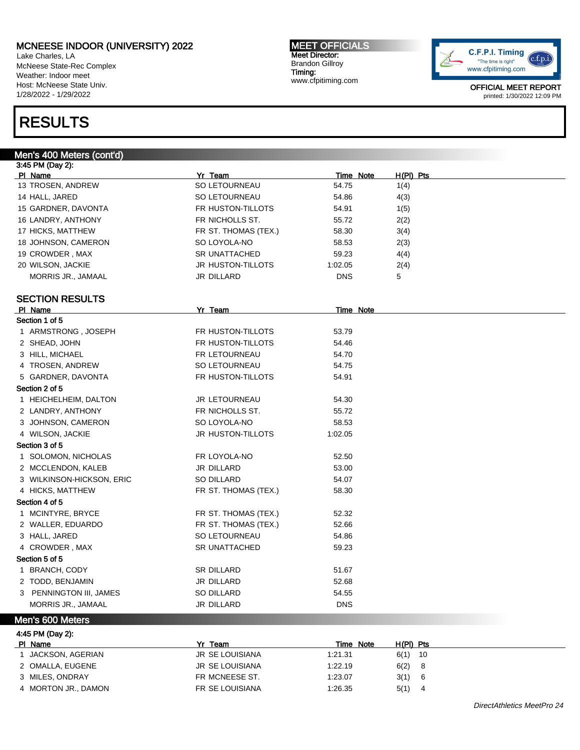# MCNEESE INDOOR (UNIVERSITY) 2022

Lake Charles, LA
McNeese State-Rec Complex
Weather: Indoor meet
Host: McNeese State Univ.
1/28/2022 - 1/29/2022

**MEET OFFICIALS**
Meet Director:
Brandon Gillroy
Timing:
www.cfpitiming.com

OFFICIAL MEET REPORT
printed: 1/30/2022 12:09 PM

# RESULTS

## Men's 400 Meters (cont'd)

3:45 PM (Day 2):

| Pl | Name | Yr | Team | Time | Note | H(Pl) | Pts |
|---|---|---|---|---|---|---|---|
| 13 | TROSEN, ANDREW | SO | LETOURNEAU | 54.75 | | 1(4) | |
| 14 | HALL, JARED | SO | LETOURNEAU | 54.86 | | 4(3) | |
| 15 | GARDNER, DAVONTA | FR | HUSTON-TILLOTS | 54.91 | | 1(5) | |
| 16 | LANDRY, ANTHONY | FR | NICHOLLS ST. | 55.72 | | 2(2) | |
| 17 | HICKS, MATTHEW | FR | ST. THOMAS (TEX.) | 58.30 | | 3(4) | |
| 18 | JOHNSON, CAMERON | SO | LOYOLA-NO | 58.53 | | 2(3) | |
| 19 | CROWDER , MAX | SR | UNATTACHED | 59.23 | | 4(4) | |
| 20 | WILSON, JACKIE | JR | HUSTON-TILLOTS | 1:02.05 | | 2(4) | |
| | MORRIS JR., JAMAAL | JR | DILLARD | DNS | | 5 | |

### SECTION RESULTS

| Pl | Name | Yr | Team | Time | Note |
|---|---|---|---|---|---|
| **Section 1 of 5** | | | | | |
| 1 | ARMSTRONG , JOSEPH | FR | HUSTON-TILLOTS | 53.79 | |
| 2 | SHEAD, JOHN | FR | HUSTON-TILLOTS | 54.46 | |
| 3 | HILL, MICHAEL | FR | LETOURNEAU | 54.70 | |
| 4 | TROSEN, ANDREW | SO | LETOURNEAU | 54.75 | |
| 5 | GARDNER, DAVONTA | FR | HUSTON-TILLOTS | 54.91 | |
| **Section 2 of 5** | | | | | |
| 1 | HEICHELHEIM, DALTON | JR | LETOURNEAU | 54.30 | |
| 2 | LANDRY, ANTHONY | FR | NICHOLLS ST. | 55.72 | |
| 3 | JOHNSON, CAMERON | SO | LOYOLA-NO | 58.53 | |
| 4 | WILSON, JACKIE | JR | HUSTON-TILLOTS | 1:02.05 | |
| **Section 3 of 5** | | | | | |
| 1 | SOLOMON, NICHOLAS | FR | LOYOLA-NO | 52.50 | |
| 2 | MCCLENDON, KALEB | JR | DILLARD | 53.00 | |
| 3 | WILKINSON-HICKSON, ERIC | SO | DILLARD | 54.07 | |
| 4 | HICKS, MATTHEW | FR | ST. THOMAS (TEX.) | 58.30 | |
| **Section 4 of 5** | | | | | |
| 1 | MCINTYRE, BRYCE | FR | ST. THOMAS (TEX.) | 52.32 | |
| 2 | WALLER, EDUARDO | FR | ST. THOMAS (TEX.) | 52.66 | |
| 3 | HALL, JARED | SO | LETOURNEAU | 54.86 | |
| 4 | CROWDER , MAX | SR | UNATTACHED | 59.23 | |
| **Section 5 of 5** | | | | | |
| 1 | BRANCH, CODY | SR | DILLARD | 51.67 | |
| 2 | TODD, BENJAMIN | JR | DILLARD | 52.68 | |
| 3 | PENNINGTON III, JAMES | SO | DILLARD | 54.55 | |
| | MORRIS JR., JAMAAL | JR | DILLARD | DNS | |

## Men's 600 Meters

4:45 PM (Day 2):

| Pl | Name | Yr | Team | Time | Note | H(Pl) | Pts |
|---|---|---|---|---|---|---|---|
| 1 | JACKSON, AGERIAN | JR | SE LOUISIANA | 1:21.31 | | 6(1) | 10 |
| 2 | OMALLA, EUGENE | JR | SE LOUISIANA | 1:22.19 | | 6(2) | 8 |
| 3 | MILES, ONDRAY | FR | MCNEESE ST. | 1:23.07 | | 3(1) | 6 |
| 4 | MORTON JR., DAMON | FR | SE LOUISIANA | 1:26.35 | | 5(1) | 4 |

DirectAthletics MeetPro 24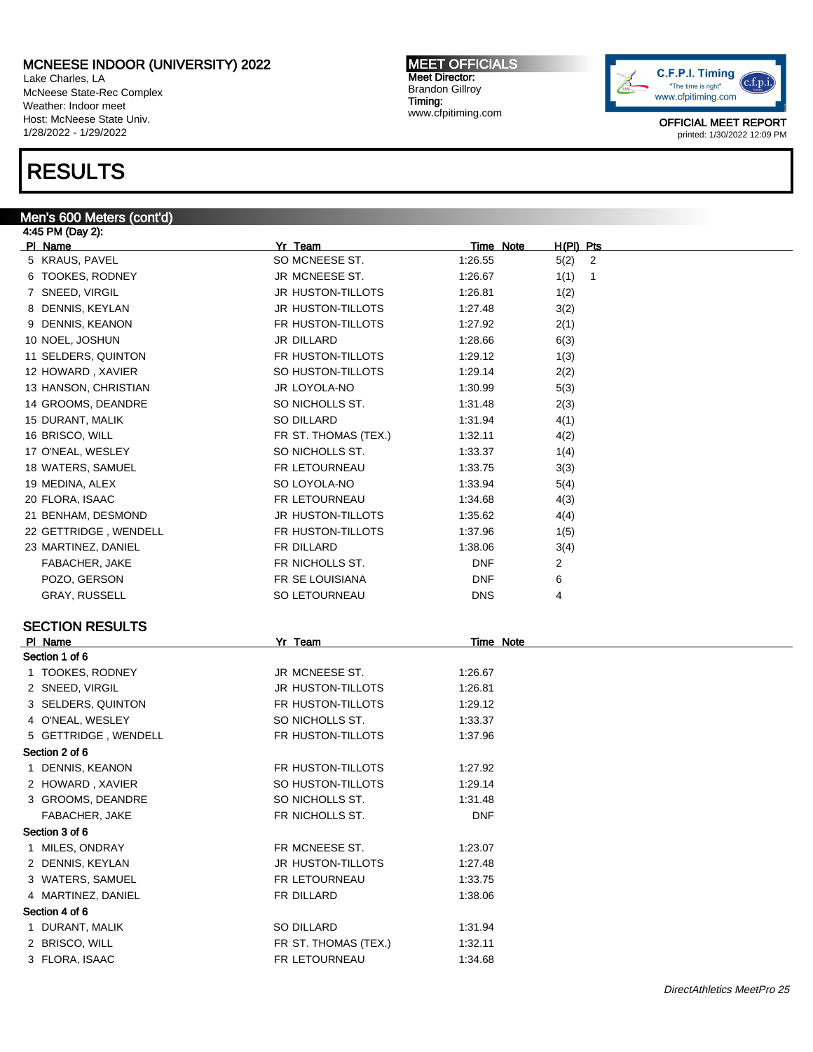MCNEESE INDOOR (UNIVERSITY) 2022
Lake Charles, LA
McNeese State-Rec Complex
Weather: Indoor meet
Host: McNeese State Univ.
1/28/2022 - 1/29/2022

MEET OFFICIALS
Meet Director:
Brandon Gillroy
Timing:
www.cfpitiming.com

OFFICIAL MEET REPORT
printed: 1/30/2022 12:09 PM

# RESULTS

## Men's 600 Meters (cont'd)

4:45 PM (Day 2):

| Pl | Name | Yr | Team | Time | Note | H(Pl) | Pts |
|---|---|---|---|---|---|---|---|
| 5 | KRAUS, PAVEL | SO | MCNEESE ST. | 1:26.55 | | 5(2) | 2 |
| 6 | TOOKES, RODNEY | JR | MCNEESE ST. | 1:26.67 | | 1(1) | 1 |
| 7 | SNEED, VIRGIL | JR | HUSTON-TILLOTS | 1:26.81 | | 1(2) | |
| 8 | DENNIS, KEYLAN | JR | HUSTON-TILLOTS | 1:27.48 | | 3(2) | |
| 9 | DENNIS, KEANON | FR | HUSTON-TILLOTS | 1:27.92 | | 2(1) | |
| 10 | NOEL, JOSHUN | JR | DILLARD | 1:28.66 | | 6(3) | |
| 11 | SELDERS, QUINTON | FR | HUSTON-TILLOTS | 1:29.12 | | 1(3) | |
| 12 | HOWARD , XAVIER | SO | HUSTON-TILLOTS | 1:29.14 | | 2(2) | |
| 13 | HANSON, CHRISTIAN | JR | LOYOLA-NO | 1:30.99 | | 5(3) | |
| 14 | GROOMS, DEANDRE | SO | NICHOLLS ST. | 1:31.48 | | 2(3) | |
| 15 | DURANT, MALIK | SO | DILLARD | 1:31.94 | | 4(1) | |
| 16 | BRISCO, WILL | FR | ST. THOMAS (TEX.) | 1:32.11 | | 4(2) | |
| 17 | O'NEAL, WESLEY | SO | NICHOLLS ST. | 1:33.37 | | 1(4) | |
| 18 | WATERS, SAMUEL | FR | LETOURNEAU | 1:33.75 | | 3(3) | |
| 19 | MEDINA, ALEX | SO | LOYOLA-NO | 1:33.94 | | 5(4) | |
| 20 | FLORA, ISAAC | FR | LETOURNEAU | 1:34.68 | | 4(3) | |
| 21 | BENHAM, DESMOND | JR | HUSTON-TILLOTS | 1:35.62 | | 4(4) | |
| 22 | GETTRIDGE , WENDELL | FR | HUSTON-TILLOTS | 1:37.96 | | 1(5) | |
| 23 | MARTINEZ, DANIEL | FR | DILLARD | 1:38.06 | | 3(4) | |
| | FABACHER, JAKE | FR | NICHOLLS ST. | DNF | | 2 | |
| | POZO, GERSON | FR | SE LOUISIANA | DNF | | 6 | |
| | GRAY, RUSSELL | SO | LETOURNEAU | DNS | | 4 | |

## SECTION RESULTS

| Pl | Name | Yr | Team | Time | Note |
|---|---|---|---|---|---|
| **Section 1 of 6** | | | | | |
| 1 | TOOKES, RODNEY | JR | MCNEESE ST. | 1:26.67 | |
| 2 | SNEED, VIRGIL | JR | HUSTON-TILLOTS | 1:26.81 | |
| 3 | SELDERS, QUINTON | FR | HUSTON-TILLOTS | 1:29.12 | |
| 4 | O'NEAL, WESLEY | SO | NICHOLLS ST. | 1:33.37 | |
| 5 | GETTRIDGE , WENDELL | FR | HUSTON-TILLOTS | 1:37.96 | |
| **Section 2 of 6** | | | | | |
| 1 | DENNIS, KEANON | FR | HUSTON-TILLOTS | 1:27.92 | |
| 2 | HOWARD , XAVIER | SO | HUSTON-TILLOTS | 1:29.14 | |
| 3 | GROOMS, DEANDRE | SO | NICHOLLS ST. | 1:31.48 | |
| | FABACHER, JAKE | FR | NICHOLLS ST. | DNF | |
| **Section 3 of 6** | | | | | |
| 1 | MILES, ONDRAY | FR | MCNEESE ST. | 1:23.07 | |
| 2 | DENNIS, KEYLAN | JR | HUSTON-TILLOTS | 1:27.48 | |
| 3 | WATERS, SAMUEL | FR | LETOURNEAU | 1:33.75 | |
| 4 | MARTINEZ, DANIEL | FR | DILLARD | 1:38.06 | |
| **Section 4 of 6** | | | | | |
| 1 | DURANT, MALIK | SO | DILLARD | 1:31.94 | |
| 2 | BRISCO, WILL | FR | ST. THOMAS (TEX.) | 1:32.11 | |
| 3 | FLORA, ISAAC | FR | LETOURNEAU | 1:34.68 | |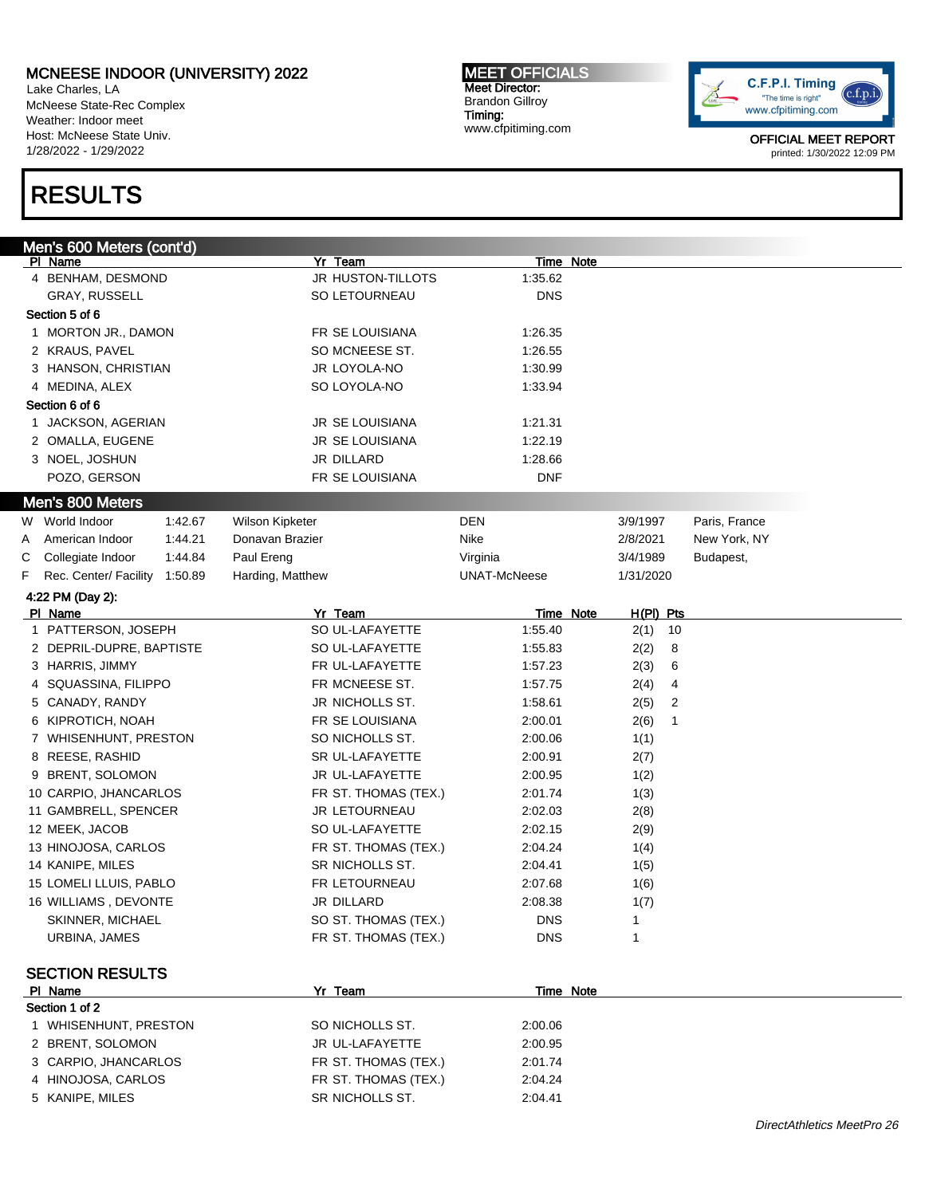# MCNEESE INDOOR (UNIVERSITY) 2022

Lake Charles, LA
McNeese State-Rec Complex
Weather: Indoor meet
Host: McNeese State Univ.
1/28/2022 - 1/29/2022

**MEET OFFICIALS**
Meet Director:
Brandon Gillroy
Timing:
www.cfpitiming.com

OFFICIAL MEET REPORT
printed: 1/30/2022 12:09 PM

# RESULTS

## Men's 600 Meters (cont'd)

| Pl | Name | Yr | Team | Time | Note |
|---|---|---|---|---|---|
| 4 | BENHAM, DESMOND | JR | HUSTON-TILLOTS | 1:35.62 | |
| | GRAY, RUSSELL | SO | LETOURNEAU | DNS | |
| **Section 5 of 6** | | | | | |
| 1 | MORTON JR., DAMON | FR | SE LOUISIANA | 1:26.35 | |
| 2 | KRAUS, PAVEL | SO | MCNEESE ST. | 1:26.55 | |
| 3 | HANSON, CHRISTIAN | JR | LOYOLA-NO | 1:30.99 | |
| 4 | MEDINA, ALEX | SO | LOYOLA-NO | 1:33.94 | |
| **Section 6 of 6** | | | | | |
| 1 | JACKSON, AGERIAN | JR | SE LOUISIANA | 1:21.31 | |
| 2 | OMALLA, EUGENE | JR | SE LOUISIANA | 1:22.19 | |
| 3 | NOEL, JOSHUN | JR | DILLARD | 1:28.66 | |
| | POZO, GERSON | FR | SE LOUISIANA | DNF | |

## Men's 800 Meters

| | Record | Time | Name | Team | Date | Location |
|---|---|---|---|---|---|---|
| W | World Indoor | 1:42.67 | Wilson Kipketer | DEN | 3/9/1997 | Paris, France |
| A | American Indoor | 1:44.21 | Donavan Brazier | Nike | 2/8/2021 | New York, NY |
| C | Collegiate Indoor | 1:44.84 | Paul Ereng | Virginia | 3/4/1989 | Budapest, |
| F | Rec. Center/ Facility | 1:50.89 | Harding, Matthew | UNAT-McNeese | 1/31/2020 | |

4:22 PM (Day 2):

| Pl | Name | Yr | Team | Time | Note | H(Pl) | Pts |
|---|---|---|---|---|---|---|---|
| 1 | PATTERSON, JOSEPH | SO | UL-LAFAYETTE | 1:55.40 | | 2(1) | 10 |
| 2 | DEPRIL-DUPRE, BAPTISTE | SO | UL-LAFAYETTE | 1:55.83 | | 2(2) | 8 |
| 3 | HARRIS, JIMMY | FR | UL-LAFAYETTE | 1:57.23 | | 2(3) | 6 |
| 4 | SQUASSINA, FILIPPO | FR | MCNEESE ST. | 1:57.75 | | 2(4) | 4 |
| 5 | CANADY, RANDY | JR | NICHOLLS ST. | 1:58.61 | | 2(5) | 2 |
| 6 | KIPROTICH, NOAH | FR | SE LOUISIANA | 2:00.01 | | 2(6) | 1 |
| 7 | WHISENHUNT, PRESTON | SO | NICHOLLS ST. | 2:00.06 | | 1(1) | |
| 8 | REESE, RASHID | SR | UL-LAFAYETTE | 2:00.91 | | 2(7) | |
| 9 | BRENT, SOLOMON | JR | UL-LAFAYETTE | 2:00.95 | | 1(2) | |
| 10 | CARPIO, JHANCARLOS | FR | ST. THOMAS (TEX.) | 2:01.74 | | 1(3) | |
| 11 | GAMBRELL, SPENCER | JR | LETOURNEAU | 2:02.03 | | 2(8) | |
| 12 | MEEK, JACOB | SO | UL-LAFAYETTE | 2:02.15 | | 2(9) | |
| 13 | HINOJOSA, CARLOS | FR | ST. THOMAS (TEX.) | 2:04.24 | | 1(4) | |
| 14 | KANIPE, MILES | SR | NICHOLLS ST. | 2:04.41 | | 1(5) | |
| 15 | LOMELI LLUIS, PABLO | FR | LETOURNEAU | 2:07.68 | | 1(6) | |
| 16 | WILLIAMS , DEVONTE | JR | DILLARD | 2:08.38 | | 1(7) | |
| | SKINNER, MICHAEL | SO | ST. THOMAS (TEX.) | DNS | | 1 | |
| | URBINA, JAMES | FR | ST. THOMAS (TEX.) | DNS | | 1 | |

### SECTION RESULTS

| Pl | Name | Yr | Team | Time | Note |
|---|---|---|---|---|---|
| **Section 1 of 2** | | | | | |
| 1 | WHISENHUNT, PRESTON | SO | NICHOLLS ST. | 2:00.06 | |
| 2 | BRENT, SOLOMON | JR | UL-LAFAYETTE | 2:00.95 | |
| 3 | CARPIO, JHANCARLOS | FR | ST. THOMAS (TEX.) | 2:01.74 | |
| 4 | HINOJOSA, CARLOS | FR | ST. THOMAS (TEX.) | 2:04.24 | |
| 5 | KANIPE, MILES | SR | NICHOLLS ST. | 2:04.41 | |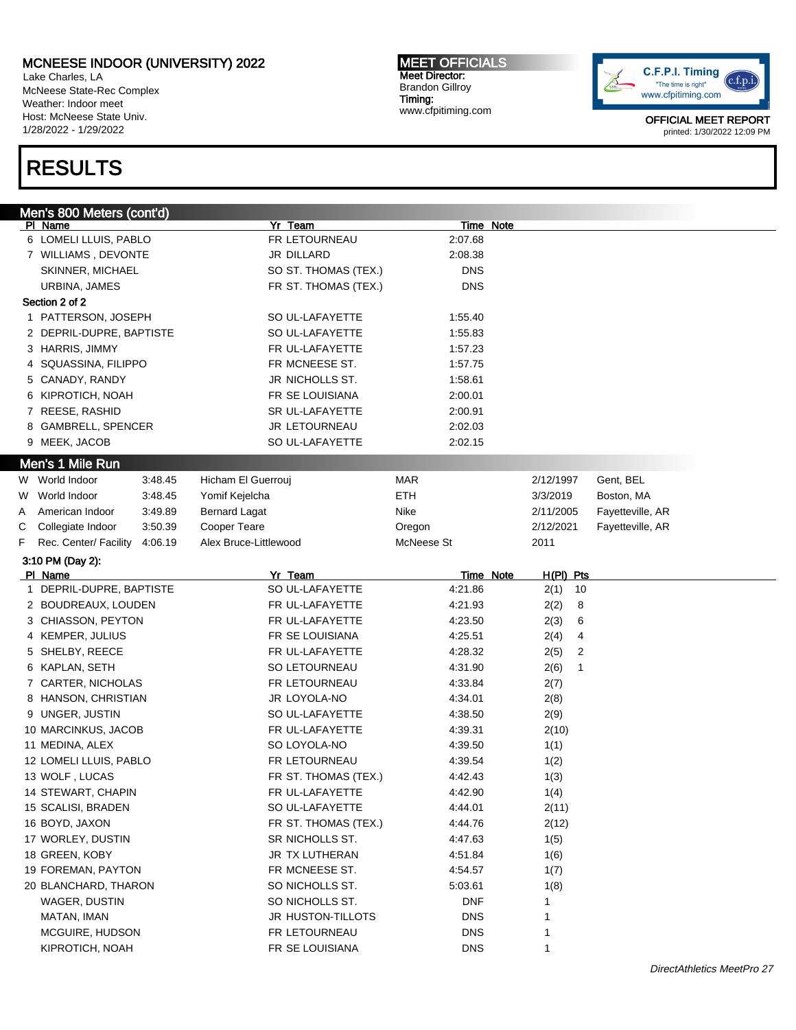# MCNEESE INDOOR (UNIVERSITY) 2022

Lake Charles, LA
McNeese State-Rec Complex
Weather: Indoor meet
Host: McNeese State Univ.
1/28/2022 - 1/29/2022

**MEET OFFICIALS**
Meet Director:
Brandon Gillroy
Timing:
www.cfpitiming.com

OFFICIAL MEET REPORT
printed: 1/30/2022 12:09 PM

# RESULTS

## Men's 800 Meters (cont'd)

| Pl | Name | Yr | Team | Time | Note |
|---|---|---|---|---|---|
| 6 | LOMELI LLUIS, PABLO | FR | LETOURNEAU | 2:07.68 | |
| 7 | WILLIAMS , DEVONTE | JR | DILLARD | 2:08.38 | |
| | SKINNER, MICHAEL | SO | ST. THOMAS (TEX.) | DNS | |
| | URBINA, JAMES | FR | ST. THOMAS (TEX.) | DNS | |

**Section 2 of 2**

| Pl | Name | Yr | Team | Time | Note |
|---|---|---|---|---|---|
| 1 | PATTERSON, JOSEPH | SO | UL-LAFAYETTE | 1:55.40 | |
| 2 | DEPRIL-DUPRE, BAPTISTE | SO | UL-LAFAYETTE | 1:55.83 | |
| 3 | HARRIS, JIMMY | FR | UL-LAFAYETTE | 1:57.23 | |
| 4 | SQUASSINA, FILIPPO | FR | MCNEESE ST. | 1:57.75 | |
| 5 | CANADY, RANDY | JR | NICHOLLS ST. | 1:58.61 | |
| 6 | KIPROTICH, NOAH | FR | SE LOUISIANA | 2:00.01 | |
| 7 | REESE, RASHID | SR | UL-LAFAYETTE | 2:00.91 | |
| 8 | GAMBRELL, SPENCER | JR | LETOURNEAU | 2:02.03 | |
| 9 | MEEK, JACOB | SO | UL-LAFAYETTE | 2:02.15 | |

## Men's 1 Mile Run

| | Record | Mark | Holder | Affiliation | Date | Location |
|---|---|---|---|---|---|---|
| W | World Indoor | 3:48.45 | Hicham El Guerrouj | MAR | 2/12/1997 | Gent, BEL |
| W | World Indoor | 3:48.45 | Yomif Kejelcha | ETH | 3/3/2019 | Boston, MA |
| A | American Indoor | 3:49.89 | Bernard Lagat | Nike | 2/11/2005 | Fayetteville, AR |
| C | Collegiate Indoor | 3:50.39 | Cooper Teare | Oregon | 2/12/2021 | Fayetteville, AR |
| F | Rec. Center/ Facility | 4:06.19 | Alex Bruce-Littlewood | McNeese St | 2011 | |

**3:10 PM (Day 2):**

| Pl | Name | Yr | Team | Time | Note | H(Pl) | Pts |
|---|---|---|---|---|---|---|---|
| 1 | DEPRIL-DUPRE, BAPTISTE | SO | UL-LAFAYETTE | 4:21.86 | | 2(1) | 10 |
| 2 | BOUDREAUX, LOUDEN | FR | UL-LAFAYETTE | 4:21.93 | | 2(2) | 8 |
| 3 | CHIASSON, PEYTON | FR | UL-LAFAYETTE | 4:23.50 | | 2(3) | 6 |
| 4 | KEMPER, JULIUS | FR | SE LOUISIANA | 4:25.51 | | 2(4) | 4 |
| 5 | SHELBY, REECE | FR | UL-LAFAYETTE | 4:28.32 | | 2(5) | 2 |
| 6 | KAPLAN, SETH | SO | LETOURNEAU | 4:31.90 | | 2(6) | 1 |
| 7 | CARTER, NICHOLAS | FR | LETOURNEAU | 4:33.84 | | 2(7) | |
| 8 | HANSON, CHRISTIAN | JR | LOYOLA-NO | 4:34.01 | | 2(8) | |
| 9 | UNGER, JUSTIN | SO | UL-LAFAYETTE | 4:38.50 | | 2(9) | |
| 10 | MARCINKUS, JACOB | FR | UL-LAFAYETTE | 4:39.31 | | 2(10) | |
| 11 | MEDINA, ALEX | SO | LOYOLA-NO | 4:39.50 | | 1(1) | |
| 12 | LOMELI LLUIS, PABLO | FR | LETOURNEAU | 4:39.54 | | 1(2) | |
| 13 | WOLF , LUCAS | FR | ST. THOMAS (TEX.) | 4:42.43 | | 1(3) | |
| 14 | STEWART, CHAPIN | FR | UL-LAFAYETTE | 4:42.90 | | 1(4) | |
| 15 | SCALISI, BRADEN | SO | UL-LAFAYETTE | 4:44.01 | | 2(11) | |
| 16 | BOYD, JAXON | FR | ST. THOMAS (TEX.) | 4:44.76 | | 2(12) | |
| 17 | WORLEY, DUSTIN | SR | NICHOLLS ST. | 4:47.63 | | 1(5) | |
| 18 | GREEN, KOBY | JR | TX LUTHERAN | 4:51.84 | | 1(6) | |
| 19 | FOREMAN, PAYTON | FR | MCNEESE ST. | 4:54.57 | | 1(7) | |
| 20 | BLANCHARD, THARON | SO | NICHOLLS ST. | 5:03.61 | | 1(8) | |
| | WAGER, DUSTIN | SO | NICHOLLS ST. | DNF | | 1 | |
| | MATAN, IMAN | JR | HUSTON-TILLOTS | DNS | | 1 | |
| | MCGUIRE, HUDSON | FR | LETOURNEAU | DNS | | 1 | |
| | KIPROTICH, NOAH | FR | SE LOUISIANA | DNS | | 1 | |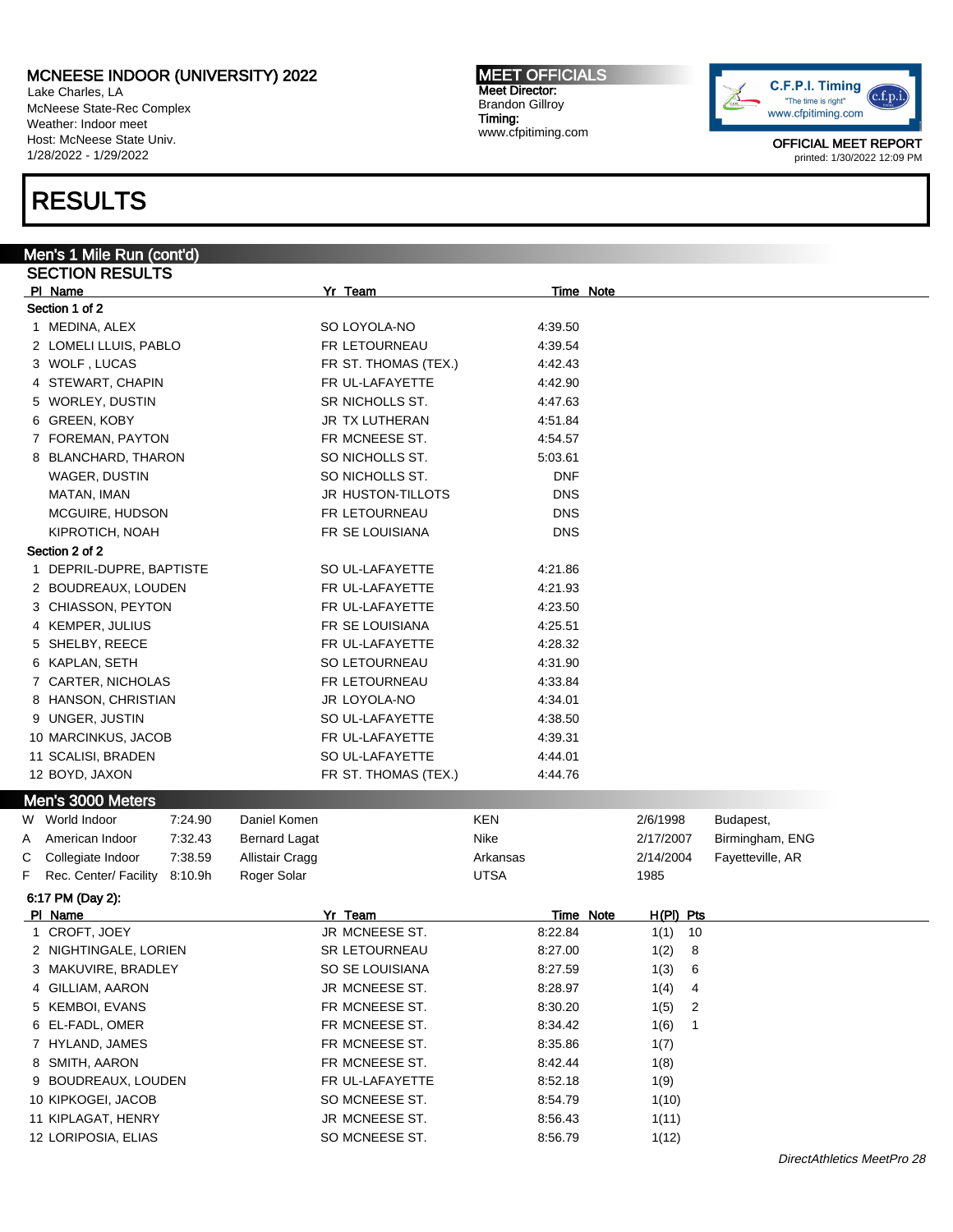# MCNEESE INDOOR (UNIVERSITY) 2022

Lake Charles, LA
McNeese State-Rec Complex
Weather: Indoor meet
Host: McNeese State Univ.
1/28/2022 - 1/29/2022

**MEET OFFICIALS**
Meet Director:
Brandon Gillroy
Timing:
www.cfpitiming.com

OFFICIAL MEET REPORT
printed: 1/30/2022 12:09 PM

# RESULTS

## Men's 1 Mile Run (cont'd)

### SECTION RESULTS

**Section 1 of 2**

| Pl | Name | Yr | Team | Time | Note |
|---|---|---|---|---|---|
| 1 | MEDINA, ALEX | SO | LOYOLA-NO | 4:39.50 | |
| 2 | LOMELI LLUIS, PABLO | FR | LETOURNEAU | 4:39.54 | |
| 3 | WOLF , LUCAS | FR | ST. THOMAS (TEX.) | 4:42.43 | |
| 4 | STEWART, CHAPIN | FR | UL-LAFAYETTE | 4:42.90 | |
| 5 | WORLEY, DUSTIN | SR | NICHOLLS ST. | 4:47.63 | |
| 6 | GREEN, KOBY | JR | TX LUTHERAN | 4:51.84 | |
| 7 | FOREMAN, PAYTON | FR | MCNEESE ST. | 4:54.57 | |
| 8 | BLANCHARD, THARON | SO | NICHOLLS ST. | 5:03.61 | |
| | WAGER, DUSTIN | SO | NICHOLLS ST. | DNF | |
| | MATAN, IMAN | JR | HUSTON-TILLOTS | DNS | |
| | MCGUIRE, HUDSON | FR | LETOURNEAU | DNS | |
| | KIPROTICH, NOAH | FR | SE LOUISIANA | DNS | |

**Section 2 of 2**

| Pl | Name | Yr | Team | Time | Note |
|---|---|---|---|---|---|
| 1 | DEPRIL-DUPRE, BAPTISTE | SO | UL-LAFAYETTE | 4:21.86 | |
| 2 | BOUDREAUX, LOUDEN | FR | UL-LAFAYETTE | 4:21.93 | |
| 3 | CHIASSON, PEYTON | FR | UL-LAFAYETTE | 4:23.50 | |
| 4 | KEMPER, JULIUS | FR | SE LOUISIANA | 4:25.51 | |
| 5 | SHELBY, REECE | FR | UL-LAFAYETTE | 4:28.32 | |
| 6 | KAPLAN, SETH | SO | LETOURNEAU | 4:31.90 | |
| 7 | CARTER, NICHOLAS | FR | LETOURNEAU | 4:33.84 | |
| 8 | HANSON, CHRISTIAN | JR | LOYOLA-NO | 4:34.01 | |
| 9 | UNGER, JUSTIN | SO | UL-LAFAYETTE | 4:38.50 | |
| 10 | MARCINKUS, JACOB | FR | UL-LAFAYETTE | 4:39.31 | |
| 11 | SCALISI, BRADEN | SO | UL-LAFAYETTE | 4:44.01 | |
| 12 | BOYD, JAXON | FR | ST. THOMAS (TEX.) | 4:44.76 | |

## Men's 3000 Meters

| | Record | Time | Name | Team | Date | Location |
|---|---|---|---|---|---|---|
| W | World Indoor | 7:24.90 | Daniel Komen | KEN | 2/6/1998 | Budapest, |
| A | American Indoor | 7:32.43 | Bernard Lagat | Nike | 2/17/2007 | Birmingham, ENG |
| C | Collegiate Indoor | 7:38.59 | Allistair Cragg | Arkansas | 2/14/2004 | Fayetteville, AR |
| F | Rec. Center/ Facility | 8:10.9h | Roger Solar | UTSA | 1985 | |

**6:17 PM (Day 2):**

| Pl | Name | Yr | Team | Time | Note | H(Pl) | Pts |
|---|---|---|---|---|---|---|---|
| 1 | CROFT, JOEY | JR | MCNEESE ST. | 8:22.84 | | 1(1) | 10 |
| 2 | NIGHTINGALE, LORIEN | SR | LETOURNEAU | 8:27.00 | | 1(2) | 8 |
| 3 | MAKUVIRE, BRADLEY | SO | SE LOUISIANA | 8:27.59 | | 1(3) | 6 |
| 4 | GILLIAM, AARON | JR | MCNEESE ST. | 8:28.97 | | 1(4) | 4 |
| 5 | KEMBOI, EVANS | FR | MCNEESE ST. | 8:30.20 | | 1(5) | 2 |
| 6 | EL-FADL, OMER | FR | MCNEESE ST. | 8:34.42 | | 1(6) | 1 |
| 7 | HYLAND, JAMES | FR | MCNEESE ST. | 8:35.86 | | 1(7) | |
| 8 | SMITH, AARON | FR | MCNEESE ST. | 8:42.44 | | 1(8) | |
| 9 | BOUDREAUX, LOUDEN | FR | UL-LAFAYETTE | 8:52.18 | | 1(9) | |
| 10 | KIPKOGEI, JACOB | SO | MCNEESE ST. | 8:54.79 | | 1(10) | |
| 11 | KIPLAGAT, HENRY | JR | MCNEESE ST. | 8:56.43 | | 1(11) | |
| 12 | LORIPOSIA, ELIAS | SO | MCNEESE ST. | 8:56.79 | | 1(12) | |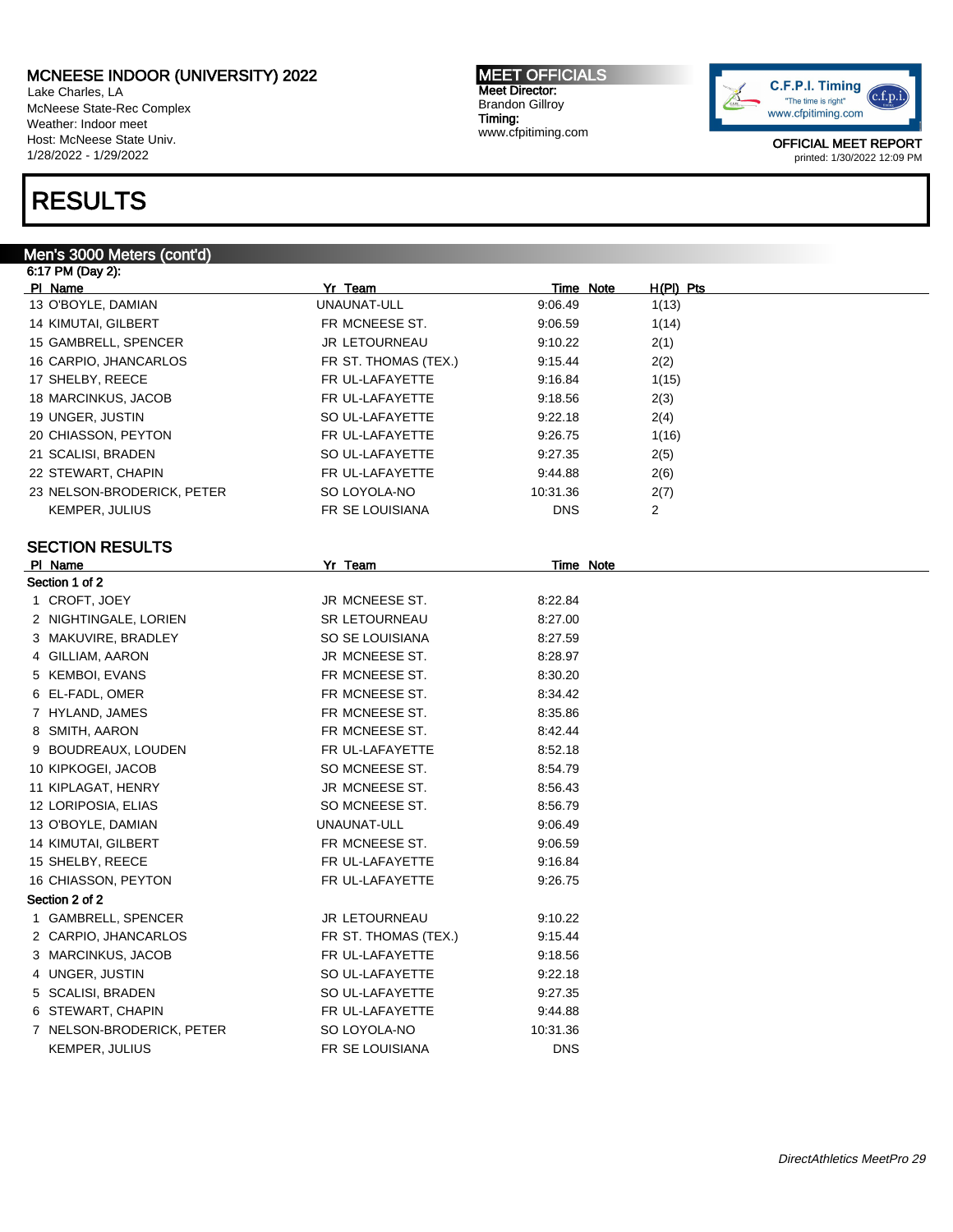# MCNEESE INDOOR (UNIVERSITY) 2022

Lake Charles, LA
McNeese State-Rec Complex
Weather: Indoor meet
Host: McNeese State Univ.
1/28/2022 - 1/29/2022

**MEET OFFICIALS**
Meet Director:
Brandon Gillroy
Timing:
www.cfpitiming.com

C.F.P.I. Timing
"The time is right"
www.cfpitiming.com

OFFICIAL MEET REPORT
printed: 1/30/2022 12:09 PM

# RESULTS

## Men's 3000 Meters (cont'd)

6:17 PM (Day 2):

| Pl | Name | Yr | Team | Time | Note | H(Pl) | Pts |
|---|---|---|---|---|---|---|---|
| 13 | O'BOYLE, DAMIAN | | UNAUNAT-ULL | 9:06.49 | | 1(13) | |
| 14 | KIMUTAI, GILBERT | FR | MCNEESE ST. | 9:06.59 | | 1(14) | |
| 15 | GAMBRELL, SPENCER | JR | LETOURNEAU | 9:10.22 | | 2(1) | |
| 16 | CARPIO, JHANCARLOS | FR | ST. THOMAS (TEX.) | 9:15.44 | | 2(2) | |
| 17 | SHELBY, REECE | FR | UL-LAFAYETTE | 9:16.84 | | 1(15) | |
| 18 | MARCINKUS, JACOB | FR | UL-LAFAYETTE | 9:18.56 | | 2(3) | |
| 19 | UNGER, JUSTIN | SO | UL-LAFAYETTE | 9:22.18 | | 2(4) | |
| 20 | CHIASSON, PEYTON | FR | UL-LAFAYETTE | 9:26.75 | | 1(16) | |
| 21 | SCALISI, BRADEN | SO | UL-LAFAYETTE | 9:27.35 | | 2(5) | |
| 22 | STEWART, CHAPIN | FR | UL-LAFAYETTE | 9:44.88 | | 2(6) | |
| 23 | NELSON-BRODERICK, PETER | SO | LOYOLA-NO | 10:31.36 | | 2(7) | |
| | KEMPER, JULIUS | FR | SE LOUISIANA | DNS | | 2 | |

### SECTION RESULTS

| Pl | Name | Yr | Team | Time | Note |
|---|---|---|---|---|---|
| **Section 1 of 2** | | | | | |
| 1 | CROFT, JOEY | JR | MCNEESE ST. | 8:22.84 | |
| 2 | NIGHTINGALE, LORIEN | SR | LETOURNEAU | 8:27.00 | |
| 3 | MAKUVIRE, BRADLEY | SO | SE LOUISIANA | 8:27.59 | |
| 4 | GILLIAM, AARON | JR | MCNEESE ST. | 8:28.97 | |
| 5 | KEMBOI, EVANS | FR | MCNEESE ST. | 8:30.20 | |
| 6 | EL-FADL, OMER | FR | MCNEESE ST. | 8:34.42 | |
| 7 | HYLAND, JAMES | FR | MCNEESE ST. | 8:35.86 | |
| 8 | SMITH, AARON | FR | MCNEESE ST. | 8:42.44 | |
| 9 | BOUDREAUX, LOUDEN | FR | UL-LAFAYETTE | 8:52.18 | |
| 10 | KIPKOGEI, JACOB | SO | MCNEESE ST. | 8:54.79 | |
| 11 | KIPLAGAT, HENRY | JR | MCNEESE ST. | 8:56.43 | |
| 12 | LORIPOSIA, ELIAS | SO | MCNEESE ST. | 8:56.79 | |
| 13 | O'BOYLE, DAMIAN | | UNAUNAT-ULL | 9:06.49 | |
| 14 | KIMUTAI, GILBERT | FR | MCNEESE ST. | 9:06.59 | |
| 15 | SHELBY, REECE | FR | UL-LAFAYETTE | 9:16.84 | |
| 16 | CHIASSON, PEYTON | FR | UL-LAFAYETTE | 9:26.75 | |
| **Section 2 of 2** | | | | | |
| 1 | GAMBRELL, SPENCER | JR | LETOURNEAU | 9:10.22 | |
| 2 | CARPIO, JHANCARLOS | FR | ST. THOMAS (TEX.) | 9:15.44 | |
| 3 | MARCINKUS, JACOB | FR | UL-LAFAYETTE | 9:18.56 | |
| 4 | UNGER, JUSTIN | SO | UL-LAFAYETTE | 9:22.18 | |
| 5 | SCALISI, BRADEN | SO | UL-LAFAYETTE | 9:27.35 | |
| 6 | STEWART, CHAPIN | FR | UL-LAFAYETTE | 9:44.88 | |
| 7 | NELSON-BRODERICK, PETER | SO | LOYOLA-NO | 10:31.36 | |
| | KEMPER, JULIUS | FR | SE LOUISIANA | DNS | |

*DirectAthletics MeetPro 29*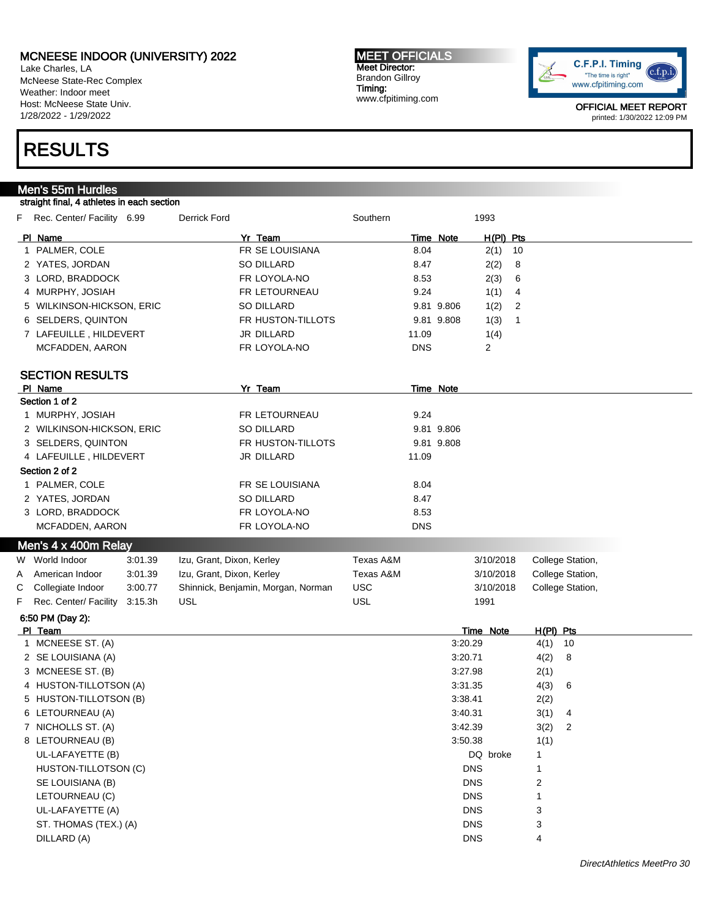MCNEESE INDOOR (UNIVERSITY) 2022
Lake Charles, LA
McNeese State-Rec Complex
Weather: Indoor meet
Host: McNeese State Univ.
1/28/2022 - 1/29/2022

MEET OFFICIALS
Meet Director:
Brandon Gillroy
Timing:
www.cfpitiming.com

OFFICIAL MEET REPORT
printed: 1/30/2022 12:09 PM

# RESULTS

## Men's 55m Hurdles

straight final, 4 athletes in each section

| | | | | | |
|---|---|---|---|---|---|
| F | Rec. Center/ Facility | 6.99 | Derrick Ford | Southern | 1993 |

| Pl | Name | Yr | Team | Time | Note | H(Pl) | Pts |
|---|---|---|---|---|---|---|---|
| 1 | PALMER, COLE | FR | SE LOUISIANA | 8.04 | | 2(1) | 10 |
| 2 | YATES, JORDAN | SO | DILLARD | 8.47 | | 2(2) | 8 |
| 3 | LORD, BRADDOCK | FR | LOYOLA-NO | 8.53 | | 2(3) | 6 |
| 4 | MURPHY, JOSIAH | FR | LETOURNEAU | 9.24 | | 1(1) | 4 |
| 5 | WILKINSON-HICKSON, ERIC | SO | DILLARD | 9.81 | 9.806 | 1(2) | 2 |
| 6 | SELDERS, QUINTON | FR | HUSTON-TILLOTS | 9.81 | 9.808 | 1(3) | 1 |
| 7 | LAFEUILLE , HILDEVERT | JR | DILLARD | 11.09 | | 1(4) | |
| | MCFADDEN, AARON | FR | LOYOLA-NO | DNS | | 2 | |

### SECTION RESULTS

| Pl | Name | Yr | Team | Time | Note |
|---|---|---|---|---|---|
| **Section 1 of 2** | | | | | |
| 1 | MURPHY, JOSIAH | FR | LETOURNEAU | 9.24 | |
| 2 | WILKINSON-HICKSON, ERIC | SO | DILLARD | 9.81 | 9.806 |
| 3 | SELDERS, QUINTON | FR | HUSTON-TILLOTS | 9.81 | 9.808 |
| 4 | LAFEUILLE , HILDEVERT | JR | DILLARD | 11.09 | |
| **Section 2 of 2** | | | | | |
| 1 | PALMER, COLE | FR | SE LOUISIANA | 8.04 | |
| 2 | YATES, JORDAN | SO | DILLARD | 8.47 | |
| 3 | LORD, BRADDOCK | FR | LOYOLA-NO | 8.53 | |
| | MCFADDEN, AARON | FR | LOYOLA-NO | DNS | |

## Men's 4 x 400m Relay

| | | | | | | |
|---|---|---|---|---|---|---|
| W | World Indoor | 3:01.39 | Izu, Grant, Dixon, Kerley | Texas A&M | 3/10/2018 | College Station, |
| A | American Indoor | 3:01.39 | Izu, Grant, Dixon, Kerley | Texas A&M | 3/10/2018 | College Station, |
| C | Collegiate Indoor | 3:00.77 | Shinnick, Benjamin, Morgan, Norman | USC | 3/10/2018 | College Station, |
| F | Rec. Center/ Facility | 3:15.3h | USL | USL | 1991 | |

6:50 PM (Day 2):

| Pl | Team | Time | Note | H(Pl) | Pts |
|---|---|---|---|---|---|
| 1 | MCNEESE ST. (A) | 3:20.29 | | 4(1) | 10 |
| 2 | SE LOUISIANA (A) | 3:20.71 | | 4(2) | 8 |
| 3 | MCNEESE ST. (B) | 3:27.98 | | 2(1) | |
| 4 | HUSTON-TILLOTSON (A) | 3:31.35 | | 4(3) | 6 |
| 5 | HUSTON-TILLOTSON (B) | 3:38.41 | | 2(2) | |
| 6 | LETOURNEAU (A) | 3:40.31 | | 3(1) | 4 |
| 7 | NICHOLLS ST. (A) | 3:42.39 | | 3(2) | 2 |
| 8 | LETOURNEAU (B) | 3:50.38 | | 1(1) | |
| | UL-LAFAYETTE (B) | DQ | broke | 1 | |
| | HUSTON-TILLOTSON (C) | DNS | | 1 | |
| | SE LOUISIANA (B) | DNS | | 2 | |
| | LETOURNEAU (C) | DNS | | 1 | |
| | UL-LAFAYETTE (A) | DNS | | 3 | |
| | ST. THOMAS (TEX.) (A) | DNS | | 3 | |
| | DILLARD (A) | DNS | | 4 | |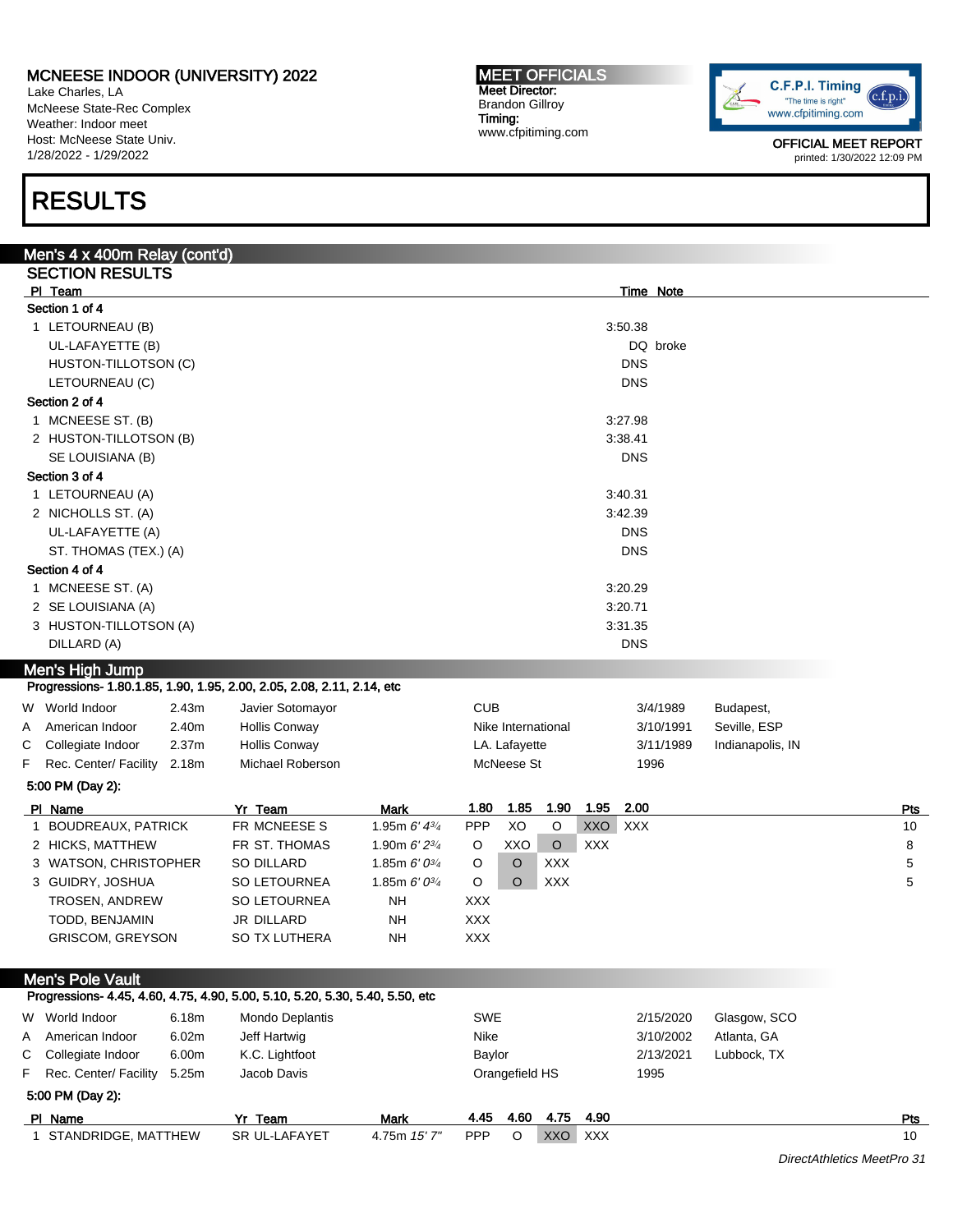# MCNEESE INDOOR (UNIVERSITY) 2022

Lake Charles, LA
McNeese State-Rec Complex
Weather: Indoor meet
Host: McNeese State Univ.
1/28/2022 - 1/29/2022

**MEET OFFICIALS**
**Meet Director:**
Brandon Gillroy
**Timing:**
www.cfpitiming.com

OFFICIAL MEET REPORT
printed: 1/30/2022 12:09 PM

# RESULTS

## Men's 4 x 400m Relay (cont'd)

### SECTION RESULTS

| Pl | Team | Time | Note |
|---|---|---|---|
| **Section 1 of 4** | | | |
| 1 | LETOURNEAU (B) | 3:50.38 | |
| | UL-LAFAYETTE (B) | DQ | broke |
| | HUSTON-TILLOTSON (C) | DNS | |
| | LETOURNEAU (C) | DNS | |
| **Section 2 of 4** | | | |
| 1 | MCNEESE ST. (B) | 3:27.98 | |
| 2 | HUSTON-TILLOTSON (B) | 3:38.41 | |
| | SE LOUISIANA (B) | DNS | |
| **Section 3 of 4** | | | |
| 1 | LETOURNEAU (A) | 3:40.31 | |
| 2 | NICHOLLS ST. (A) | 3:42.39 | |
| | UL-LAFAYETTE (A) | DNS | |
| | ST. THOMAS (TEX.) (A) | DNS | |
| **Section 4 of 4** | | | |
| 1 | MCNEESE ST. (A) | 3:20.29 | |
| 2 | SE LOUISIANA (A) | 3:20.71 | |
| 3 | HUSTON-TILLOTSON (A) | 3:31.35 | |
| | DILLARD (A) | DNS | |

## Men's High Jump

**Progressions- 1.80.1.85, 1.90, 1.95, 2.00, 2.05, 2.08, 2.11, 2.14, etc**

| | Record | Mark | Name | Team | Date | Location |
|---|---|---|---|---|---|---|
| W | World Indoor | 2.43m | Javier Sotomayor | CUB | 3/4/1989 | Budapest, |
| A | American Indoor | 2.40m | Hollis Conway | Nike International | 3/10/1991 | Seville, ESP |
| C | Collegiate Indoor | 2.37m | Hollis Conway | LA. Lafayette | 3/11/1989 | Indianapolis, IN |
| F | Rec. Center/ Facility | 2.18m | Michael Roberson | McNeese St | 1996 | |

**5:00 PM (Day 2):**

| Pl | Name | Yr | Team | Mark | 1.80 | 1.85 | 1.90 | 1.95 | 2.00 | Pts |
|---|---|---|---|---|---|---|---|---|---|---|
| 1 | BOUDREAUX, PATRICK | FR | MCNEESE S | 1.95m *6' 4¾* | PPP | XO | O | XXO | XXX | 10 |
| 2 | HICKS, MATTHEW | FR | ST. THOMAS | 1.90m *6' 2¾* | O | XXO | O | XXX | | 8 |
| 3 | WATSON, CHRISTOPHER | SO | DILLARD | 1.85m *6' 0¾* | O | O | XXX | | | 5 |
| 3 | GUIDRY, JOSHUA | SO | LETOURNEA | 1.85m *6' 0¾* | O | O | XXX | | | 5 |
| | TROSEN, ANDREW | SO | LETOURNEA | NH | XXX | | | | | |
| | TODD, BENJAMIN | JR | DILLARD | NH | XXX | | | | | |
| | GRISCOM, GREYSON | SO | TX LUTHERA | NH | XXX | | | | | |

## Men's Pole Vault

**Progressions- 4.45, 4.60, 4.75, 4.90, 5.00, 5.10, 5.20, 5.30, 5.40, 5.50, etc**

| | Record | Mark | Name | Team | Date | Location |
|---|---|---|---|---|---|---|
| W | World Indoor | 6.18m | Mondo Deplantis | SWE | 2/15/2020 | Glasgow, SCO |
| A | American Indoor | 6.02m | Jeff Hartwig | Nike | 3/10/2002 | Atlanta, GA |
| C | Collegiate Indoor | 6.00m | K.C. Lightfoot | Baylor | 2/13/2021 | Lubbock, TX |
| F | Rec. Center/ Facility | 5.25m | Jacob Davis | Orangefield HS | 1995 | |

**5:00 PM (Day 2):**

| Pl | Name | Yr | Team | Mark | 4.45 | 4.60 | 4.75 | 4.90 | Pts |
|---|---|---|---|---|---|---|---|---|---|
| 1 | STANDRIDGE, MATTHEW | SR | UL-LAFAYET | 4.75m *15' 7"* | PPP | O | XXO | XXX | 10 |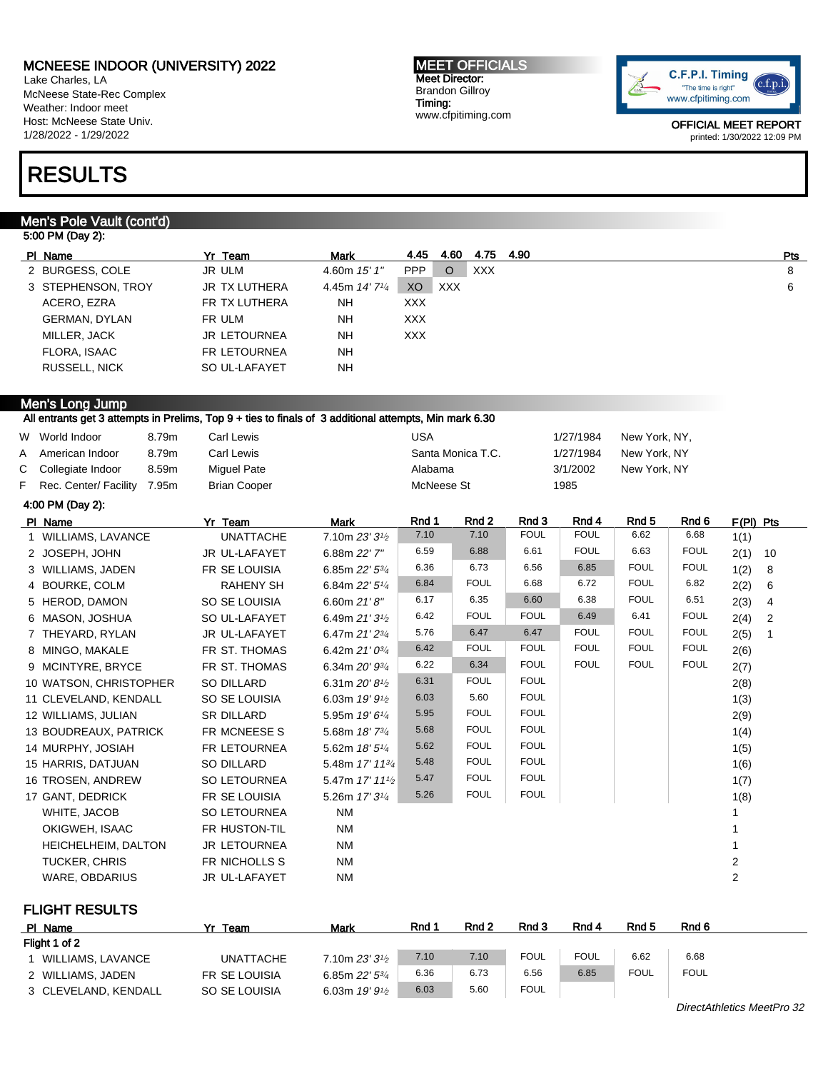MCNEESE INDOOR (UNIVERSITY) 2022
Lake Charles, LA
McNeese State-Rec Complex
Weather: Indoor meet
Host: McNeese State Univ.
1/28/2022 - 1/29/2022

MEET OFFICIALS
Meet Director:
Brandon Gillroy
Timing:
www.cfpitiming.com

C.F.P.I. Timing "The time is right" www.cfpitiming.com

OFFICIAL MEET REPORT
printed: 1/30/2022 12:09 PM

# RESULTS

## Men's Pole Vault (cont'd)

5:00 PM (Day 2):

| Pl | Name | Yr | Team | Mark | 4.45 | 4.60 | 4.75 | 4.90 | Pts |
|---|---|---|---|---|---|---|---|---|---|
| 2 | BURGESS, COLE | JR | ULM | 4.60m *15' 1"* | PPP | O | XXX | | 8 |
| 3 | STEPHENSON, TROY | JR | TX LUTHERA | 4.45m *14' 7¼* | XO | XXX | | | 6 |
| | ACERO, EZRA | FR | TX LUTHERA | NH | XXX | | | | |
| | GERMAN, DYLAN | FR | ULM | NH | XXX | | | | |
| | MILLER, JACK | JR | LETOURNEA | NH | XXX | | | | |
| | FLORA, ISAAC | FR | LETOURNEA | NH | | | | | |
| | RUSSELL, NICK | SO | UL-LAFAYET | NH | | | | | |

## Men's Long Jump

All entrants get 3 attempts in Prelims, Top 9 + ties to finals of 3 additional attempts, Min mark 6.30

| | | | | | | |
|---|---|---|---|---|---|---|
| W | World Indoor | 8.79m | Carl Lewis | USA | 1/27/1984 | New York, NY, |
| A | American Indoor | 8.79m | Carl Lewis | Santa Monica T.C. | 1/27/1984 | New York, NY |
| C | Collegiate Indoor | 8.59m | Miguel Pate | Alabama | 3/1/2002 | New York, NY |
| F | Rec. Center/ Facility | 7.95m | Brian Cooper | McNeese St | 1985 | |

4:00 PM (Day 2):

| Pl | Name | Yr | Team | Mark | Rnd 1 | Rnd 2 | Rnd 3 | Rnd 4 | Rnd 5 | Rnd 6 | F(Pl) | Pts |
|---|---|---|---|---|---|---|---|---|---|---|---|---|
| 1 | WILLIAMS, LAVANCE | | UNATTACHE | 7.10m *23' 3½* | 7.10 | 7.10 | FOUL | FOUL | 6.62 | 6.68 | 1(1) | |
| 2 | JOSEPH, JOHN | JR | UL-LAFAYET | 6.88m *22' 7"* | 6.59 | 6.88 | 6.61 | FOUL | 6.63 | FOUL | 2(1) | 10 |
| 3 | WILLIAMS, JADEN | FR | SE LOUISIA | 6.85m *22' 5¾* | 6.36 | 6.73 | 6.56 | 6.85 | FOUL | FOUL | 1(2) | 8 |
| 4 | BOURKE, COLM | | RAHENY SH | 6.84m *22' 5¼* | 6.84 | FOUL | 6.68 | 6.72 | FOUL | 6.82 | 2(2) | 6 |
| 5 | HEROD, DAMON | SO | SE LOUISIA | 6.60m *21' 8"* | 6.17 | 6.35 | 6.60 | 6.38 | FOUL | 6.51 | 2(3) | 4 |
| 6 | MASON, JOSHUA | SO | UL-LAFAYET | 6.49m *21' 3½* | 6.42 | FOUL | FOUL | 6.49 | 6.41 | FOUL | 2(4) | 2 |
| 7 | THEYARD, RYLAN | JR | UL-LAFAYET | 6.47m *21' 2¾* | 5.76 | 6.47 | 6.47 | FOUL | FOUL | FOUL | 2(5) | 1 |
| 8 | MINGO, MAKALE | FR | ST. THOMAS | 6.42m *21' 0¾* | 6.42 | FOUL | FOUL | FOUL | FOUL | FOUL | 2(6) | |
| 9 | MCINTYRE, BRYCE | FR | ST. THOMAS | 6.34m *20' 9¾* | 6.22 | 6.34 | FOUL | FOUL | FOUL | FOUL | 2(7) | |
| 10 | WATSON, CHRISTOPHER | SO | DILLARD | 6.31m *20' 8½* | 6.31 | FOUL | FOUL | | | | 2(8) | |
| 11 | CLEVELAND, KENDALL | SO | SE LOUISIA | 6.03m *19' 9½* | 6.03 | 5.60 | FOUL | | | | 1(3) | |
| 12 | WILLIAMS, JULIAN | SR | DILLARD | 5.95m *19' 6¼* | 5.95 | FOUL | FOUL | | | | 2(9) | |
| 13 | BOUDREAUX, PATRICK | FR | MCNEESE S | 5.68m *18' 7¾* | 5.68 | FOUL | FOUL | | | | 1(4) | |
| 14 | MURPHY, JOSIAH | FR | LETOURNEA | 5.62m *18' 5¼* | 5.62 | FOUL | FOUL | | | | 1(5) | |
| 15 | HARRIS, DATJUAN | SO | DILLARD | 5.48m *17' 11¾* | 5.48 | FOUL | FOUL | | | | 1(6) | |
| 16 | TROSEN, ANDREW | SO | LETOURNEA | 5.47m *17' 11½* | 5.47 | FOUL | FOUL | | | | 1(7) | |
| 17 | GANT, DEDRICK | FR | SE LOUISIA | 5.26m *17' 3¼* | 5.26 | FOUL | FOUL | | | | 1(8) | |
| | WHITE, JACOB | SO | LETOURNEA | NM | | | | | | | 1 | |
| | OKIGWEH, ISAAC | FR | HUSTON-TIL | NM | | | | | | | 1 | |
| | HEICHELHEIM, DALTON | JR | LETOURNEA | NM | | | | | | | 1 | |
| | TUCKER, CHRIS | FR | NICHOLLS S | NM | | | | | | | 2 | |
| | WARE, OBDARIUS | JR | UL-LAFAYET | NM | | | | | | | 2 | |

### FLIGHT RESULTS

| Pl | Name | Yr | Team | Mark | Rnd 1 | Rnd 2 | Rnd 3 | Rnd 4 | Rnd 5 | Rnd 6 |
|---|---|---|---|---|---|---|---|---|---|---|
| **Flight 1 of 2** | | | | | | | | | | |
| 1 | WILLIAMS, LAVANCE | | UNATTACHE | 7.10m *23' 3½* | 7.10 | 7.10 | FOUL | FOUL | 6.62 | 6.68 |
| 2 | WILLIAMS, JADEN | FR | SE LOUISIA | 6.85m *22' 5¾* | 6.36 | 6.73 | 6.56 | 6.85 | FOUL | FOUL |
| 3 | CLEVELAND, KENDALL | SO | SE LOUISIA | 6.03m *19' 9½* | 6.03 | 5.60 | FOUL | | | |

*DirectAthletics MeetPro 32*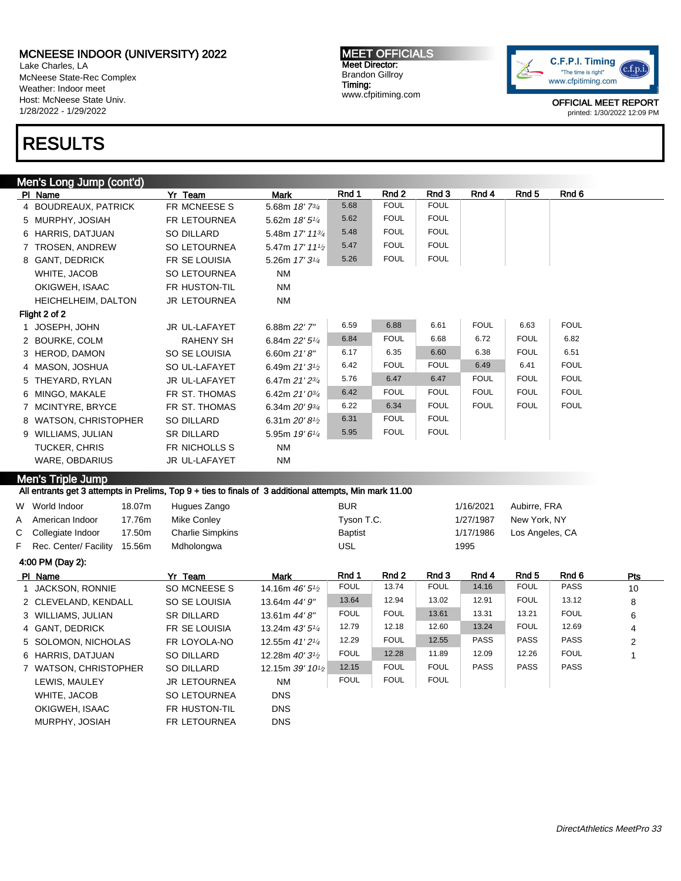# MCNEESE INDOOR (UNIVERSITY) 2022

Lake Charles, LA
McNeese State-Rec Complex
Weather: Indoor meet
Host: McNeese State Univ.
1/28/2022 - 1/29/2022

**MEET OFFICIALS**
Meet Director:
Brandon Gillroy
Timing:
www.cfpitiming.com

OFFICIAL MEET REPORT
printed: 1/30/2022 12:09 PM

# RESULTS

## Men's Long Jump (cont'd)

| Pl | Name | Yr | Team | Mark | Rnd 1 | Rnd 2 | Rnd 3 | Rnd 4 | Rnd 5 | Rnd 6 |
|---|---|---|---|---|---|---|---|---|---|---|
| 4 | BOUDREAUX, PATRICK | FR | MCNEESE S | 5.68m *18' 7¾* | 5.68 | FOUL | FOUL | | | |
| 5 | MURPHY, JOSIAH | FR | LETOURNEA | 5.62m *18' 5¼* | 5.62 | FOUL | FOUL | | | |
| 6 | HARRIS, DATJUAN | SO | DILLARD | 5.48m *17' 11¾* | 5.48 | FOUL | FOUL | | | |
| 7 | TROSEN, ANDREW | SO | LETOURNEA | 5.47m *17' 11½* | 5.47 | FOUL | FOUL | | | |
| 8 | GANT, DEDRICK | FR | SE LOUISIA | 5.26m *17' 3¼* | 5.26 | FOUL | FOUL | | | |
| | WHITE, JACOB | SO | LETOURNEA | NM | | | | | | |
| | OKIGWEH, ISAAC | FR | HUSTON-TIL | NM | | | | | | |
| | HEICHELHEIM, DALTON | JR | LETOURNEA | NM | | | | | | |
| **Flight 2 of 2** | | | | | | | | | | |
| 1 | JOSEPH, JOHN | JR | UL-LAFAYET | 6.88m *22' 7"* | 6.59 | 6.88 | 6.61 | FOUL | 6.63 | FOUL |
| 2 | BOURKE, COLM | | RAHENY SH | 6.84m *22' 5¼* | 6.84 | FOUL | 6.68 | 6.72 | FOUL | 6.82 |
| 3 | HEROD, DAMON | SO | SE LOUISIA | 6.60m *21' 8"* | 6.17 | 6.35 | 6.60 | 6.38 | FOUL | 6.51 |
| 4 | MASON, JOSHUA | SO | UL-LAFAYET | 6.49m *21' 3½* | 6.42 | FOUL | FOUL | 6.49 | 6.41 | FOUL |
| 5 | THEYARD, RYLAN | JR | UL-LAFAYET | 6.47m *21' 2¾* | 5.76 | 6.47 | 6.47 | FOUL | FOUL | FOUL |
| 6 | MINGO, MAKALE | FR | ST. THOMAS | 6.42m *21' 0¾* | 6.42 | FOUL | FOUL | FOUL | FOUL | FOUL |
| 7 | MCINTYRE, BRYCE | FR | ST. THOMAS | 6.34m *20' 9¾* | 6.22 | 6.34 | FOUL | FOUL | FOUL | FOUL |
| 8 | WATSON, CHRISTOPHER | SO | DILLARD | 6.31m *20' 8½* | 6.31 | FOUL | FOUL | | | |
| 9 | WILLIAMS, JULIAN | SR | DILLARD | 5.95m *19' 6¼* | 5.95 | FOUL | FOUL | | | |
| | TUCKER, CHRIS | FR | NICHOLLS S | NM | | | | | | |
| | WARE, OBDARIUS | JR | UL-LAFAYET | NM | | | | | | |

## Men's Triple Jump

**All entrants get 3 attempts in Prelims, Top 9 + ties to finals of 3 additional attempts, Min mark 11.00**

| | Record | Mark | Holder | Team | Date | Location |
|---|---|---|---|---|---|---|
| W | World Indoor | 18.07m | Hugues Zango | BUR | 1/16/2021 | Aubirre, FRA |
| A | American Indoor | 17.76m | Mike Conley | Tyson T.C. | 1/27/1987 | New York, NY |
| C | Collegiate Indoor | 17.50m | Charlie Simpkins | Baptist | 1/17/1986 | Los Angeles, CA |
| F | Rec. Center/ Facility | 15.56m | Mdholongwa | USL | 1995 | |

**4:00 PM (Day 2):**

| Pl | Name | Yr | Team | Mark | Rnd 1 | Rnd 2 | Rnd 3 | Rnd 4 | Rnd 5 | Rnd 6 | Pts |
|---|---|---|---|---|---|---|---|---|---|---|---|
| 1 | JACKSON, RONNIE | SO | MCNEESE S | 14.16m *46' 5½* | FOUL | 13.74 | FOUL | 14.16 | FOUL | PASS | 10 |
| 2 | CLEVELAND, KENDALL | SO | SE LOUISIA | 13.64m *44' 9"* | 13.64 | 12.94 | 13.02 | 12.91 | FOUL | 13.12 | 8 |
| 3 | WILLIAMS, JULIAN | SR | DILLARD | 13.61m *44' 8"* | FOUL | FOUL | 13.61 | 13.31 | 13.21 | FOUL | 6 |
| 4 | GANT, DEDRICK | FR | SE LOUISIA | 13.24m *43' 5¼* | 12.79 | 12.18 | 12.60 | 13.24 | FOUL | 12.69 | 4 |
| 5 | SOLOMON, NICHOLAS | FR | LOYOLA-NO | 12.55m *41' 2¼* | 12.29 | FOUL | 12.55 | PASS | PASS | PASS | 2 |
| 6 | HARRIS, DATJUAN | SO | DILLARD | 12.28m *40' 3½* | FOUL | 12.28 | 11.89 | 12.09 | 12.26 | FOUL | 1 |
| 7 | WATSON, CHRISTOPHER | SO | DILLARD | 12.15m *39' 10½* | 12.15 | FOUL | FOUL | PASS | PASS | PASS | |
| | LEWIS, MAULEY | JR | LETOURNEA | NM | FOUL | FOUL | FOUL | | | | |
| | WHITE, JACOB | SO | LETOURNEA | DNS | | | | | | | |
| | OKIGWEH, ISAAC | FR | HUSTON-TIL | DNS | | | | | | | |
| | MURPHY, JOSIAH | FR | LETOURNEA | DNS | | | | | | | |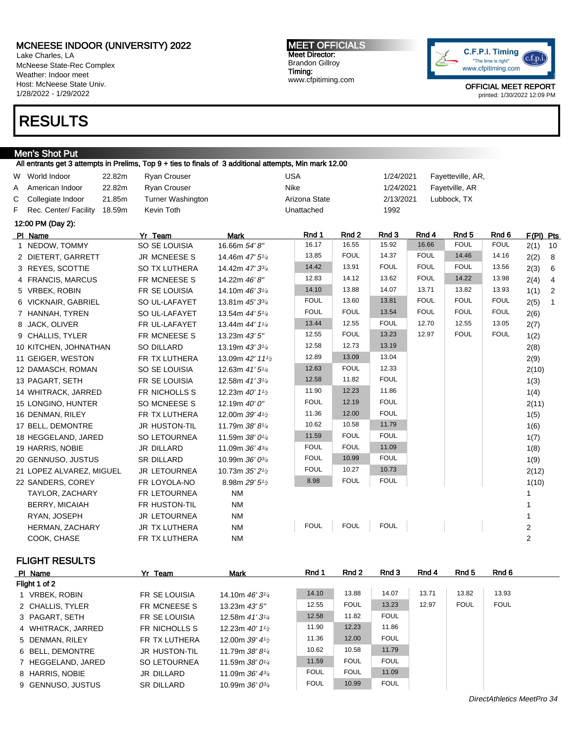MCNEESE INDOOR (UNIVERSITY) 2022
Lake Charles, LA
McNeese State-Rec Complex
Weather: Indoor meet
Host: McNeese State Univ.
1/28/2022 - 1/29/2022

**MEET OFFICIALS**
Meet Director:
Brandon Gillroy
Timing:
www.cfpitiming.com

OFFICIAL MEET REPORT
printed: 1/30/2022 12:09 PM

# RESULTS

## Men's Shot Put

All entrants get 3 attempts in Prelims, Top 9 + ties to finals of 3 additional attempts, Min mark 12.00

| | | | | | | |
|---|---|---|---|---|---|---|
| W | World Indoor | 22.82m | Ryan Crouser | USA | 1/24/2021 | Fayetteville, AR, |
| A | American Indoor | 22.82m | Ryan Crouser | Nike | 1/24/2021 | Fayetville, AR |
| C | Collegiate Indoor | 21.85m | Turner Washington | Arizona State | 2/13/2021 | Lubbock, TX |
| F | Rec. Center/ Facility | 18.59m | Kevin Toth | Unattached | 1992 | |

12:00 PM (Day 2):

| Pl | Name | Yr | Team | Mark | Rnd 1 | Rnd 2 | Rnd 3 | Rnd 4 | Rnd 5 | Rnd 6 | F(Pl) | Pts |
|---|---|---|---|---|---|---|---|---|---|---|---|---|
| 1 | NEDOW, TOMMY | SO | SE LOUISIA | 16.66m *54' 8"* | 16.17 | 16.55 | 15.92 | 16.66 | FOUL | FOUL | 2(1) | 10 |
| 2 | DIETERT, GARRETT | JR | MCNEESE S | 14.46m *47' 5¼* | 13.85 | FOUL | 14.37 | FOUL | 14.46 | 14.16 | 2(2) | 8 |
| 3 | REYES, SCOTTIE | SO | TX LUTHERA | 14.42m *47' 3¾* | 14.42 | 13.91 | FOUL | FOUL | FOUL | 13.56 | 2(3) | 6 |
| 4 | FRANCIS, MARCUS | FR | MCNEESE S | 14.22m *46' 8"* | 12.83 | 14.12 | 13.62 | FOUL | 14.22 | 13.98 | 2(4) | 4 |
| 5 | VRBEK, ROBIN | FR | SE LOUISIA | 14.10m *46' 3¼* | 14.10 | 13.88 | 14.07 | 13.71 | 13.82 | 13.93 | 1(1) | 2 |
| 6 | VICKNAIR, GABRIEL | SO | UL-LAFAYET | 13.81m *45' 3¾* | FOUL | 13.60 | 13.81 | FOUL | FOUL | FOUL | 2(5) | 1 |
| 7 | HANNAH, TYREN | SO | UL-LAFAYET | 13.54m *44' 5¼* | FOUL | FOUL | 13.54 | FOUL | FOUL | FOUL | 2(6) | |
| 8 | JACK, OLIVER | FR | UL-LAFAYET | 13.44m *44' 1¼* | 13.44 | 12.55 | FOUL | 12.70 | 12.55 | 13.05 | 2(7) | |
| 9 | CHALLIS, TYLER | FR | MCNEESE S | 13.23m *43' 5"* | 12.55 | FOUL | 13.23 | 12.97 | FOUL | FOUL | 1(2) | |
| 10 | KITCHEN, JOHNATHAN | SO | DILLARD | 13.19m *43' 3¼* | 12.58 | 12.73 | 13.19 | | | | 2(8) | |
| 11 | GEIGER, WESTON | FR | TX LUTHERA | 13.09m *42' 11½* | 12.89 | 13.09 | 13.04 | | | | 2(9) | |
| 12 | DAMASCH, ROMAN | SO | SE LOUISIA | 12.63m *41' 5¼* | 12.63 | FOUL | 12.33 | | | | 2(10) | |
| 13 | PAGART, SETH | FR | SE LOUISIA | 12.58m *41' 3¼* | 12.58 | 11.82 | FOUL | | | | 1(3) | |
| 14 | WHITRACK, JARRED | FR | NICHOLLS S | 12.23m *40' 1½* | 11.90 | 12.23 | 11.86 | | | | 1(4) | |
| 15 | LONGINO, HUNTER | SO | MCNEESE S | 12.19m *40' 0"* | FOUL | 12.19 | FOUL | | | | 2(11) | |
| 16 | DENMAN, RILEY | FR | TX LUTHERA | 12.00m *39' 4½* | 11.36 | 12.00 | FOUL | | | | 1(5) | |
| 17 | BELL, DEMONTRE | JR | HUSTON-TIL | 11.79m *38' 8¼* | 10.62 | 10.58 | 11.79 | | | | 1(6) | |
| 18 | HEGGELAND, JARED | SO | LETOURNEA | 11.59m *38' 0¼* | 11.59 | FOUL | FOUL | | | | 1(7) | |
| 19 | HARRIS, NOBIE | JR | DILLARD | 11.09m *36' 4¾* | FOUL | FOUL | 11.09 | | | | 1(8) | |
| 20 | GENNUSO, JUSTUS | SR | DILLARD | 10.99m *36' 0¾* | FOUL | 10.99 | FOUL | | | | 1(9) | |
| 21 | LOPEZ ALVAREZ, MIGUEL | JR | LETOURNEA | 10.73m *35' 2½* | FOUL | 10.27 | 10.73 | | | | 2(12) | |
| 22 | SANDERS, COREY | FR | LOYOLA-NO | 8.98m *29' 5½* | 8.98 | FOUL | FOUL | | | | 1(10) | |
| | TAYLOR, ZACHARY | FR | LETOURNEA | NM | | | | | | | 1 | |
| | BERRY, MICAIAH | FR | HUSTON-TIL | NM | | | | | | | 1 | |
| | RYAN, JOSEPH | JR | LETOURNEA | NM | | | | | | | 1 | |
| | HERMAN, ZACHARY | JR | TX LUTHERA | NM | FOUL | FOUL | FOUL | | | | 2 | |
| | COOK, CHASE | FR | TX LUTHERA | NM | | | | | | | 2 | |

### FLIGHT RESULTS

Flight 1 of 2

| Pl | Name | Yr | Team | Mark | Rnd 1 | Rnd 2 | Rnd 3 | Rnd 4 | Rnd 5 | Rnd 6 |
|---|---|---|---|---|---|---|---|---|---|---|
| 1 | VRBEK, ROBIN | FR | SE LOUISIA | 14.10m *46' 3¼* | 14.10 | 13.88 | 14.07 | 13.71 | 13.82 | 13.93 |
| 2 | CHALLIS, TYLER | FR | MCNEESE S | 13.23m *43' 5"* | 12.55 | FOUL | 13.23 | 12.97 | FOUL | FOUL |
| 3 | PAGART, SETH | FR | SE LOUISIA | 12.58m *41' 3¼* | 12.58 | 11.82 | FOUL | | | |
| 4 | WHITRACK, JARRED | FR | NICHOLLS S | 12.23m *40' 1½* | 11.90 | 12.23 | 11.86 | | | |
| 5 | DENMAN, RILEY | FR | TX LUTHERA | 12.00m *39' 4½* | 11.36 | 12.00 | FOUL | | | |
| 6 | BELL, DEMONTRE | JR | HUSTON-TIL | 11.79m *38' 8¼* | 10.62 | 10.58 | 11.79 | | | |
| 7 | HEGGELAND, JARED | SO | LETOURNEA | 11.59m *38' 0¼* | 11.59 | FOUL | FOUL | | | |
| 8 | HARRIS, NOBIE | JR | DILLARD | 11.09m *36' 4¾* | FOUL | FOUL | 11.09 | | | |
| 9 | GENNUSO, JUSTUS | SR | DILLARD | 10.99m *36' 0¾* | FOUL | 10.99 | FOUL | | | |

*DirectAthletics MeetPro 34*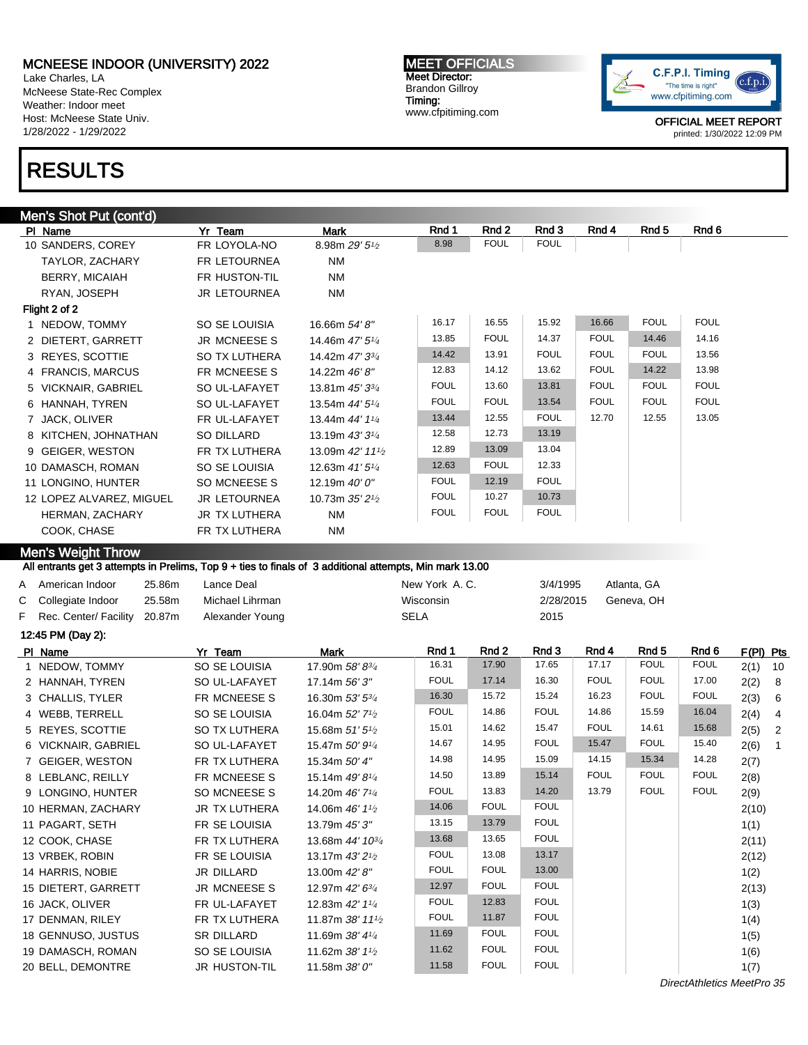MCNEESE INDOOR (UNIVERSITY) 2022
Lake Charles, LA
McNeese State-Rec Complex
Weather: Indoor meet
Host: McNeese State Univ.
1/28/2022 - 1/29/2022

MEET OFFICIALS
Meet Director:
Brandon Gillroy
Timing:
www.cfpitiming.com

OFFICIAL MEET REPORT
printed: 1/30/2022 12:09 PM

# RESULTS

## Men's Shot Put (cont'd)

| Pl | Name | Yr | Team | Mark | Rnd 1 | Rnd 2 | Rnd 3 | Rnd 4 | Rnd 5 | Rnd 6 |
|---|---|---|---|---|---|---|---|---|---|---|
| 10 | SANDERS, COREY | FR | LOYOLA-NO | 8.98m *29' 5½* | 8.98 | FOUL | FOUL | | | |
| | TAYLOR, ZACHARY | FR | LETOURNEA | NM | | | | | | |
| | BERRY, MICAIAH | FR | HUSTON-TIL | NM | | | | | | |
| | RYAN, JOSEPH | JR | LETOURNEA | NM | | | | | | |
| **Flight 2 of 2** | | | | | | | | | | |
| 1 | NEDOW, TOMMY | SO | SE LOUISIA | 16.66m *54' 8"* | 16.17 | 16.55 | 15.92 | 16.66 | FOUL | FOUL |
| 2 | DIETERT, GARRETT | JR | MCNEESE S | 14.46m *47' 5¼* | 13.85 | FOUL | 14.37 | FOUL | 14.46 | 14.16 |
| 3 | REYES, SCOTTIE | SO | TX LUTHERA | 14.42m *47' 3¾* | 14.42 | 13.91 | FOUL | FOUL | FOUL | 13.56 |
| 4 | FRANCIS, MARCUS | FR | MCNEESE S | 14.22m *46' 8"* | 12.83 | 14.12 | 13.62 | FOUL | 14.22 | 13.98 |
| 5 | VICKNAIR, GABRIEL | SO | UL-LAFAYET | 13.81m *45' 3¾* | FOUL | 13.60 | 13.81 | FOUL | FOUL | FOUL |
| 6 | HANNAH, TYREN | SO | UL-LAFAYET | 13.54m *44' 5¼* | FOUL | FOUL | 13.54 | FOUL | FOUL | FOUL |
| 7 | JACK, OLIVER | FR | UL-LAFAYET | 13.44m *44' 1¼* | 13.44 | 12.55 | FOUL | 12.70 | 12.55 | 13.05 |
| 8 | KITCHEN, JOHNATHAN | SO | DILLARD | 13.19m *43' 3¼* | 12.58 | 12.73 | 13.19 | | | |
| 9 | GEIGER, WESTON | FR | TX LUTHERA | 13.09m *42' 11½* | 12.89 | 13.09 | 13.04 | | | |
| 10 | DAMASCH, ROMAN | SO | SE LOUISIA | 12.63m *41' 5¼* | 12.63 | FOUL | 12.33 | | | |
| 11 | LONGINO, HUNTER | SO | MCNEESE S | 12.19m *40' 0"* | FOUL | 12.19 | FOUL | | | |
| 12 | LOPEZ ALVAREZ, MIGUEL | JR | LETOURNEA | 10.73m *35' 2½* | FOUL | 10.27 | 10.73 | | | |
| | HERMAN, ZACHARY | JR | TX LUTHERA | NM | FOUL | FOUL | FOUL | | | |
| | COOK, CHASE | FR | TX LUTHERA | NM | | | | | | |

## Men's Weight Throw

**All entrants get 3 attempts in Prelims, Top 9 + ties to finals of 3 additional attempts, Min mark 13.00**

| | Record | Mark | Name | Team | Date | Location |
|---|---|---|---|---|---|---|
| A | American Indoor | 25.86m | Lance Deal | New York A. C. | 3/4/1995 | Atlanta, GA |
| C | Collegiate Indoor | 25.58m | Michael Lihrman | Wisconsin | 2/28/2015 | Geneva, OH |
| F | Rec. Center/ Facility | 20.87m | Alexander Young | SELA | 2015 | |

**12:45 PM (Day 2):**

| Pl | Name | Yr | Team | Mark | Rnd 1 | Rnd 2 | Rnd 3 | Rnd 4 | Rnd 5 | Rnd 6 | F(Pl) | Pts |
|---|---|---|---|---|---|---|---|---|---|---|---|---|
| 1 | NEDOW, TOMMY | SO | SE LOUISIA | 17.90m *58' 8¾* | 16.31 | 17.90 | 17.65 | 17.17 | FOUL | FOUL | 2(1) | 10 |
| 2 | HANNAH, TYREN | SO | UL-LAFAYET | 17.14m *56' 3"* | FOUL | 17.14 | 16.30 | FOUL | FOUL | 17.00 | 2(2) | 8 |
| 3 | CHALLIS, TYLER | FR | MCNEESE S | 16.30m *53' 5¾* | 16.30 | 15.72 | 15.24 | 16.23 | FOUL | FOUL | 2(3) | 6 |
| 4 | WEBB, TERRELL | SO | SE LOUISIA | 16.04m *52' 7½* | FOUL | 14.86 | FOUL | 14.86 | 15.59 | 16.04 | 2(4) | 4 |
| 5 | REYES, SCOTTIE | SO | TX LUTHERA | 15.68m *51' 5½* | 15.01 | 14.62 | 15.47 | FOUL | 14.61 | 15.68 | 2(5) | 2 |
| 6 | VICKNAIR, GABRIEL | SO | UL-LAFAYET | 15.47m *50' 9¼* | 14.67 | 14.95 | FOUL | 15.47 | FOUL | 15.40 | 2(6) | 1 |
| 7 | GEIGER, WESTON | FR | TX LUTHERA | 15.34m *50' 4"* | 14.98 | 14.95 | 15.09 | 14.15 | 15.34 | 14.28 | 2(7) | |
| 8 | LEBLANC, REILLY | FR | MCNEESE S | 15.14m *49' 8¼* | 14.50 | 13.89 | 15.14 | FOUL | FOUL | FOUL | 2(8) | |
| 9 | LONGINO, HUNTER | SO | MCNEESE S | 14.20m *46' 7¼* | FOUL | 13.83 | 14.20 | 13.79 | FOUL | FOUL | 2(9) | |
| 10 | HERMAN, ZACHARY | JR | TX LUTHERA | 14.06m *46' 1½* | 14.06 | FOUL | FOUL | | | | 2(10) | |
| 11 | PAGART, SETH | FR | SE LOUISIA | 13.79m *45' 3"* | 13.15 | 13.79 | FOUL | | | | 1(1) | |
| 12 | COOK, CHASE | FR | TX LUTHERA | 13.68m *44' 10¾* | 13.68 | 13.65 | FOUL | | | | 2(11) | |
| 13 | VRBEK, ROBIN | FR | SE LOUISIA | 13.17m *43' 2½* | FOUL | 13.08 | 13.17 | | | | 2(12) | |
| 14 | HARRIS, NOBIE | JR | DILLARD | 13.00m *42' 8"* | FOUL | FOUL | 13.00 | | | | 1(2) | |
| 15 | DIETERT, GARRETT | JR | MCNEESE S | 12.97m *42' 6¾* | 12.97 | FOUL | FOUL | | | | 2(13) | |
| 16 | JACK, OLIVER | FR | UL-LAFAYET | 12.83m *42' 1¼* | FOUL | 12.83 | FOUL | | | | 1(3) | |
| 17 | DENMAN, RILEY | FR | TX LUTHERA | 11.87m *38' 11½* | FOUL | 11.87 | FOUL | | | | 1(4) | |
| 18 | GENNUSO, JUSTUS | SR | DILLARD | 11.69m *38' 4¼* | 11.69 | FOUL | FOUL | | | | 1(5) | |
| 19 | DAMASCH, ROMAN | SO | SE LOUISIA | 11.62m *38' 1½* | 11.62 | FOUL | FOUL | | | | 1(6) | |
| 20 | BELL, DEMONTRE | JR | HUSTON-TIL | 11.58m *38' 0"* | 11.58 | FOUL | FOUL | | | | 1(7) | |

*DirectAthletics MeetPro 35*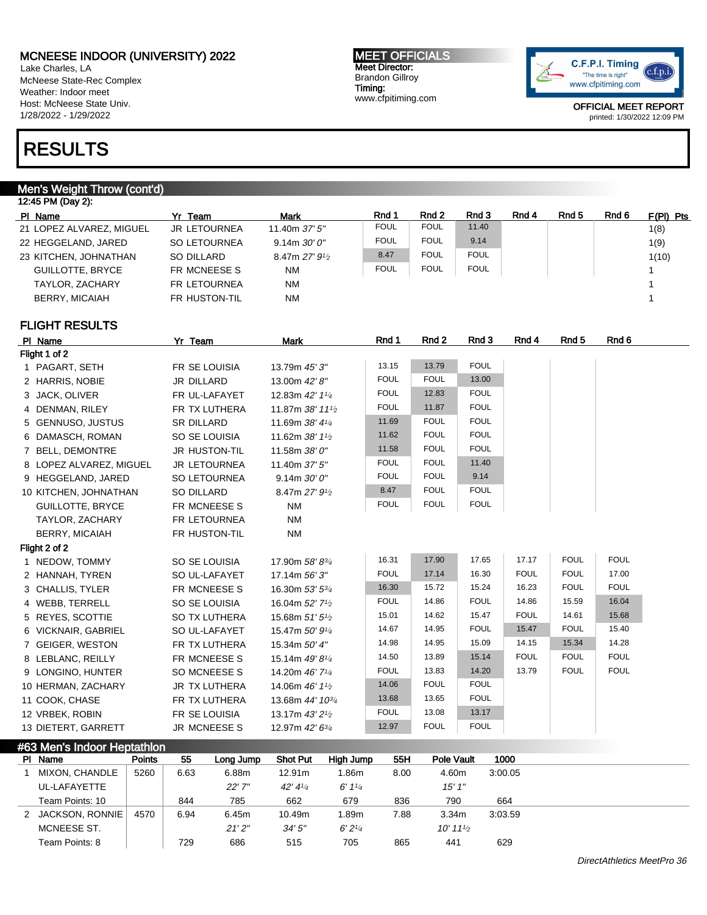# MCNEESE INDOOR (UNIVERSITY) 2022

Lake Charles, LA
McNeese State-Rec Complex
Weather: Indoor meet
Host: McNeese State Univ.
1/28/2022 - 1/29/2022

**MEET OFFICIALS**
Meet Director:
Brandon Gillroy
Timing:
www.cfpitiming.com

OFFICIAL MEET REPORT
printed: 1/30/2022 12:09 PM

# RESULTS

## Men's Weight Throw (cont'd)

12:45 PM (Day 2):

| Pl | Name | Yr | Team | Mark | Rnd 1 | Rnd 2 | Rnd 3 | Rnd 4 | Rnd 5 | Rnd 6 | F(Pl) Pts |
|---|---|---|---|---|---|---|---|---|---|---|---|
| 21 | LOPEZ ALVAREZ, MIGUEL | JR | LETOURNEA | 11.40m *37' 5"* | FOUL | FOUL | 11.40 | | | | 1(8) |
| 22 | HEGGELAND, JARED | SO | LETOURNEA | 9.14m *30' 0"* | FOUL | FOUL | 9.14 | | | | 1(9) |
| 23 | KITCHEN, JOHNATHAN | SO | DILLARD | 8.47m *27' 9½* | 8.47 | FOUL | FOUL | | | | 1(10) |
| | GUILLOTTE, BRYCE | FR | MCNEESE S | NM | FOUL | FOUL | FOUL | | | | 1 |
| | TAYLOR, ZACHARY | FR | LETOURNEA | NM | | | | | | | 1 |
| | BERRY, MICAIAH | FR | HUSTON-TIL | NM | | | | | | | 1 |

### FLIGHT RESULTS

| Pl | Name | Yr | Team | Mark | Rnd 1 | Rnd 2 | Rnd 3 | Rnd 4 | Rnd 5 | Rnd 6 |
|---|---|---|---|---|---|---|---|---|---|---|
| **Flight 1 of 2** | | | | | | | | | | |
| 1 | PAGART, SETH | FR | SE LOUISIA | 13.79m *45' 3"* | 13.15 | 13.79 | FOUL | | | |
| 2 | HARRIS, NOBIE | JR | DILLARD | 13.00m *42' 8"* | FOUL | FOUL | 13.00 | | | |
| 3 | JACK, OLIVER | FR | UL-LAFAYET | 12.83m *42' 1¼* | FOUL | 12.83 | FOUL | | | |
| 4 | DENMAN, RILEY | FR | TX LUTHERA | 11.87m *38' 11½* | FOUL | 11.87 | FOUL | | | |
| 5 | GENNUSO, JUSTUS | SR | DILLARD | 11.69m *38' 4¼* | 11.69 | FOUL | FOUL | | | |
| 6 | DAMASCH, ROMAN | SO | SE LOUISIA | 11.62m *38' 1½* | 11.62 | FOUL | FOUL | | | |
| 7 | BELL, DEMONTRE | JR | HUSTON-TIL | 11.58m *38' 0"* | 11.58 | FOUL | FOUL | | | |
| 8 | LOPEZ ALVAREZ, MIGUEL | JR | LETOURNEA | 11.40m *37' 5"* | FOUL | FOUL | 11.40 | | | |
| 9 | HEGGELAND, JARED | SO | LETOURNEA | 9.14m *30' 0"* | FOUL | FOUL | 9.14 | | | |
| 10 | KITCHEN, JOHNATHAN | SO | DILLARD | 8.47m *27' 9½* | 8.47 | FOUL | FOUL | | | |
| | GUILLOTTE, BRYCE | FR | MCNEESE S | NM | FOUL | FOUL | FOUL | | | |
| | TAYLOR, ZACHARY | FR | LETOURNEA | NM | | | | | | |
| | BERRY, MICAIAH | FR | HUSTON-TIL | NM | | | | | | |
| **Flight 2 of 2** | | | | | | | | | | |
| 1 | NEDOW, TOMMY | SO | SE LOUISIA | 17.90m *58' 8¾* | 16.31 | 17.90 | 17.65 | 17.17 | FOUL | FOUL |
| 2 | HANNAH, TYREN | SO | UL-LAFAYET | 17.14m *56' 3"* | FOUL | 17.14 | 16.30 | FOUL | FOUL | 17.00 |
| 3 | CHALLIS, TYLER | FR | MCNEESE S | 16.30m *53' 5¾* | 16.30 | 15.72 | 15.24 | 16.23 | FOUL | FOUL |
| 4 | WEBB, TERRELL | SO | SE LOUISIA | 16.04m *52' 7½* | FOUL | 14.86 | FOUL | 14.86 | 15.59 | 16.04 |
| 5 | REYES, SCOTTIE | SO | TX LUTHERA | 15.68m *51' 5½* | 15.01 | 14.62 | 15.47 | FOUL | 14.61 | 15.68 |
| 6 | VICKNAIR, GABRIEL | SO | UL-LAFAYET | 15.47m *50' 9¼* | 14.67 | 14.95 | FOUL | 15.47 | FOUL | 15.40 |
| 7 | GEIGER, WESTON | FR | TX LUTHERA | 15.34m *50' 4"* | 14.98 | 14.95 | 15.09 | 14.15 | 15.34 | 14.28 |
| 8 | LEBLANC, REILLY | FR | MCNEESE S | 15.14m *49' 8¼* | 14.50 | 13.89 | 15.14 | FOUL | FOUL | FOUL |
| 9 | LONGINO, HUNTER | SO | MCNEESE S | 14.20m *46' 7¼* | FOUL | 13.83 | 14.20 | 13.79 | FOUL | FOUL |
| 10 | HERMAN, ZACHARY | JR | TX LUTHERA | 14.06m *46' 1½* | 14.06 | FOUL | FOUL | | | |
| 11 | COOK, CHASE | FR | TX LUTHERA | 13.68m *44' 10¾* | 13.68 | 13.65 | FOUL | | | |
| 12 | VRBEK, ROBIN | FR | SE LOUISIA | 13.17m *43' 2½* | FOUL | 13.08 | 13.17 | | | |
| 13 | DIETERT, GARRETT | JR | MCNEESE S | 12.97m *42' 6¾* | 12.97 | FOUL | FOUL | | | |

## #63 Men's Indoor Heptathlon

| Pl | Name | Points | 55 | Long Jump | Shot Put | High Jump | 55H | Pole Vault | 1000 |
|---|---|---|---|---|---|---|---|---|---|
| 1 | MIXON, CHANDLE | 5260 | 6.63 | 6.88m | 12.91m | 1.86m | 8.00 | 4.60m | 3:00.05 |
| | UL-LAFAYETTE | | | *22' 7"* | *42' 4¼* | *6' 1¼* | | *15' 1"* | |
| | Team Points: 10 | | 844 | 785 | 662 | 679 | 836 | 790 | 664 |
| 2 | JACKSON, RONNIE | 4570 | 6.94 | 6.45m | 10.49m | 1.89m | 7.88 | 3.34m | 3:03.59 |
| | MCNEESE ST. | | | *21' 2"* | *34' 5"* | *6' 2¼* | | *10' 11½* | |
| | Team Points: 8 | | 729 | 686 | 515 | 705 | 865 | 441 | 629 |

DirectAthletics MeetPro 36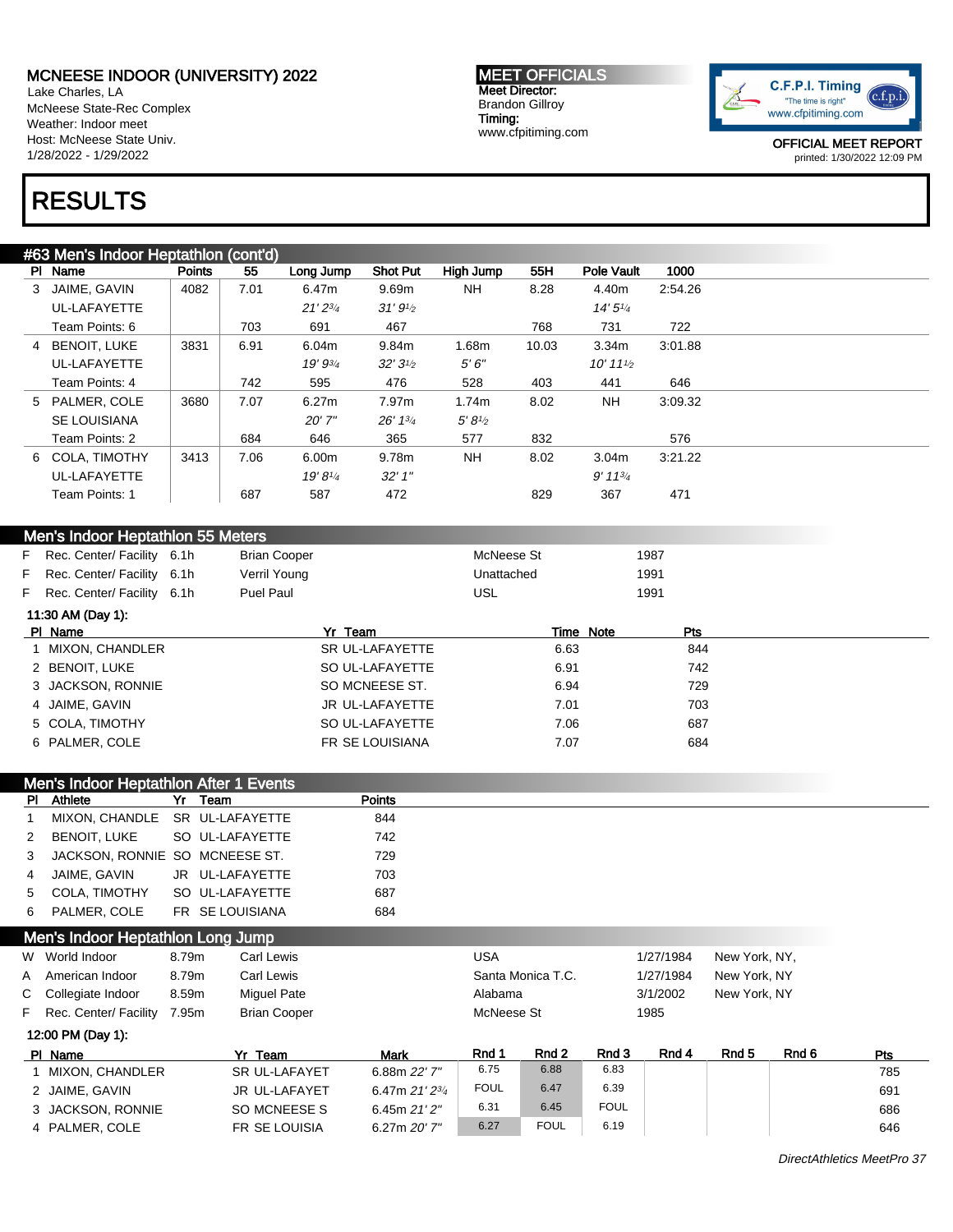# MCNEESE INDOOR (UNIVERSITY) 2022

Lake Charles, LA
McNeese State-Rec Complex
Weather: Indoor meet
Host: McNeese State Univ.
1/28/2022 - 1/29/2022

**MEET OFFICIALS**
Meet Director:
Brandon Gillroy
Timing:
www.cfpitiming.com

C.F.P.I. Timing "The time is right" www.cfpitiming.com

OFFICIAL MEET REPORT
printed: 1/30/2022 12:09 PM

# RESULTS

## #63 Men's Indoor Heptathlon (cont'd)

| Pl | Name | Points | 55 | Long Jump | Shot Put | High Jump | 55H | Pole Vault | 1000 |
|---|---|---|---|---|---|---|---|---|---|
| 3 | JAIME, GAVIN | 4082 | 7.01 | 6.47m | 9.69m | NH | 8.28 | 4.40m | 2:54.26 |
| | UL-LAFAYETTE | | | *21' 2¾* | *31' 9½* | | | *14' 5¼* | |
| | Team Points: 6 | | 703 | 691 | 467 | | 768 | 731 | 722 |
| 4 | BENOIT, LUKE | 3831 | 6.91 | 6.04m | 9.84m | 1.68m | 10.03 | 3.34m | 3:01.88 |
| | UL-LAFAYETTE | | | *19' 9¾* | *32' 3½* | *5' 6"* | | *10' 11½* | |
| | Team Points: 4 | | 742 | 595 | 476 | 528 | 403 | 441 | 646 |
| 5 | PALMER, COLE | 3680 | 7.07 | 6.27m | 7.97m | 1.74m | 8.02 | NH | 3:09.32 |
| | SE LOUISIANA | | | *20' 7"* | *26' 1¾* | *5' 8½* | | | |
| | Team Points: 2 | | 684 | 646 | 365 | 577 | 832 | | 576 |
| 6 | COLA, TIMOTHY | 3413 | 7.06 | 6.00m | 9.78m | NH | 8.02 | 3.04m | 3:21.22 |
| | UL-LAFAYETTE | | | *19' 8¼* | *32' 1"* | | | *9' 11¾* | |
| | Team Points: 1 | | 687 | 587 | 472 | | 829 | 367 | 471 |

## Men's Indoor Heptathlon 55 Meters

| | | | | | |
|---|---|---|---|---|---|
| F | Rec. Center/ Facility | 6.1h | Brian Cooper | McNeese St | 1987 |
| F | Rec. Center/ Facility | 6.1h | Verril Young | Unattached | 1991 |
| F | Rec. Center/ Facility | 6.1h | Puel Paul | USL | 1991 |

**11:30 AM (Day 1):**

| Pl | Name | Yr | Team | Time | Note | Pts |
|---|---|---|---|---|---|---|
| 1 | MIXON, CHANDLER | SR | UL-LAFAYETTE | 6.63 | | 844 |
| 2 | BENOIT, LUKE | SO | UL-LAFAYETTE | 6.91 | | 742 |
| 3 | JACKSON, RONNIE | SO | MCNEESE ST. | 6.94 | | 729 |
| 4 | JAIME, GAVIN | JR | UL-LAFAYETTE | 7.01 | | 703 |
| 5 | COLA, TIMOTHY | SO | UL-LAFAYETTE | 7.06 | | 687 |
| 6 | PALMER, COLE | FR | SE LOUISIANA | 7.07 | | 684 |

## Men's Indoor Heptathlon After 1 Events

| Pl | Athlete | Yr | Team | Points |
|---|---|---|---|---|
| 1 | MIXON, CHANDLE | SR | UL-LAFAYETTE | 844 |
| 2 | BENOIT, LUKE | SO | UL-LAFAYETTE | 742 |
| 3 | JACKSON, RONNIE | SO | MCNEESE ST. | 729 |
| 4 | JAIME, GAVIN | JR | UL-LAFAYETTE | 703 |
| 5 | COLA, TIMOTHY | SO | UL-LAFAYETTE | 687 |
| 6 | PALMER, COLE | FR | SE LOUISIANA | 684 |

## Men's Indoor Heptathlon Long Jump

| | | | | | | |
|---|---|---|---|---|---|---|
| W | World Indoor | 8.79m | Carl Lewis | USA | 1/27/1984 | New York, NY, |
| A | American Indoor | 8.79m | Carl Lewis | Santa Monica T.C. | 1/27/1984 | New York, NY |
| C | Collegiate Indoor | 8.59m | Miguel Pate | Alabama | 3/1/2002 | New York, NY |
| F | Rec. Center/ Facility | 7.95m | Brian Cooper | McNeese St | 1985 | |

**12:00 PM (Day 1):**

| Pl | Name | Yr | Team | Mark | Rnd 1 | Rnd 2 | Rnd 3 | Rnd 4 | Rnd 5 | Rnd 6 | Pts |
|---|---|---|---|---|---|---|---|---|---|---|---|
| 1 | MIXON, CHANDLER | SR | UL-LAFAYET | 6.88m *22' 7"* | 6.75 | 6.88 | 6.83 | | | | 785 |
| 2 | JAIME, GAVIN | JR | UL-LAFAYET | 6.47m *21' 2¾* | FOUL | 6.47 | 6.39 | | | | 691 |
| 3 | JACKSON, RONNIE | SO | MCNEESE S | 6.45m *21' 2"* | 6.31 | 6.45 | FOUL | | | | 686 |
| 4 | PALMER, COLE | FR | SE LOUISIA | 6.27m *20' 7"* | 6.27 | FOUL | 6.19 | | | | 646 |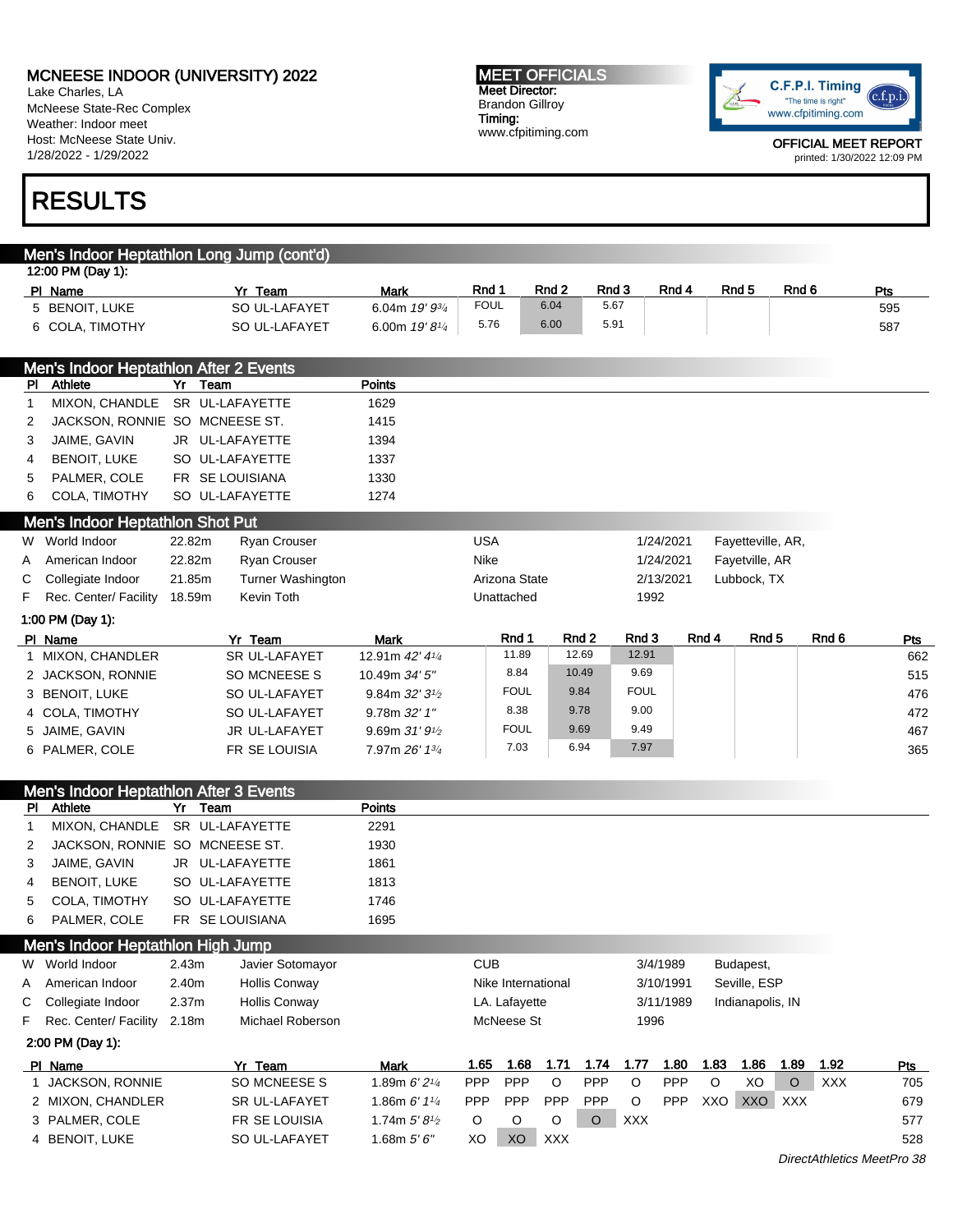# MCNEESE INDOOR (UNIVERSITY) 2022

Lake Charles, LA
McNeese State-Rec Complex
Weather: Indoor meet
Host: McNeese State Univ.
1/28/2022 - 1/29/2022

**MEET OFFICIALS**
Meet Director:
Brandon Gillroy
Timing:
www.cfpitiming.com

OFFICIAL MEET REPORT
printed: 1/30/2022 12:09 PM

# RESULTS

## Men's Indoor Heptathlon Long Jump (cont'd)

12:00 PM (Day 1):

| Pl | Name | Yr | Team | Mark | Rnd 1 | Rnd 2 | Rnd 3 | Rnd 4 | Rnd 5 | Rnd 6 | Pts |
|---|---|---|---|---|---|---|---|---|---|---|---|
| 5 | BENOIT, LUKE | SO | UL-LAFAYET | 6.04m 19' 9¾ | FOUL | 6.04 | 5.67 | | | | 595 |
| 6 | COLA, TIMOTHY | SO | UL-LAFAYET | 6.00m 19' 8¼ | 5.76 | 6.00 | 5.91 | | | | 587 |

## Men's Indoor Heptathlon After 2 Events

| Pl | Athlete | Yr | Team | Points |
|---|---|---|---|---|
| 1 | MIXON, CHANDLE | SR | UL-LAFAYETTE | 1629 |
| 2 | JACKSON, RONNIE | SO | MCNEESE ST. | 1415 |
| 3 | JAIME, GAVIN | JR | UL-LAFAYETTE | 1394 |
| 4 | BENOIT, LUKE | SO | UL-LAFAYETTE | 1337 |
| 5 | PALMER, COLE | FR | SE LOUISIANA | 1330 |
| 6 | COLA, TIMOTHY | SO | UL-LAFAYETTE | 1274 |

## Men's Indoor Heptathlon Shot Put

| | Record | Mark | Name | Team | Date | Location |
|---|---|---|---|---|---|---|
| W | World Indoor | 22.82m | Ryan Crouser | USA | 1/24/2021 | Fayetteville, AR, |
| A | American Indoor | 22.82m | Ryan Crouser | Nike | 1/24/2021 | Fayetville, AR |
| C | Collegiate Indoor | 21.85m | Turner Washington | Arizona State | 2/13/2021 | Lubbock, TX |
| F | Rec. Center/ Facility | 18.59m | Kevin Toth | Unattached | 1992 | |

1:00 PM (Day 1):

| Pl | Name | Yr | Team | Mark | Rnd 1 | Rnd 2 | Rnd 3 | Rnd 4 | Rnd 5 | Rnd 6 | Pts |
|---|---|---|---|---|---|---|---|---|---|---|---|
| 1 | MIXON, CHANDLER | SR | UL-LAFAYET | 12.91m 42' 4¼ | 11.89 | 12.69 | 12.91 | | | | 662 |
| 2 | JACKSON, RONNIE | SO | MCNEESE S | 10.49m 34' 5" | 8.84 | 10.49 | 9.69 | | | | 515 |
| 3 | BENOIT, LUKE | SO | UL-LAFAYET | 9.84m 32' 3½ | FOUL | 9.84 | FOUL | | | | 476 |
| 4 | COLA, TIMOTHY | SO | UL-LAFAYET | 9.78m 32' 1" | 8.38 | 9.78 | 9.00 | | | | 472 |
| 5 | JAIME, GAVIN | JR | UL-LAFAYET | 9.69m 31' 9½ | FOUL | 9.69 | 9.49 | | | | 467 |
| 6 | PALMER, COLE | FR | SE LOUISIA | 7.97m 26' 1¾ | 7.03 | 6.94 | 7.97 | | | | 365 |

## Men's Indoor Heptathlon After 3 Events

| Pl | Athlete | Yr | Team | Points |
|---|---|---|---|---|
| 1 | MIXON, CHANDLE | SR | UL-LAFAYETTE | 2291 |
| 2 | JACKSON, RONNIE | SO | MCNEESE ST. | 1930 |
| 3 | JAIME, GAVIN | JR | UL-LAFAYETTE | 1861 |
| 4 | BENOIT, LUKE | SO | UL-LAFAYETTE | 1813 |
| 5 | COLA, TIMOTHY | SO | UL-LAFAYETTE | 1746 |
| 6 | PALMER, COLE | FR | SE LOUISIANA | 1695 |

## Men's Indoor Heptathlon High Jump

| | Record | Mark | Name | Team | Date | Location |
|---|---|---|---|---|---|---|
| W | World Indoor | 2.43m | Javier Sotomayor | CUB | 3/4/1989 | Budapest, |
| A | American Indoor | 2.40m | Hollis Conway | Nike International | 3/10/1991 | Seville, ESP |
| C | Collegiate Indoor | 2.37m | Hollis Conway | LA. Lafayette | 3/11/1989 | Indianapolis, IN |
| F | Rec. Center/ Facility | 2.18m | Michael Roberson | McNeese St | 1996 | |

2:00 PM (Day 1):

| Pl | Name | Yr | Team | Mark | 1.65 | 1.68 | 1.71 | 1.74 | 1.77 | 1.80 | 1.83 | 1.86 | 1.89 | 1.92 | Pts |
|---|---|---|---|---|---|---|---|---|---|---|---|---|---|---|---|
| 1 | JACKSON, RONNIE | SO | MCNEESE S | 1.89m 6' 2¼ | PPP | PPP | O | PPP | O | PPP | O | XO | O | XXX | 705 |
| 2 | MIXON, CHANDLER | SR | UL-LAFAYET | 1.86m 6' 1¼ | PPP | PPP | PPP | PPP | O | PPP | XXO | XXO | XXX | | 679 |
| 3 | PALMER, COLE | FR | SE LOUISIA | 1.74m 5' 8½ | O | O | O | O | XXX | | | | | | 577 |
| 4 | BENOIT, LUKE | SO | UL-LAFAYET | 1.68m 5' 6" | XO | XO | XXX | | | | | | | | 528 |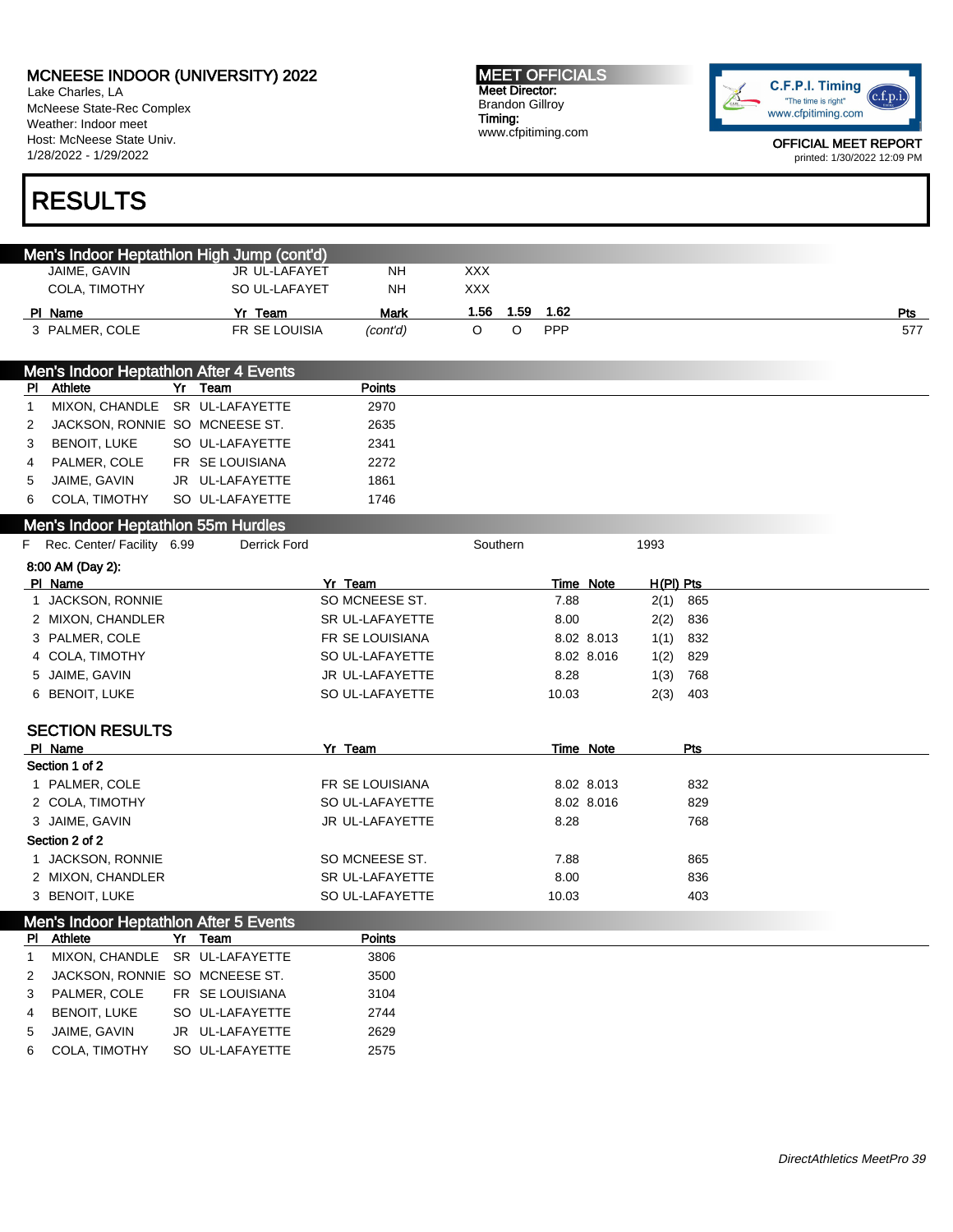## Men's Indoor Heptathlon High Jump (cont'd)

| Pl | Name | Yr | Team | Mark | 1.56 | 1.59 | 1.62 | Pts |
|---|---|---|---|---|---|---|---|---|
| | JAIME, GAVIN | JR | UL-LAFAYET | NH | XXX | | | |
| | COLA, TIMOTHY | SO | UL-LAFAYET | NH | XXX | | | |
| 3 | PALMER, COLE | FR | SE LOUISIA | *(cont'd)* | O | O | PPP | 577 |

## Men's Indoor Heptathlon After 4 Events

| Pl | Athlete | Yr | Team | Points |
|---|---|---|---|---|
| 1 | MIXON, CHANDLE | SR | UL-LAFAYETTE | 2970 |
| 2 | JACKSON, RONNIE | SO | MCNEESE ST. | 2635 |
| 3 | BENOIT, LUKE | SO | UL-LAFAYETTE | 2341 |
| 4 | PALMER, COLE | FR | SE LOUISIANA | 2272 |
| 5 | JAIME, GAVIN | JR | UL-LAFAYETTE | 1861 |
| 6 | COLA, TIMOTHY | SO | UL-LAFAYETTE | 1746 |

## Men's Indoor Heptathlon 55m Hurdles

F Rec. Center/ Facility 6.99 Derrick Ford Southern 1993

**8:00 AM (Day 2):**

| Pl | Name | Yr | Team | Time | Note | H(Pl) | Pts |
|---|---|---|---|---|---|---|---|
| 1 | JACKSON, RONNIE | SO | MCNEESE ST. | 7.88 | | 2(1) | 865 |
| 2 | MIXON, CHANDLER | SR | UL-LAFAYETTE | 8.00 | | 2(2) | 836 |
| 3 | PALMER, COLE | FR | SE LOUISIANA | 8.02 | 8.013 | 1(1) | 832 |
| 4 | COLA, TIMOTHY | SO | UL-LAFAYETTE | 8.02 | 8.016 | 1(2) | 829 |
| 5 | JAIME, GAVIN | JR | UL-LAFAYETTE | 8.28 | | 1(3) | 768 |
| 6 | BENOIT, LUKE | SO | UL-LAFAYETTE | 10.03 | | 2(3) | 403 |

### SECTION RESULTS

| Pl | Name | Yr | Team | Time | Note | Pts |
|---|---|---|---|---|---|---|
| **Section 1 of 2** | | | | | | |
| 1 | PALMER, COLE | FR | SE LOUISIANA | 8.02 | 8.013 | 832 |
| 2 | COLA, TIMOTHY | SO | UL-LAFAYETTE | 8.02 | 8.016 | 829 |
| 3 | JAIME, GAVIN | JR | UL-LAFAYETTE | 8.28 | | 768 |
| **Section 2 of 2** | | | | | | |
| 1 | JACKSON, RONNIE | SO | MCNEESE ST. | 7.88 | | 865 |
| 2 | MIXON, CHANDLER | SR | UL-LAFAYETTE | 8.00 | | 836 |
| 3 | BENOIT, LUKE | SO | UL-LAFAYETTE | 10.03 | | 403 |

## Men's Indoor Heptathlon After 5 Events

| Pl | Athlete | Yr | Team | Points |
|---|---|---|---|---|
| 1 | MIXON, CHANDLE | SR | UL-LAFAYETTE | 3806 |
| 2 | JACKSON, RONNIE | SO | MCNEESE ST. | 3500 |
| 3 | PALMER, COLE | FR | SE LOUISIANA | 3104 |
| 4 | BENOIT, LUKE | SO | UL-LAFAYETTE | 2744 |
| 5 | JAIME, GAVIN | JR | UL-LAFAYETTE | 2629 |
| 6 | COLA, TIMOTHY | SO | UL-LAFAYETTE | 2575 |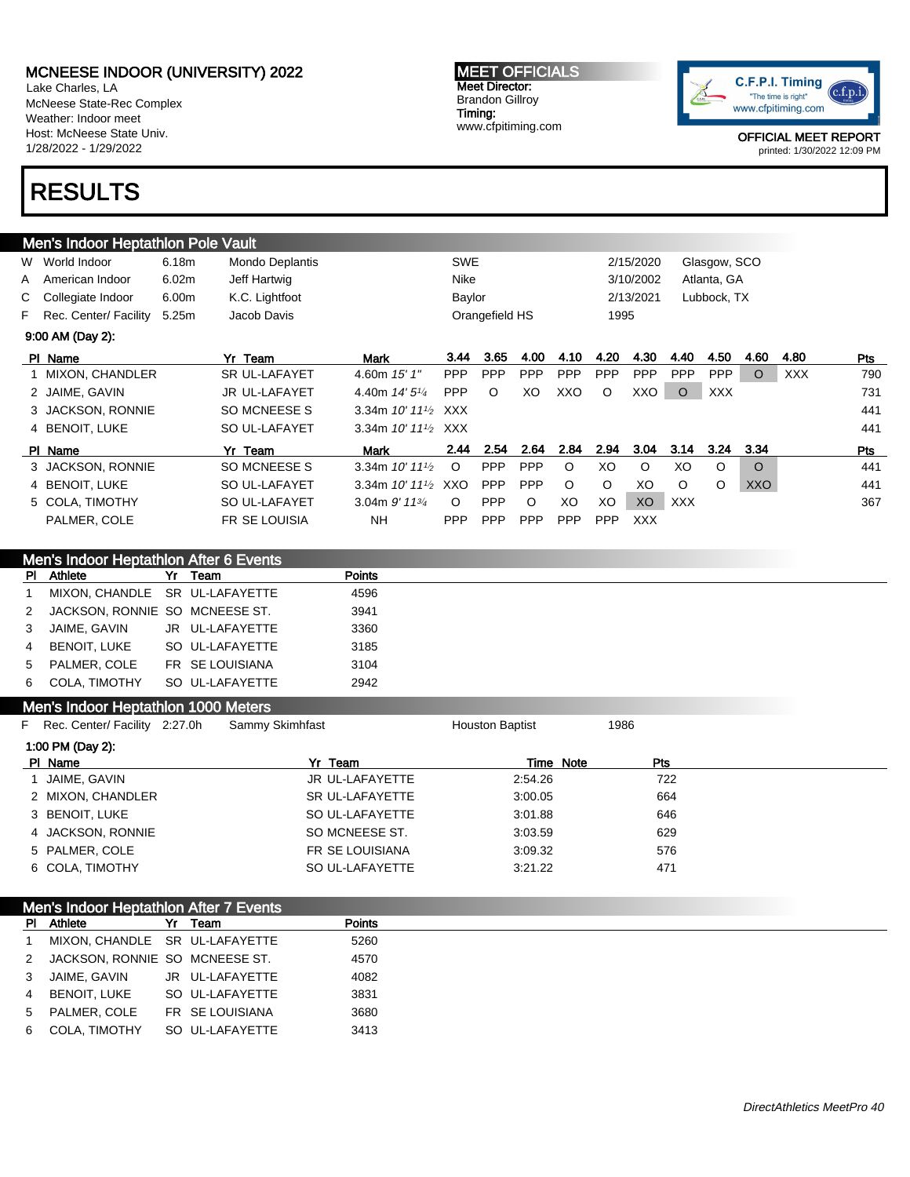MCNEESE INDOOR (UNIVERSITY) 2022
Lake Charles, LA
McNeese State-Rec Complex
Weather: Indoor meet
Host: McNeese State Univ.
1/28/2022 - 1/29/2022

**MEET OFFICIALS**
Meet Director:
Brandon Gillroy
Timing:
www.cfpitiming.com

C.F.P.I. Timing "The time is right" www.cfpitiming.com

OFFICIAL MEET REPORT
printed: 1/30/2022 12:09 PM

# RESULTS

## Men's Indoor Heptathlon Pole Vault

| | | | | | | |
|---|---|---|---|---|---|---|
| W | World Indoor | 6.18m | Mondo Deplantis | SWE | 2/15/2020 | Glasgow, SCO |
| A | American Indoor | 6.02m | Jeff Hartwig | Nike | 3/10/2002 | Atlanta, GA |
| C | Collegiate Indoor | 6.00m | K.C. Lightfoot | Baylor | 2/13/2021 | Lubbock, TX |
| F | Rec. Center/ Facility | 5.25m | Jacob Davis | Orangefield HS | 1995 | |

9:00 AM (Day 2):

| Pl | Name | Yr | Team | Mark | 3.44 | 3.65 | 4.00 | 4.10 | 4.20 | 4.30 | 4.40 | 4.50 | 4.60 | 4.80 | Pts |
|---|---|---|---|---|---|---|---|---|---|---|---|---|---|---|---|
| 1 | MIXON, CHANDLER | SR | UL-LAFAYET | 4.60m *15' 1"* | PPP | PPP | PPP | PPP | PPP | PPP | PPP | PPP | O | XXX | 790 |
| 2 | JAIME, GAVIN | JR | UL-LAFAYET | 4.40m *14' 5¼* | PPP | O | XO | XXO | O | XXO | O | XXX | | | 731 |
| 3 | JACKSON, RONNIE | SO | MCNEESE S | 3.34m *10' 11½* | XXX | | | | | | | | | | 441 |
| 4 | BENOIT, LUKE | SO | UL-LAFAYET | 3.34m *10' 11½* | XXX | | | | | | | | | | 441 |

| Pl | Name | Yr | Team | Mark | 2.44 | 2.54 | 2.64 | 2.84 | 2.94 | 3.04 | 3.14 | 3.24 | 3.34 | Pts |
|---|---|---|---|---|---|---|---|---|---|---|---|---|---|---|
| 3 | JACKSON, RONNIE | SO | MCNEESE S | 3.34m *10' 11½* | O | PPP | PPP | O | XO | O | XO | O | O | 441 |
| 4 | BENOIT, LUKE | SO | UL-LAFAYET | 3.34m *10' 11½* | XXO | PPP | PPP | O | O | XO | O | O | XXO | 441 |
| 5 | COLA, TIMOTHY | SO | UL-LAFAYET | 3.04m *9' 11¾* | O | PPP | O | XO | XO | XO | XXX | | | 367 |
| | PALMER, COLE | FR | SE LOUISIA | NH | PPP | PPP | PPP | PPP | PPP | XXX | | | | |

## Men's Indoor Heptathlon After 6 Events

| Pl | Athlete | Yr | Team | Points |
|---|---|---|---|---|
| 1 | MIXON, CHANDLE | SR | UL-LAFAYETTE | 4596 |
| 2 | JACKSON, RONNIE | SO | MCNEESE ST. | 3941 |
| 3 | JAIME, GAVIN | JR | UL-LAFAYETTE | 3360 |
| 4 | BENOIT, LUKE | SO | UL-LAFAYETTE | 3185 |
| 5 | PALMER, COLE | FR | SE LOUISIANA | 3104 |
| 6 | COLA, TIMOTHY | SO | UL-LAFAYETTE | 2942 |

## Men's Indoor Heptathlon 1000 Meters

| | | | | | |
|---|---|---|---|---|---|
| F | Rec. Center/ Facility | 2:27.0h | Sammy Skimhfast | Houston Baptist | 1986 |

1:00 PM (Day 2):

| Pl | Name | Yr | Team | Time | Note | Pts |
|---|---|---|---|---|---|---|
| 1 | JAIME, GAVIN | JR | UL-LAFAYETTE | 2:54.26 | | 722 |
| 2 | MIXON, CHANDLER | SR | UL-LAFAYETTE | 3:00.05 | | 664 |
| 3 | BENOIT, LUKE | SO | UL-LAFAYETTE | 3:01.88 | | 646 |
| 4 | JACKSON, RONNIE | SO | MCNEESE ST. | 3:03.59 | | 629 |
| 5 | PALMER, COLE | FR | SE LOUISIANA | 3:09.32 | | 576 |
| 6 | COLA, TIMOTHY | SO | UL-LAFAYETTE | 3:21.22 | | 471 |

## Men's Indoor Heptathlon After 7 Events

| Pl | Athlete | Yr | Team | Points |
|---|---|---|---|---|
| 1 | MIXON, CHANDLE | SR | UL-LAFAYETTE | 5260 |
| 2 | JACKSON, RONNIE | SO | MCNEESE ST. | 4570 |
| 3 | JAIME, GAVIN | JR | UL-LAFAYETTE | 4082 |
| 4 | BENOIT, LUKE | SO | UL-LAFAYETTE | 3831 |
| 5 | PALMER, COLE | FR | SE LOUISIANA | 3680 |
| 6 | COLA, TIMOTHY | SO | UL-LAFAYETTE | 3413 |